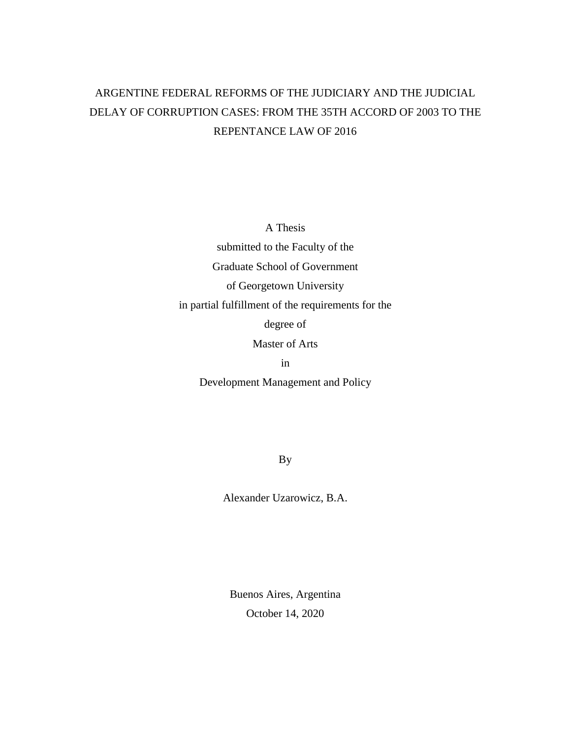# ARGENTINE FEDERAL REFORMS OF THE JUDICIARY AND THE JUDICIAL DELAY OF CORRUPTION CASES: FROM THE 35TH ACCORD OF 2003 TO THE REPENTANCE LAW OF 2016

A Thesis
submitted to the Faculty of the
Graduate School of Government
of Georgetown University
in partial fulfillment of the requirements for the
degree of
Master of Arts
in
Development Management and Policy

By

Alexander Uzarowicz, B.A.

Buenos Aires, Argentina
October 14, 2020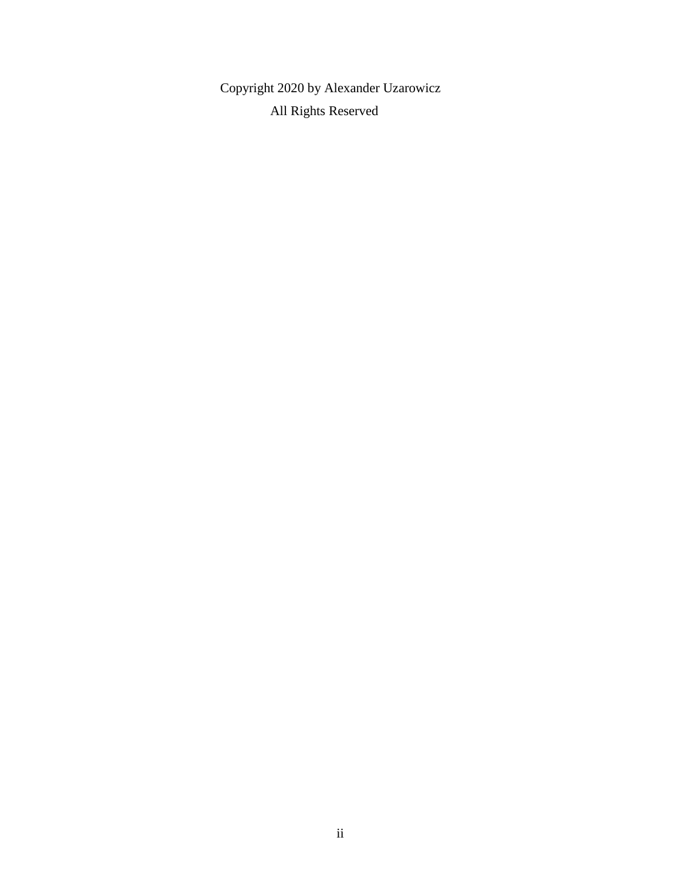Copyright 2020 by Alexander Uzarowicz

All Rights Reserved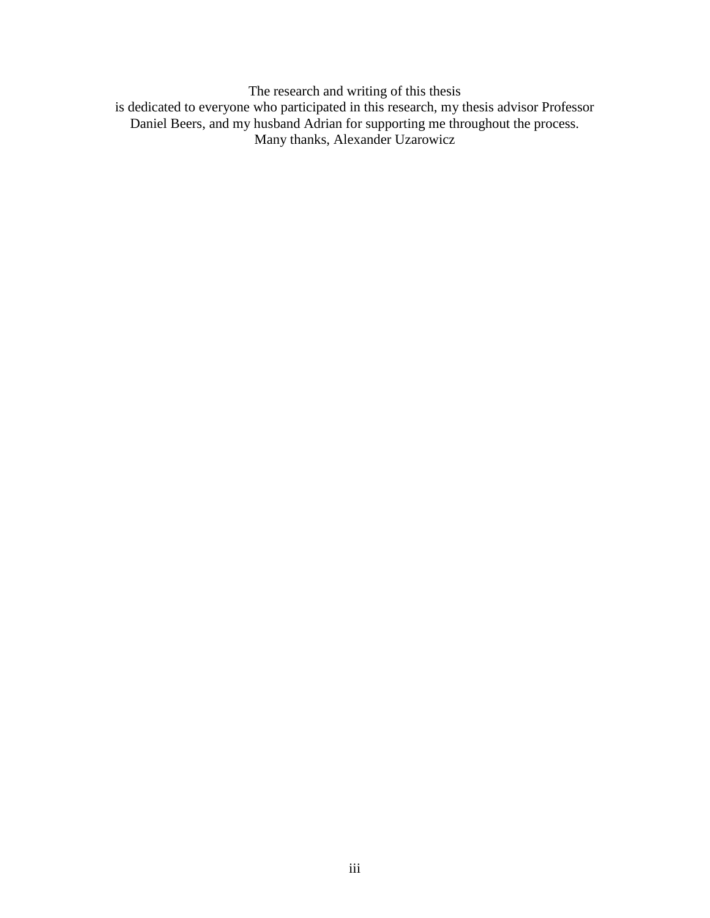The research and writing of this thesis
is dedicated to everyone who participated in this research, my thesis advisor Professor Daniel Beers, and my husband Adrian for supporting me throughout the process.
Many thanks, Alexander Uzarowicz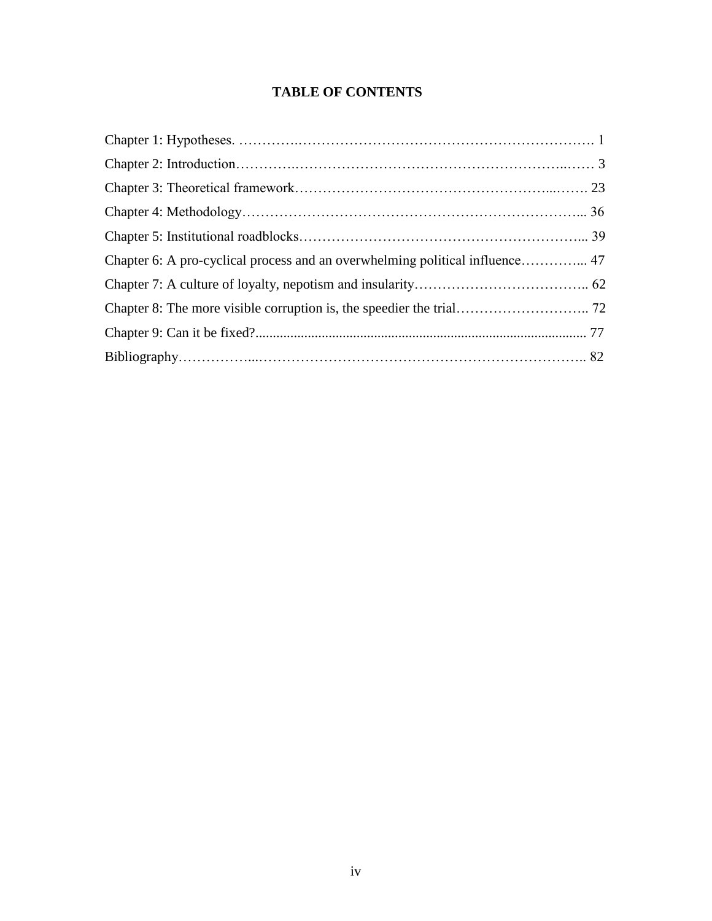# TABLE OF CONTENTS

Chapter 1: Hypotheses. …………………………………………………………………………. 1

Chapter 2: Introduction……………………………………………………………………… 3

Chapter 3: Theoretical framework…………………………………………………………. 23

Chapter 4: Methodology…………………………………………………………………... 36

Chapter 5: Institutional roadblocks………………………………………………………... 39

Chapter 6: A pro-cyclical process and an overwhelming political influence…………... 47

Chapter 7: A culture of loyalty, nepotism and insularity……………………………….. 62

Chapter 8: The more visible corruption is, the speedier the trial……………………….. 72

Chapter 9: Can it be fixed?............................................................................................. 77

Bibliography………………………………………………………………………………….. 82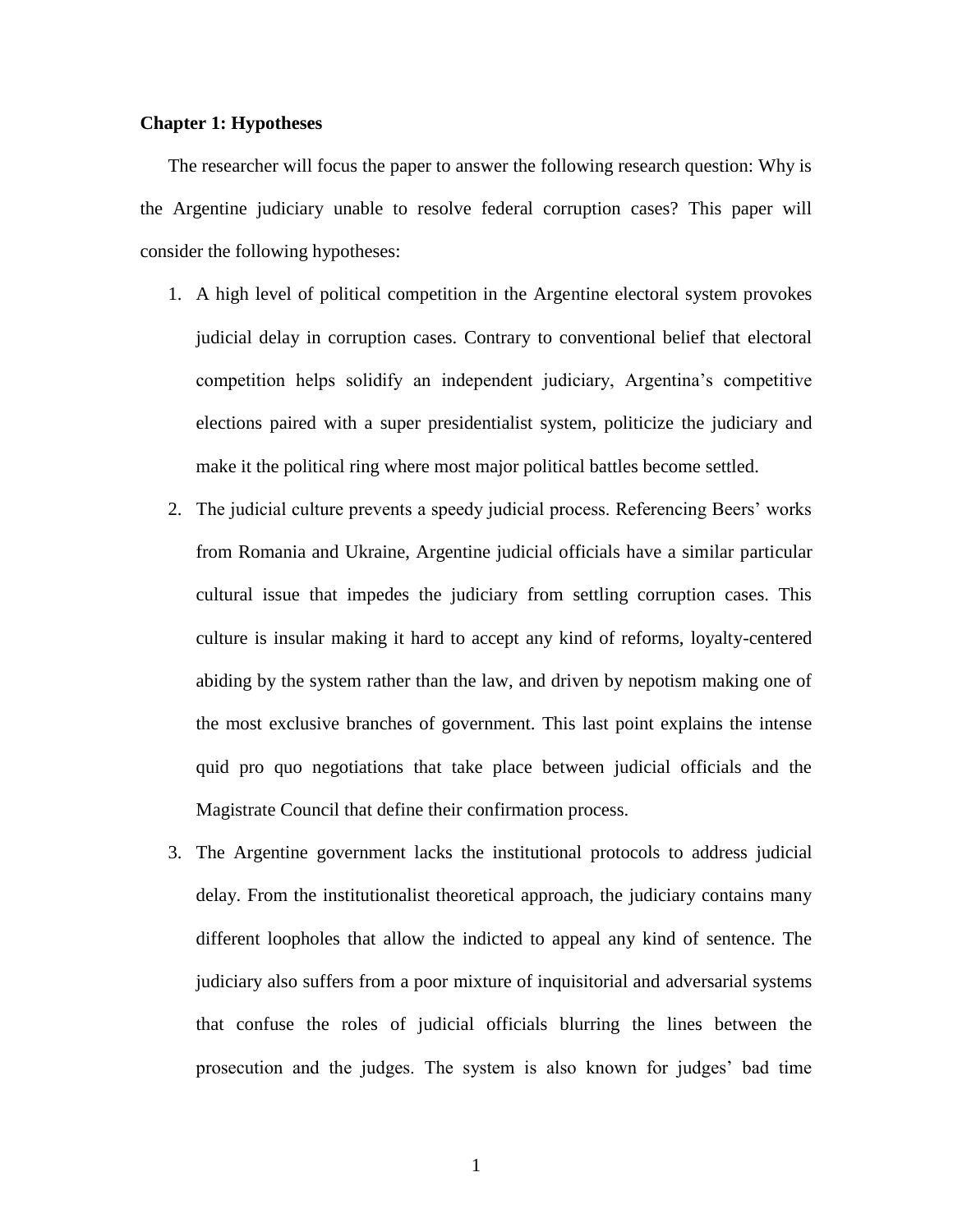**Chapter 1: Hypotheses**

The researcher will focus the paper to answer the following research question: Why is the Argentine judiciary unable to resolve federal corruption cases? This paper will consider the following hypotheses:

1. A high level of political competition in the Argentine electoral system provokes judicial delay in corruption cases. Contrary to conventional belief that electoral competition helps solidify an independent judiciary, Argentina's competitive elections paired with a super presidentialist system, politicize the judiciary and make it the political ring where most major political battles become settled.
2. The judicial culture prevents a speedy judicial process. Referencing Beers' works from Romania and Ukraine, Argentine judicial officials have a similar particular cultural issue that impedes the judiciary from settling corruption cases. This culture is insular making it hard to accept any kind of reforms, loyalty-centered abiding by the system rather than the law, and driven by nepotism making one of the most exclusive branches of government. This last point explains the intense quid pro quo negotiations that take place between judicial officials and the Magistrate Council that define their confirmation process.
3. The Argentine government lacks the institutional protocols to address judicial delay. From the institutionalist theoretical approach, the judiciary contains many different loopholes that allow the indicted to appeal any kind of sentence. The judiciary also suffers from a poor mixture of inquisitorial and adversarial systems that confuse the roles of judicial officials blurring the lines between the prosecution and the judges. The system is also known for judges' bad time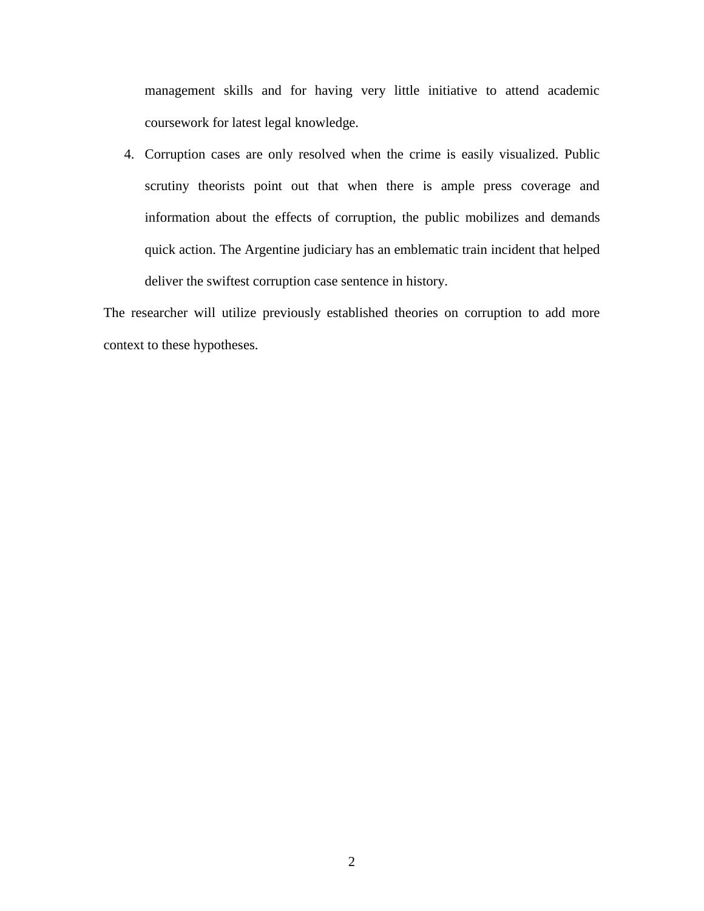management skills and for having very little initiative to attend academic coursework for latest legal knowledge.

4. Corruption cases are only resolved when the crime is easily visualized. Public scrutiny theorists point out that when there is ample press coverage and information about the effects of corruption, the public mobilizes and demands quick action. The Argentine judiciary has an emblematic train incident that helped deliver the swiftest corruption case sentence in history.

The researcher will utilize previously established theories on corruption to add more context to these hypotheses.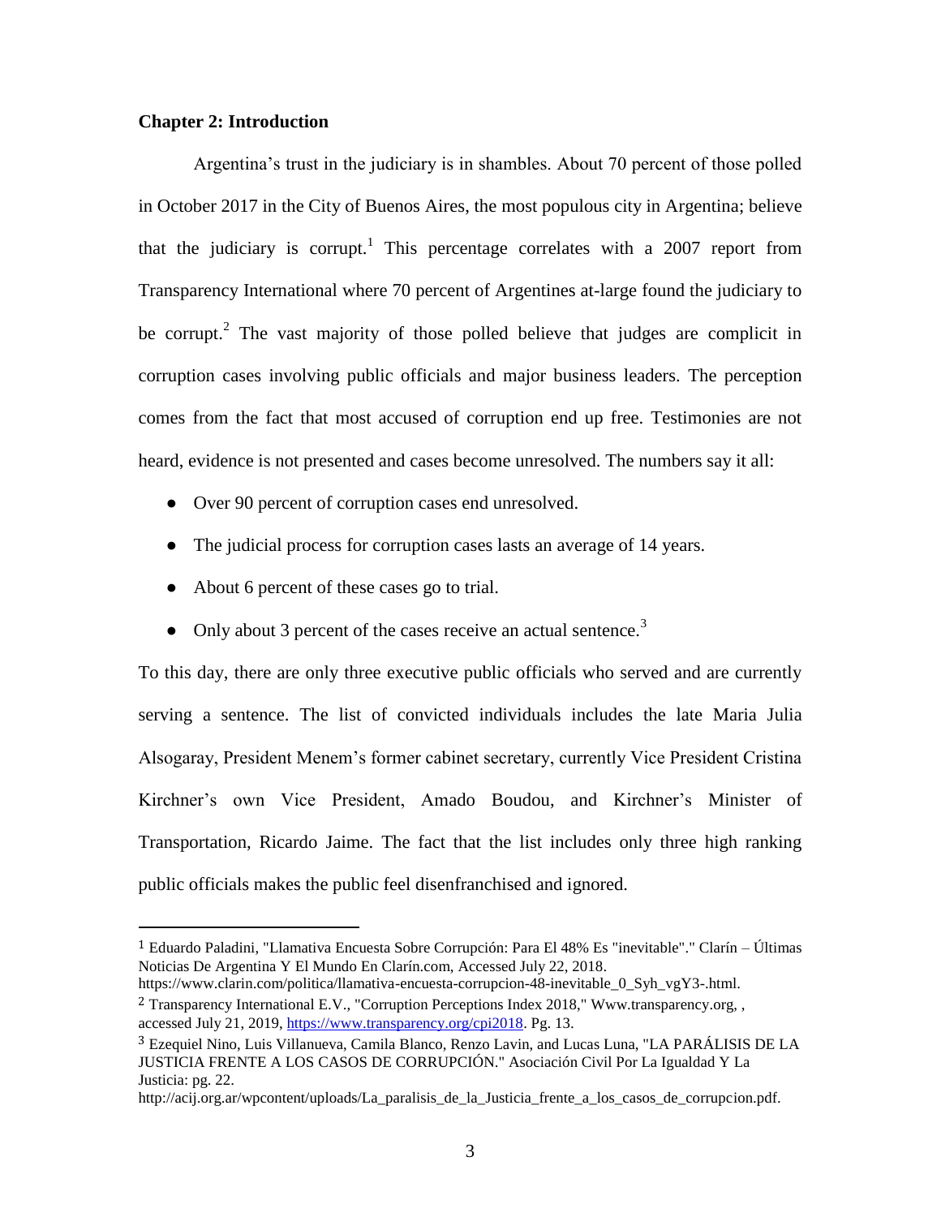**Chapter 2: Introduction**

Argentina's trust in the judiciary is in shambles. About 70 percent of those polled in October 2017 in the City of Buenos Aires, the most populous city in Argentina; believe that the judiciary is corrupt.[1] This percentage correlates with a 2007 report from Transparency International where 70 percent of Argentines at-large found the judiciary to be corrupt.[2] The vast majority of those polled believe that judges are complicit in corruption cases involving public officials and major business leaders. The perception comes from the fact that most accused of corruption end up free. Testimonies are not heard, evidence is not presented and cases become unresolved. The numbers say it all:

- Over 90 percent of corruption cases end unresolved.
- The judicial process for corruption cases lasts an average of 14 years.
- About 6 percent of these cases go to trial.
- Only about 3 percent of the cases receive an actual sentence.[3]

To this day, there are only three executive public officials who served and are currently serving a sentence. The list of convicted individuals includes the late Maria Julia Alsogaray, President Menem's former cabinet secretary, currently Vice President Cristina Kirchner's own Vice President, Amado Boudou, and Kirchner's Minister of Transportation, Ricardo Jaime. The fact that the list includes only three high ranking public officials makes the public feel disenfranchised and ignored.

---

[1] Eduardo Paladini, "Llamativa Encuesta Sobre Corrupción: Para El 48% Es "inevitable"." Clarín – Últimas Noticias De Argentina Y El Mundo En Clarín.com, Accessed July 22, 2018. https://www.clarin.com/politica/llamativa-encuesta-corrupcion-48-inevitable_0_Syh_vgY3-.html.

[2] Transparency International E.V., "Corruption Perceptions Index 2018," Www.transparency.org, , accessed July 21, 2019, https://www.transparency.org/cpi2018. Pg. 13.

[3] Ezequiel Nino, Luis Villanueva, Camila Blanco, Renzo Lavin, and Lucas Luna, "LA PARÁLISIS DE LA JUSTICIA FRENTE A LOS CASOS DE CORRUPCIÓN." Asociación Civil Por La Igualdad Y La Justicia: pg. 22. http://acij.org.ar/wpcontent/uploads/La_paralisis_de_la_Justicia_frente_a_los_casos_de_corrupcion.pdf.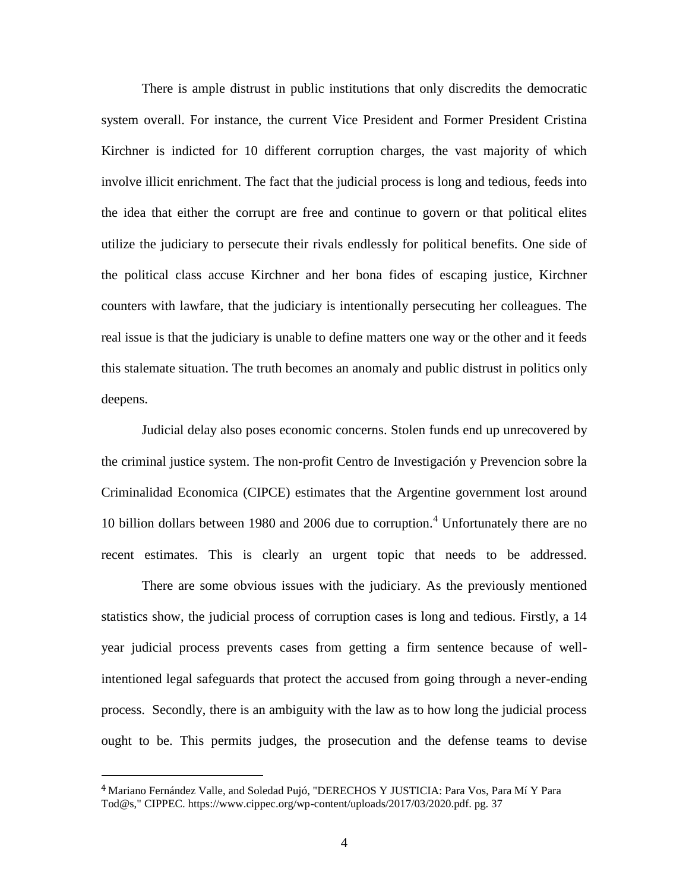There is ample distrust in public institutions that only discredits the democratic system overall. For instance, the current Vice President and Former President Cristina Kirchner is indicted for 10 different corruption charges, the vast majority of which involve illicit enrichment. The fact that the judicial process is long and tedious, feeds into the idea that either the corrupt are free and continue to govern or that political elites utilize the judiciary to persecute their rivals endlessly for political benefits. One side of the political class accuse Kirchner and her bona fides of escaping justice, Kirchner counters with lawfare, that the judiciary is intentionally persecuting her colleagues. The real issue is that the judiciary is unable to define matters one way or the other and it feeds this stalemate situation. The truth becomes an anomaly and public distrust in politics only deepens.

Judicial delay also poses economic concerns. Stolen funds end up unrecovered by the criminal justice system. The non-profit Centro de Investigación y Prevencion sobre la Criminalidad Economica (CIPCE) estimates that the Argentine government lost around 10 billion dollars between 1980 and 2006 due to corruption.[4] Unfortunately there are no recent estimates. This is clearly an urgent topic that needs to be addressed.

There are some obvious issues with the judiciary. As the previously mentioned statistics show, the judicial process of corruption cases is long and tedious. Firstly, a 14 year judicial process prevents cases from getting a firm sentence because of well-intentioned legal safeguards that protect the accused from going through a never-ending process. Secondly, there is an ambiguity with the law as to how long the judicial process ought to be. This permits judges, the prosecution and the defense teams to devise

---

[4] Mariano Fernández Valle, and Soledad Pujó, "DERECHOS Y JUSTICIA: Para Vos, Para Mí Y Para Tod@s," CIPPEC. https://www.cippec.org/wp-content/uploads/2017/03/2020.pdf. pg. 37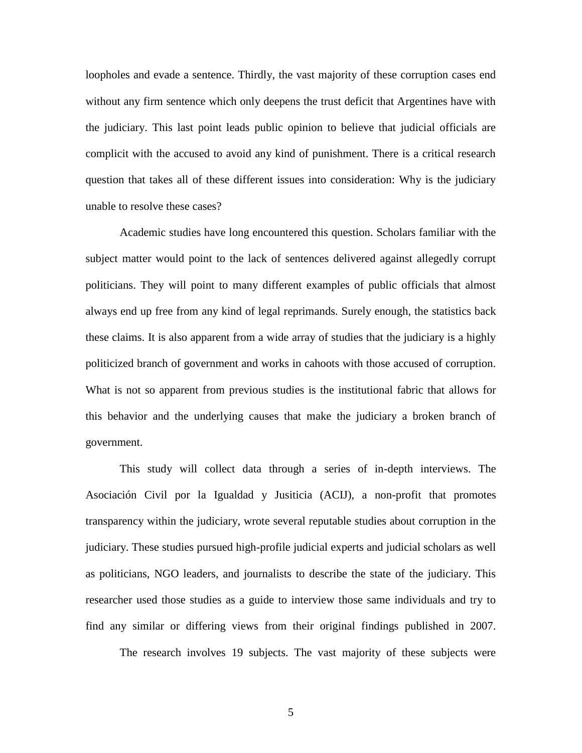loopholes and evade a sentence. Thirdly, the vast majority of these corruption cases end without any firm sentence which only deepens the trust deficit that Argentines have with the judiciary. This last point leads public opinion to believe that judicial officials are complicit with the accused to avoid any kind of punishment. There is a critical research question that takes all of these different issues into consideration: Why is the judiciary unable to resolve these cases?

Academic studies have long encountered this question. Scholars familiar with the subject matter would point to the lack of sentences delivered against allegedly corrupt politicians. They will point to many different examples of public officials that almost always end up free from any kind of legal reprimands. Surely enough, the statistics back these claims. It is also apparent from a wide array of studies that the judiciary is a highly politicized branch of government and works in cahoots with those accused of corruption. What is not so apparent from previous studies is the institutional fabric that allows for this behavior and the underlying causes that make the judiciary a broken branch of government.

This study will collect data through a series of in-depth interviews. The Asociación Civil por la Igualdad y Jusiticia (ACIJ), a non-profit that promotes transparency within the judiciary, wrote several reputable studies about corruption in the judiciary. These studies pursued high-profile judicial experts and judicial scholars as well as politicians, NGO leaders, and journalists to describe the state of the judiciary. This researcher used those studies as a guide to interview those same individuals and try to find any similar or differing views from their original findings published in 2007.

The research involves 19 subjects. The vast majority of these subjects were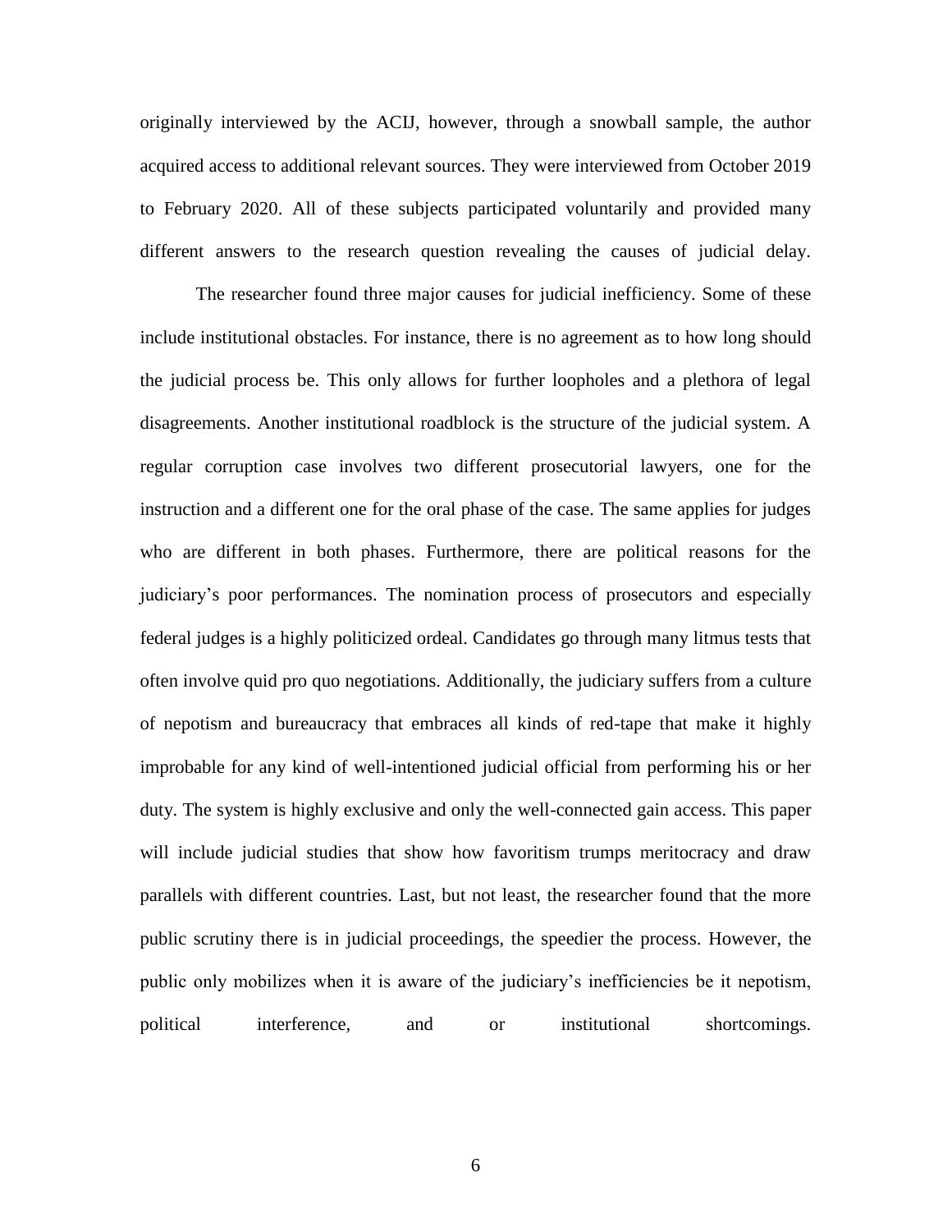originally interviewed by the ACIJ, however, through a snowball sample, the author acquired access to additional relevant sources. They were interviewed from October 2019 to February 2020. All of these subjects participated voluntarily and provided many different answers to the research question revealing the causes of judicial delay.

The researcher found three major causes for judicial inefficiency. Some of these include institutional obstacles. For instance, there is no agreement as to how long should the judicial process be. This only allows for further loopholes and a plethora of legal disagreements. Another institutional roadblock is the structure of the judicial system. A regular corruption case involves two different prosecutorial lawyers, one for the instruction and a different one for the oral phase of the case. The same applies for judges who are different in both phases. Furthermore, there are political reasons for the judiciary's poor performances. The nomination process of prosecutors and especially federal judges is a highly politicized ordeal. Candidates go through many litmus tests that often involve quid pro quo negotiations. Additionally, the judiciary suffers from a culture of nepotism and bureaucracy that embraces all kinds of red-tape that make it highly improbable for any kind of well-intentioned judicial official from performing his or her duty. The system is highly exclusive and only the well-connected gain access. This paper will include judicial studies that show how favoritism trumps meritocracy and draw parallels with different countries. Last, but not least, the researcher found that the more public scrutiny there is in judicial proceedings, the speedier the process. However, the public only mobilizes when it is aware of the judiciary's inefficiencies be it nepotism, political interference, and or institutional shortcomings.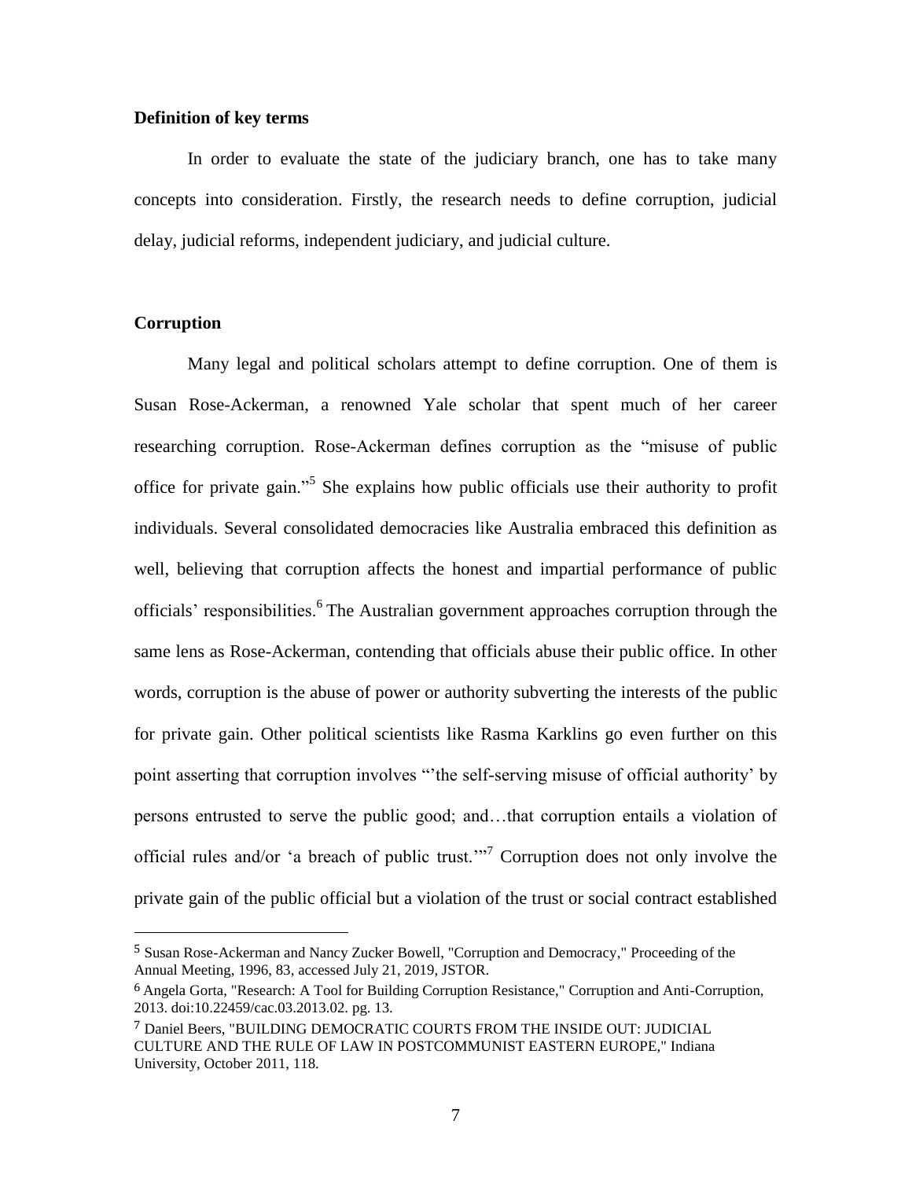**Definition of key terms**

In order to evaluate the state of the judiciary branch, one has to take many concepts into consideration. Firstly, the research needs to define corruption, judicial delay, judicial reforms, independent judiciary, and judicial culture.

**Corruption**

Many legal and political scholars attempt to define corruption. One of them is Susan Rose-Ackerman, a renowned Yale scholar that spent much of her career researching corruption. Rose-Ackerman defines corruption as the "misuse of public office for private gain."[5] She explains how public officials use their authority to profit individuals. Several consolidated democracies like Australia embraced this definition as well, believing that corruption affects the honest and impartial performance of public officials' responsibilities.[6] The Australian government approaches corruption through the same lens as Rose-Ackerman, contending that officials abuse their public office. In other words, corruption is the abuse of power or authority subverting the interests of the public for private gain. Other political scientists like Rasma Karklins go even further on this point asserting that corruption involves "'the self-serving misuse of official authority' by persons entrusted to serve the public good; and…that corruption entails a violation of official rules and/or 'a breach of public trust.'"[7] Corruption does not only involve the private gain of the public official but a violation of the trust or social contract established

---

5 Susan Rose-Ackerman and Nancy Zucker Bowell, "Corruption and Democracy," Proceeding of the Annual Meeting, 1996, 83, accessed July 21, 2019, JSTOR.

6 Angela Gorta, "Research: A Tool for Building Corruption Resistance," Corruption and Anti-Corruption, 2013. doi:10.22459/cac.03.2013.02. pg. 13.

7 Daniel Beers, "BUILDING DEMOCRATIC COURTS FROM THE INSIDE OUT: JUDICIAL CULTURE AND THE RULE OF LAW IN POSTCOMMUNIST EASTERN EUROPE," Indiana University, October 2011, 118.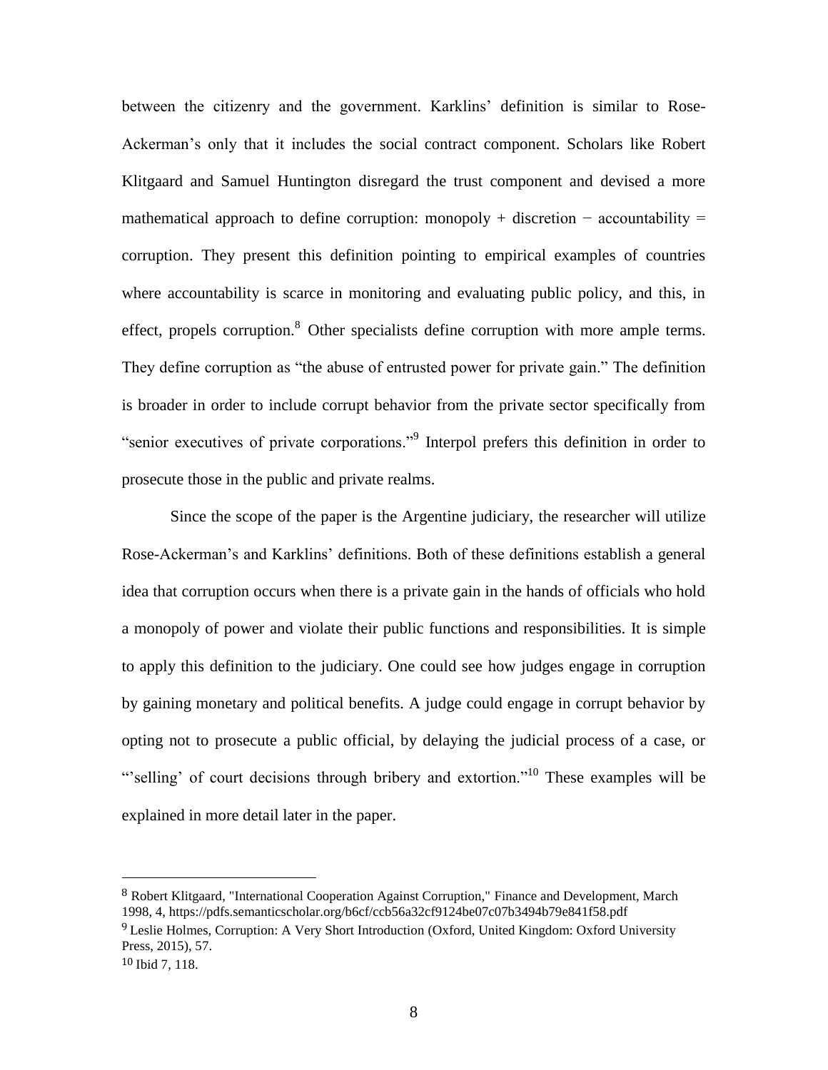between the citizenry and the government. Karklins' definition is similar to Rose-Ackerman's only that it includes the social contract component. Scholars like Robert Klitgaard and Samuel Huntington disregard the trust component and devised a more mathematical approach to define corruption: monopoly + discretion − accountability = corruption. They present this definition pointing to empirical examples of countries where accountability is scarce in monitoring and evaluating public policy, and this, in effect, propels corruption.[8] Other specialists define corruption with more ample terms. They define corruption as "the abuse of entrusted power for private gain." The definition is broader in order to include corrupt behavior from the private sector specifically from "senior executives of private corporations."[9] Interpol prefers this definition in order to prosecute those in the public and private realms.

Since the scope of the paper is the Argentine judiciary, the researcher will utilize Rose-Ackerman's and Karklins' definitions. Both of these definitions establish a general idea that corruption occurs when there is a private gain in the hands of officials who hold a monopoly of power and violate their public functions and responsibilities. It is simple to apply this definition to the judiciary. One could see how judges engage in corruption by gaining monetary and political benefits. A judge could engage in corrupt behavior by opting not to prosecute a public official, by delaying the judicial process of a case, or "'selling' of court decisions through bribery and extortion."[10] These examples will be explained in more detail later in the paper.

---

[8] Robert Klitgaard, "International Cooperation Against Corruption," Finance and Development, March 1998, 4, https://pdfs.semanticscholar.org/b6cf/ccb56a32cf9124be07c07b3494b79e841f58.pdf

[9] Leslie Holmes, Corruption: A Very Short Introduction (Oxford, United Kingdom: Oxford University Press, 2015), 57.

[10] Ibid 7, 118.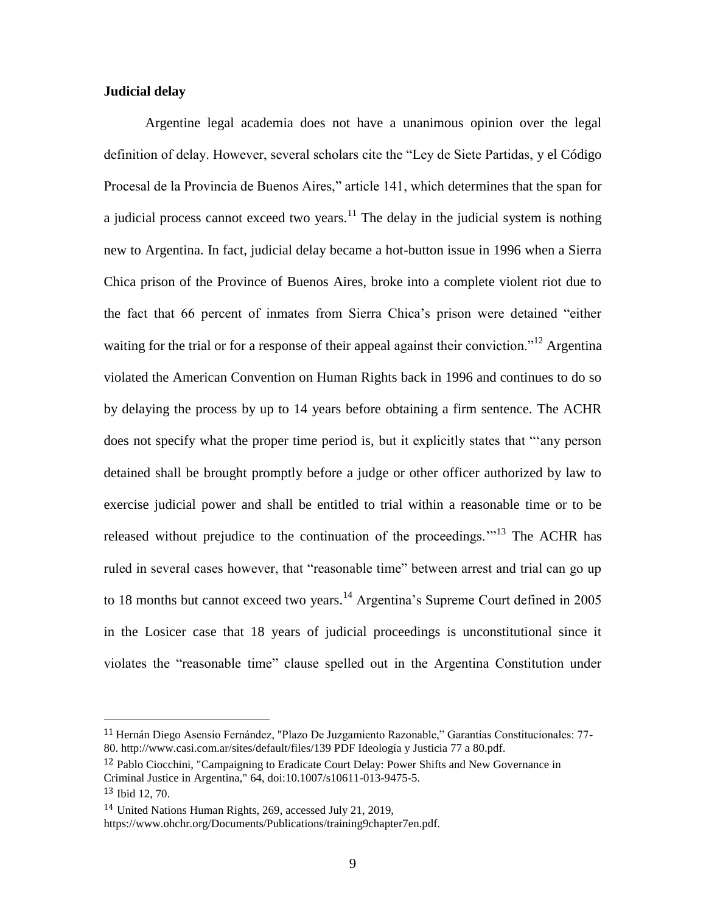**Judicial delay**

Argentine legal academia does not have a unanimous opinion over the legal definition of delay. However, several scholars cite the "Ley de Siete Partidas, y el Código Procesal de la Provincia de Buenos Aires," article 141, which determines that the span for a judicial process cannot exceed two years.[11] The delay in the judicial system is nothing new to Argentina. In fact, judicial delay became a hot-button issue in 1996 when a Sierra Chica prison of the Province of Buenos Aires, broke into a complete violent riot due to the fact that 66 percent of inmates from Sierra Chica's prison were detained "either waiting for the trial or for a response of their appeal against their conviction."[12] Argentina violated the American Convention on Human Rights back in 1996 and continues to do so by delaying the process by up to 14 years before obtaining a firm sentence. The ACHR does not specify what the proper time period is, but it explicitly states that "'any person detained shall be brought promptly before a judge or other officer authorized by law to exercise judicial power and shall be entitled to trial within a reasonable time or to be released without prejudice to the continuation of the proceedings.'"[13] The ACHR has ruled in several cases however, that "reasonable time" between arrest and trial can go up to 18 months but cannot exceed two years.[14] Argentina's Supreme Court defined in 2005 in the Losicer case that 18 years of judicial proceedings is unconstitutional since it violates the "reasonable time" clause spelled out in the Argentina Constitution under

---

[11] Hernán Diego Asensio Fernández, "Plazo De Juzgamiento Razonable," Garantías Constitucionales: 77-80. http://www.casi.com.ar/sites/default/files/139 PDF Ideología y Justicia 77 a 80.pdf.

[12] Pablo Ciocchini, "Campaigning to Eradicate Court Delay: Power Shifts and New Governance in Criminal Justice in Argentina," 64, doi:10.1007/s10611-013-9475-5.

[13] Ibid 12, 70.

[14] United Nations Human Rights, 269, accessed July 21, 2019, https://www.ohchr.org/Documents/Publications/training9chapter7en.pdf.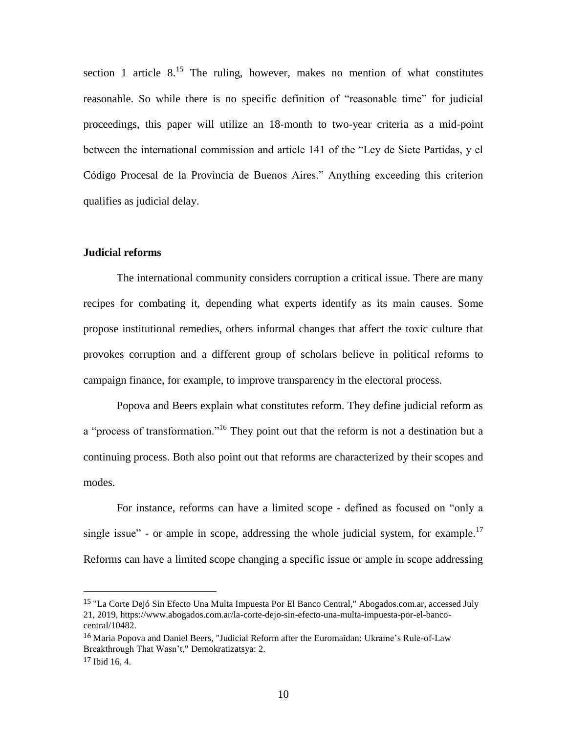section 1 article 8.[15] The ruling, however, makes no mention of what constitutes reasonable. So while there is no specific definition of "reasonable time" for judicial proceedings, this paper will utilize an 18-month to two-year criteria as a mid-point between the international commission and article 141 of the "Ley de Siete Partidas, y el Código Procesal de la Provincia de Buenos Aires." Anything exceeding this criterion qualifies as judicial delay.

**Judicial reforms**

The international community considers corruption a critical issue. There are many recipes for combating it, depending what experts identify as its main causes. Some propose institutional remedies, others informal changes that affect the toxic culture that provokes corruption and a different group of scholars believe in political reforms to campaign finance, for example, to improve transparency in the electoral process.

Popova and Beers explain what constitutes reform. They define judicial reform as a "process of transformation."[16] They point out that the reform is not a destination but a continuing process. Both also point out that reforms are characterized by their scopes and modes.

For instance, reforms can have a limited scope - defined as focused on "only a single issue" - or ample in scope, addressing the whole judicial system, for example.[17] Reforms can have a limited scope changing a specific issue or ample in scope addressing

[15] "La Corte Dejó Sin Efecto Una Multa Impuesta Por El Banco Central," Abogados.com.ar, accessed July 21, 2019, https://www.abogados.com.ar/la-corte-dejo-sin-efecto-una-multa-impuesta-por-el-banco-central/10482.

[16] Maria Popova and Daniel Beers, "Judicial Reform after the Euromaidan: Ukraine's Rule-of-Law Breakthrough That Wasn't," Demokratizatsya: 2.

[17] Ibid 16, 4.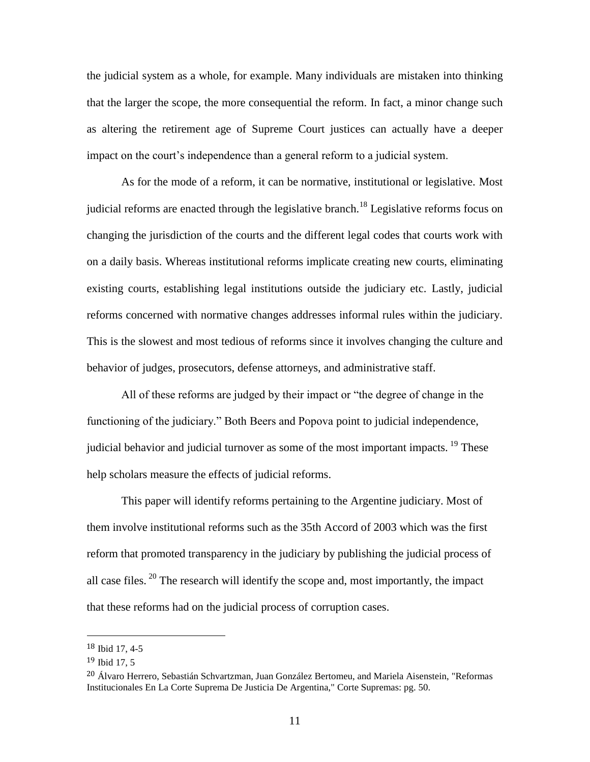the judicial system as a whole, for example. Many individuals are mistaken into thinking that the larger the scope, the more consequential the reform. In fact, a minor change such as altering the retirement age of Supreme Court justices can actually have a deeper impact on the court's independence than a general reform to a judicial system.

As for the mode of a reform, it can be normative, institutional or legislative. Most judicial reforms are enacted through the legislative branch.[18] Legislative reforms focus on changing the jurisdiction of the courts and the different legal codes that courts work with on a daily basis. Whereas institutional reforms implicate creating new courts, eliminating existing courts, establishing legal institutions outside the judiciary etc. Lastly, judicial reforms concerned with normative changes addresses informal rules within the judiciary. This is the slowest and most tedious of reforms since it involves changing the culture and behavior of judges, prosecutors, defense attorneys, and administrative staff.

All of these reforms are judged by their impact or "the degree of change in the functioning of the judiciary." Both Beers and Popova point to judicial independence, judicial behavior and judicial turnover as some of the most important impacts. [19] These help scholars measure the effects of judicial reforms.

This paper will identify reforms pertaining to the Argentine judiciary. Most of them involve institutional reforms such as the 35th Accord of 2003 which was the first reform that promoted transparency in the judiciary by publishing the judicial process of all case files. [20] The research will identify the scope and, most importantly, the impact that these reforms had on the judicial process of corruption cases.

---

[18] Ibid 17, 4-5

[19] Ibid 17, 5

[20] Álvaro Herrero, Sebastián Schvartzman, Juan González Bertomeu, and Mariela Aisenstein, "Reformas Institucionales En La Corte Suprema De Justicia De Argentina," Corte Supremas: pg. 50.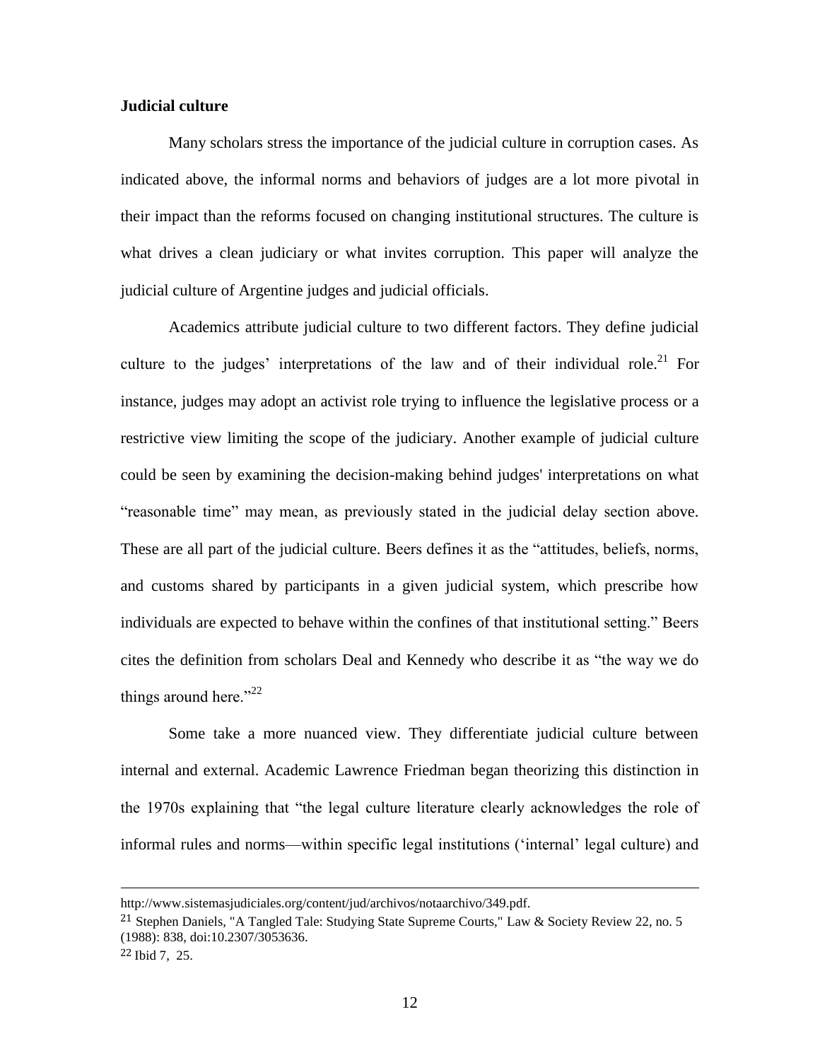**Judicial culture**

Many scholars stress the importance of the judicial culture in corruption cases. As indicated above, the informal norms and behaviors of judges are a lot more pivotal in their impact than the reforms focused on changing institutional structures. The culture is what drives a clean judiciary or what invites corruption. This paper will analyze the judicial culture of Argentine judges and judicial officials.

Academics attribute judicial culture to two different factors. They define judicial culture to the judges' interpretations of the law and of their individual role.[21] For instance, judges may adopt an activist role trying to influence the legislative process or a restrictive view limiting the scope of the judiciary. Another example of judicial culture could be seen by examining the decision-making behind judges' interpretations on what "reasonable time" may mean, as previously stated in the judicial delay section above. These are all part of the judicial culture. Beers defines it as the "attitudes, beliefs, norms, and customs shared by participants in a given judicial system, which prescribe how individuals are expected to behave within the confines of that institutional setting." Beers cites the definition from scholars Deal and Kennedy who describe it as "the way we do things around here."[22]

Some take a more nuanced view. They differentiate judicial culture between internal and external. Academic Lawrence Friedman began theorizing this distinction in the 1970s explaining that "the legal culture literature clearly acknowledges the role of informal rules and norms—within specific legal institutions ('internal' legal culture) and

---

http://www.sistemasjudiciales.org/content/jud/archivos/notaarchivo/349.pdf.

[21] Stephen Daniels, "A Tangled Tale: Studying State Supreme Courts," Law & Society Review 22, no. 5 (1988): 838, doi:10.2307/3053636.

[22] Ibid 7, 25.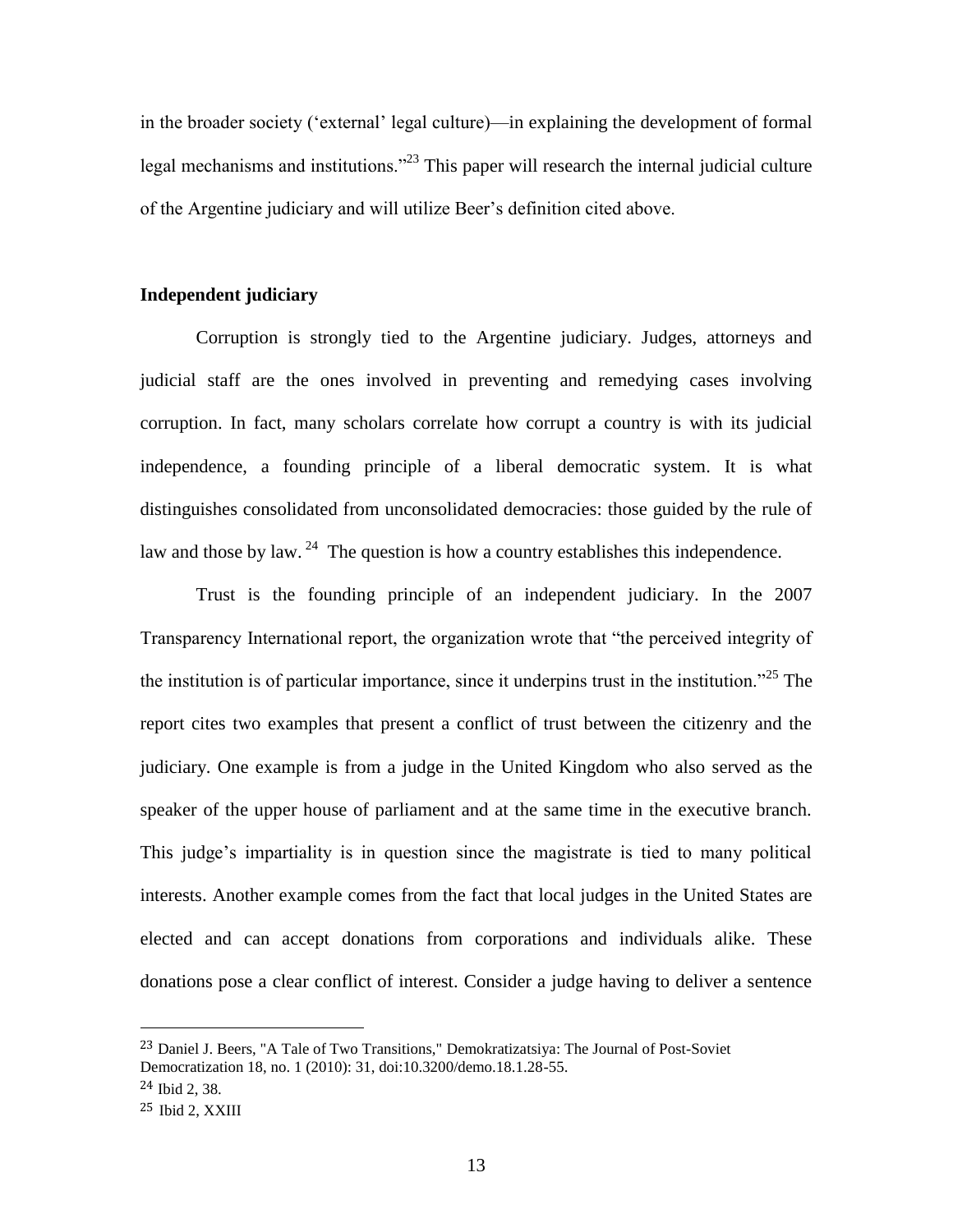in the broader society ('external' legal culture)—in explaining the development of formal legal mechanisms and institutions."[23] This paper will research the internal judicial culture of the Argentine judiciary and will utilize Beer's definition cited above.

**Independent judiciary**

Corruption is strongly tied to the Argentine judiciary. Judges, attorneys and judicial staff are the ones involved in preventing and remedying cases involving corruption. In fact, many scholars correlate how corrupt a country is with its judicial independence, a founding principle of a liberal democratic system. It is what distinguishes consolidated from unconsolidated democracies: those guided by the rule of law and those by law.[24] The question is how a country establishes this independence.

Trust is the founding principle of an independent judiciary. In the 2007 Transparency International report, the organization wrote that "the perceived integrity of the institution is of particular importance, since it underpins trust in the institution."[25] The report cites two examples that present a conflict of trust between the citizenry and the judiciary. One example is from a judge in the United Kingdom who also served as the speaker of the upper house of parliament and at the same time in the executive branch. This judge's impartiality is in question since the magistrate is tied to many political interests. Another example comes from the fact that local judges in the United States are elected and can accept donations from corporations and individuals alike. These donations pose a clear conflict of interest. Consider a judge having to deliver a sentence

---

[23] Daniel J. Beers, "A Tale of Two Transitions," Demokratizatsiya: The Journal of Post-Soviet Democratization 18, no. 1 (2010): 31, doi:10.3200/demo.18.1.28-55.

[24] Ibid 2, 38.

[25] Ibid 2, XXIII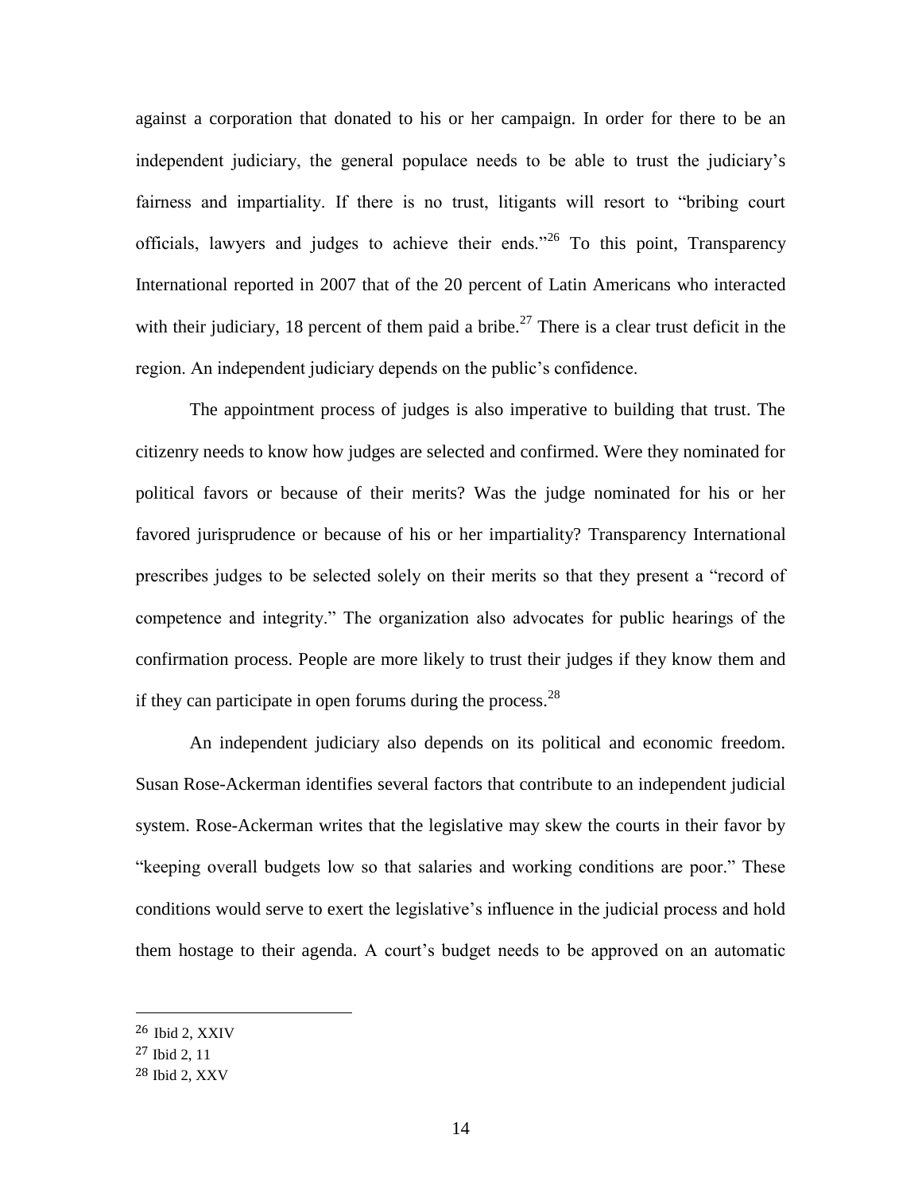against a corporation that donated to his or her campaign. In order for there to be an independent judiciary, the general populace needs to be able to trust the judiciary's fairness and impartiality. If there is no trust, litigants will resort to "bribing court officials, lawyers and judges to achieve their ends."[26] To this point, Transparency International reported in 2007 that of the 20 percent of Latin Americans who interacted with their judiciary, 18 percent of them paid a bribe.[27] There is a clear trust deficit in the region. An independent judiciary depends on the public's confidence.

The appointment process of judges is also imperative to building that trust. The citizenry needs to know how judges are selected and confirmed. Were they nominated for political favors or because of their merits? Was the judge nominated for his or her favored jurisprudence or because of his or her impartiality? Transparency International prescribes judges to be selected solely on their merits so that they present a "record of competence and integrity." The organization also advocates for public hearings of the confirmation process. People are more likely to trust their judges if they know them and if they can participate in open forums during the process.[28]

An independent judiciary also depends on its political and economic freedom. Susan Rose-Ackerman identifies several factors that contribute to an independent judicial system. Rose-Ackerman writes that the legislative may skew the courts in their favor by "keeping overall budgets low so that salaries and working conditions are poor." These conditions would serve to exert the legislative's influence in the judicial process and hold them hostage to their agenda. A court's budget needs to be approved on an automatic

---

[26] Ibid 2, XXIV

[27] Ibid 2, 11

[28] Ibid 2, XXV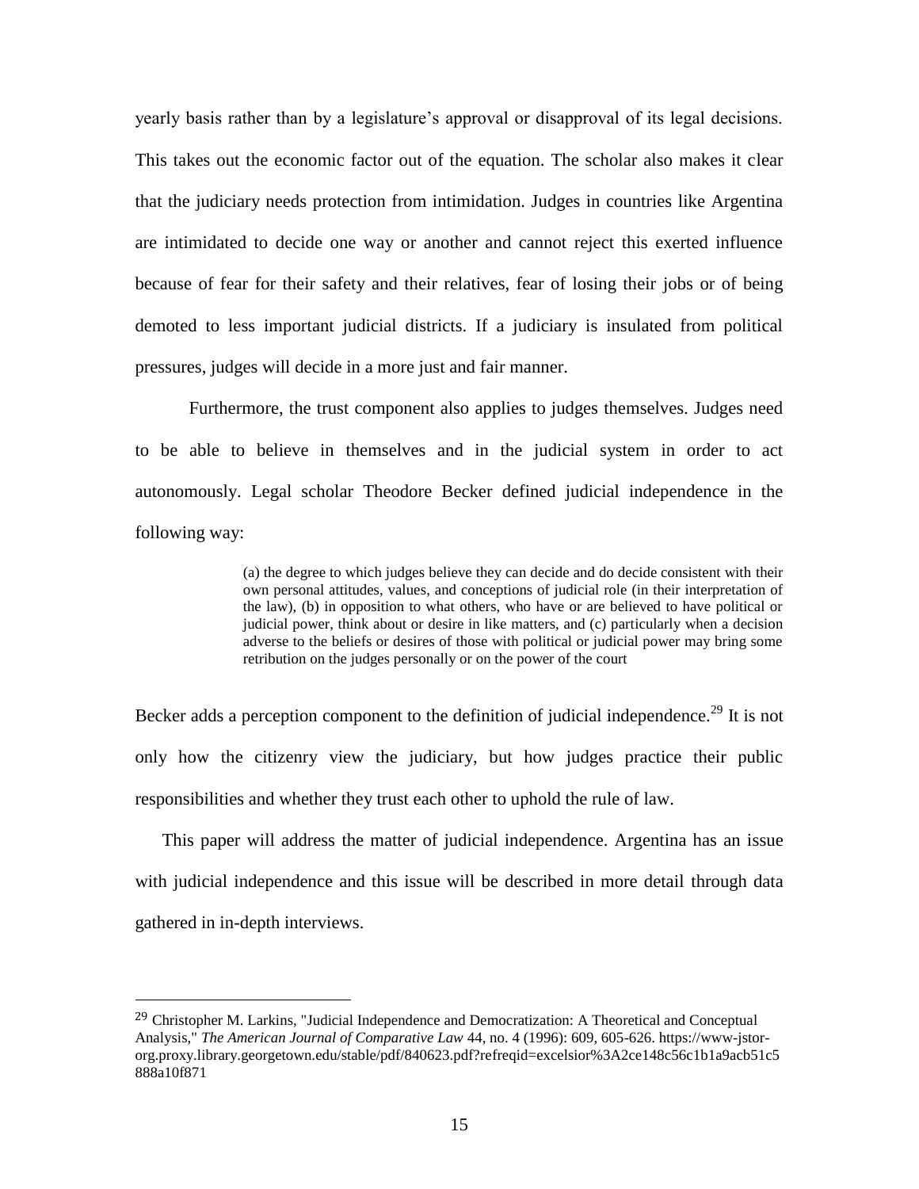yearly basis rather than by a legislature's approval or disapproval of its legal decisions. This takes out the economic factor out of the equation. The scholar also makes it clear that the judiciary needs protection from intimidation. Judges in countries like Argentina are intimidated to decide one way or another and cannot reject this exerted influence because of fear for their safety and their relatives, fear of losing their jobs or of being demoted to less important judicial districts. If a judiciary is insulated from political pressures, judges will decide in a more just and fair manner.

Furthermore, the trust component also applies to judges themselves. Judges need to be able to believe in themselves and in the judicial system in order to act autonomously. Legal scholar Theodore Becker defined judicial independence in the following way:

> (a) the degree to which judges believe they can decide and do decide consistent with their own personal attitudes, values, and conceptions of judicial role (in their interpretation of the law), (b) in opposition to what others, who have or are believed to have political or judicial power, think about or desire in like matters, and (c) particularly when a decision adverse to the beliefs or desires of those with political or judicial power may bring some retribution on the judges personally or on the power of the court

Becker adds a perception component to the definition of judicial independence.[29] It is not only how the citizenry view the judiciary, but how judges practice their public responsibilities and whether they trust each other to uphold the rule of law.

This paper will address the matter of judicial independence. Argentina has an issue with judicial independence and this issue will be described in more detail through data gathered in in-depth interviews.

---

[29] Christopher M. Larkins, "Judicial Independence and Democratization: A Theoretical and Conceptual Analysis," *The American Journal of Comparative Law* 44, no. 4 (1996): 609, 605-626. https://www-jstor-org.proxy.library.georgetown.edu/stable/pdf/840623.pdf?refreqid=excelsior%3A2ce148c56c1b1a9acb51c5888a10f871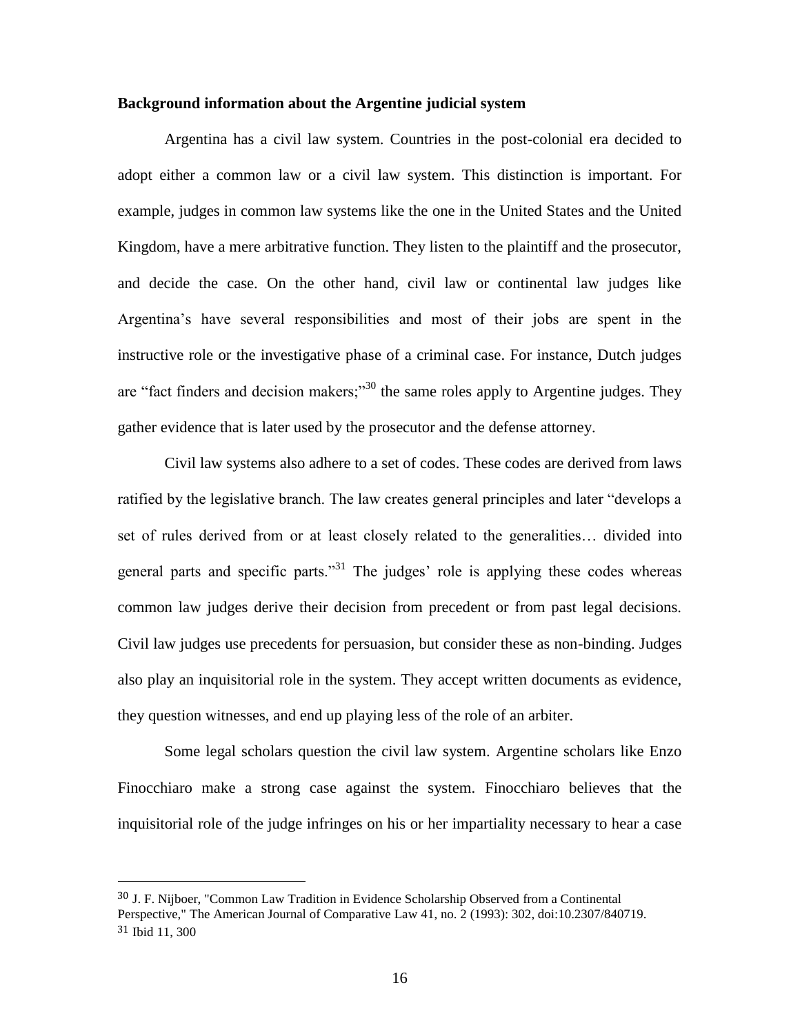**Background information about the Argentine judicial system**

Argentina has a civil law system. Countries in the post-colonial era decided to adopt either a common law or a civil law system. This distinction is important. For example, judges in common law systems like the one in the United States and the United Kingdom, have a mere arbitrative function. They listen to the plaintiff and the prosecutor, and decide the case. On the other hand, civil law or continental law judges like Argentina's have several responsibilities and most of their jobs are spent in the instructive role or the investigative phase of a criminal case. For instance, Dutch judges are "fact finders and decision makers;"[30] the same roles apply to Argentine judges. They gather evidence that is later used by the prosecutor and the defense attorney.

Civil law systems also adhere to a set of codes. These codes are derived from laws ratified by the legislative branch. The law creates general principles and later "develops a set of rules derived from or at least closely related to the generalities… divided into general parts and specific parts."[31] The judges' role is applying these codes whereas common law judges derive their decision from precedent or from past legal decisions. Civil law judges use precedents for persuasion, but consider these as non-binding. Judges also play an inquisitorial role in the system. They accept written documents as evidence, they question witnesses, and end up playing less of the role of an arbiter.

Some legal scholars question the civil law system. Argentine scholars like Enzo Finocchiaro make a strong case against the system. Finocchiaro believes that the inquisitorial role of the judge infringes on his or her impartiality necessary to hear a case

---

[30] J. F. Nijboer, "Common Law Tradition in Evidence Scholarship Observed from a Continental Perspective," The American Journal of Comparative Law 41, no. 2 (1993): 302, doi:10.2307/840719.

[31] Ibid 11, 300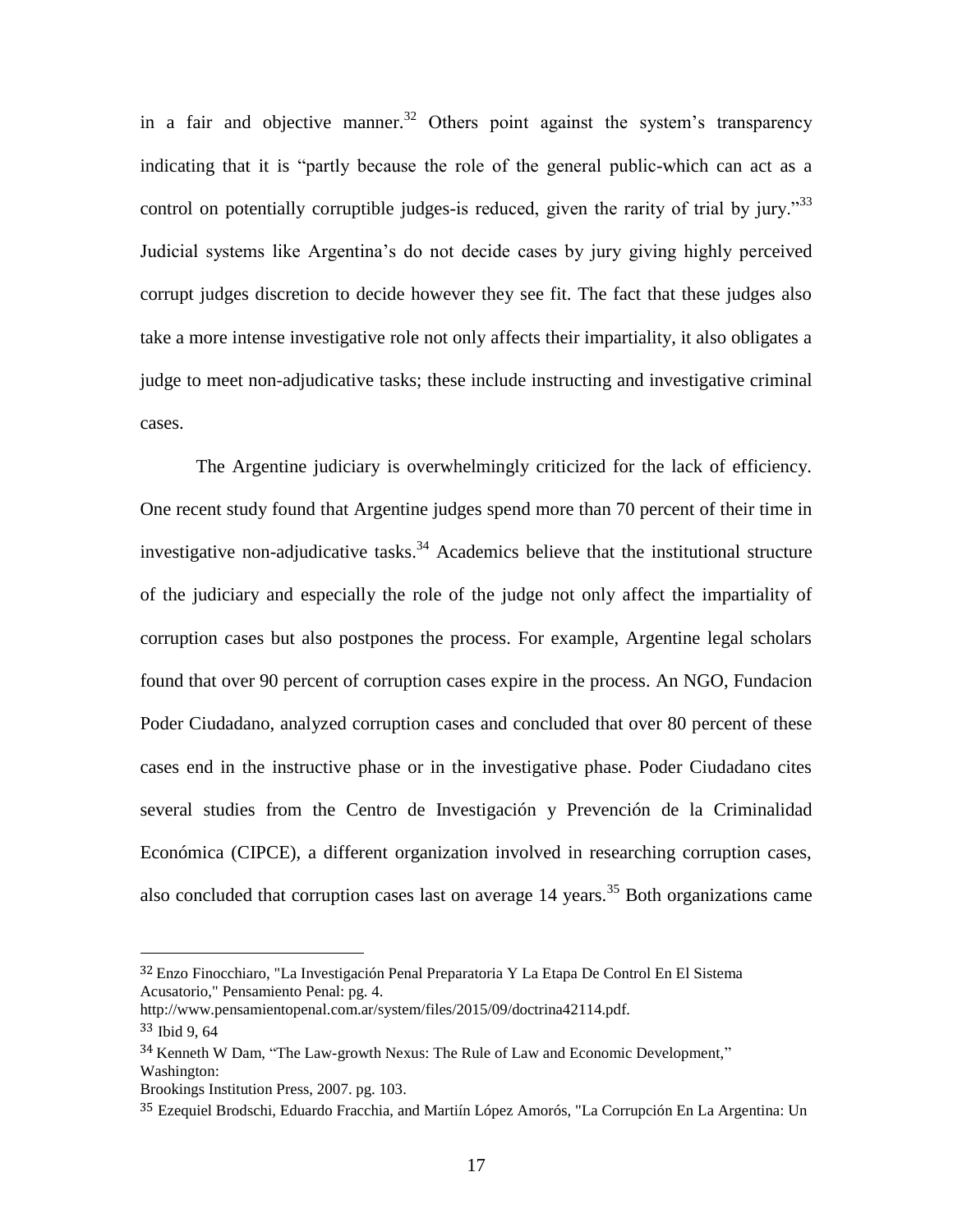in a fair and objective manner.[32] Others point against the system's transparency indicating that it is "partly because the role of the general public-which can act as a control on potentially corruptible judges-is reduced, given the rarity of trial by jury."[33] Judicial systems like Argentina's do not decide cases by jury giving highly perceived corrupt judges discretion to decide however they see fit. The fact that these judges also take a more intense investigative role not only affects their impartiality, it also obligates a judge to meet non-adjudicative tasks; these include instructing and investigative criminal cases.

The Argentine judiciary is overwhelmingly criticized for the lack of efficiency. One recent study found that Argentine judges spend more than 70 percent of their time in investigative non-adjudicative tasks.[34] Academics believe that the institutional structure of the judiciary and especially the role of the judge not only affect the impartiality of corruption cases but also postpones the process. For example, Argentine legal scholars found that over 90 percent of corruption cases expire in the process. An NGO, Fundacion Poder Ciudadano, analyzed corruption cases and concluded that over 80 percent of these cases end in the instructive phase or in the investigative phase. Poder Ciudadano cites several studies from the Centro de Investigación y Prevención de la Criminalidad Económica (CIPCE), a different organization involved in researching corruption cases, also concluded that corruption cases last on average 14 years.[35] Both organizations came

---

[32] Enzo Finocchiaro, "La Investigación Penal Preparatoria Y La Etapa De Control En El Sistema Acusatorio," Pensamiento Penal: pg. 4. http://www.pensamientopenal.com.ar/system/files/2015/09/doctrina42114.pdf.

[33] Ibid 9, 64

[34] Kenneth W Dam, "The Law-growth Nexus: The Rule of Law and Economic Development," Washington: Brookings Institution Press, 2007. pg. 103.

[35] Ezequiel Brodschi, Eduardo Fracchia, and Martiín López Amorós, "La Corrupción En La Argentina: Un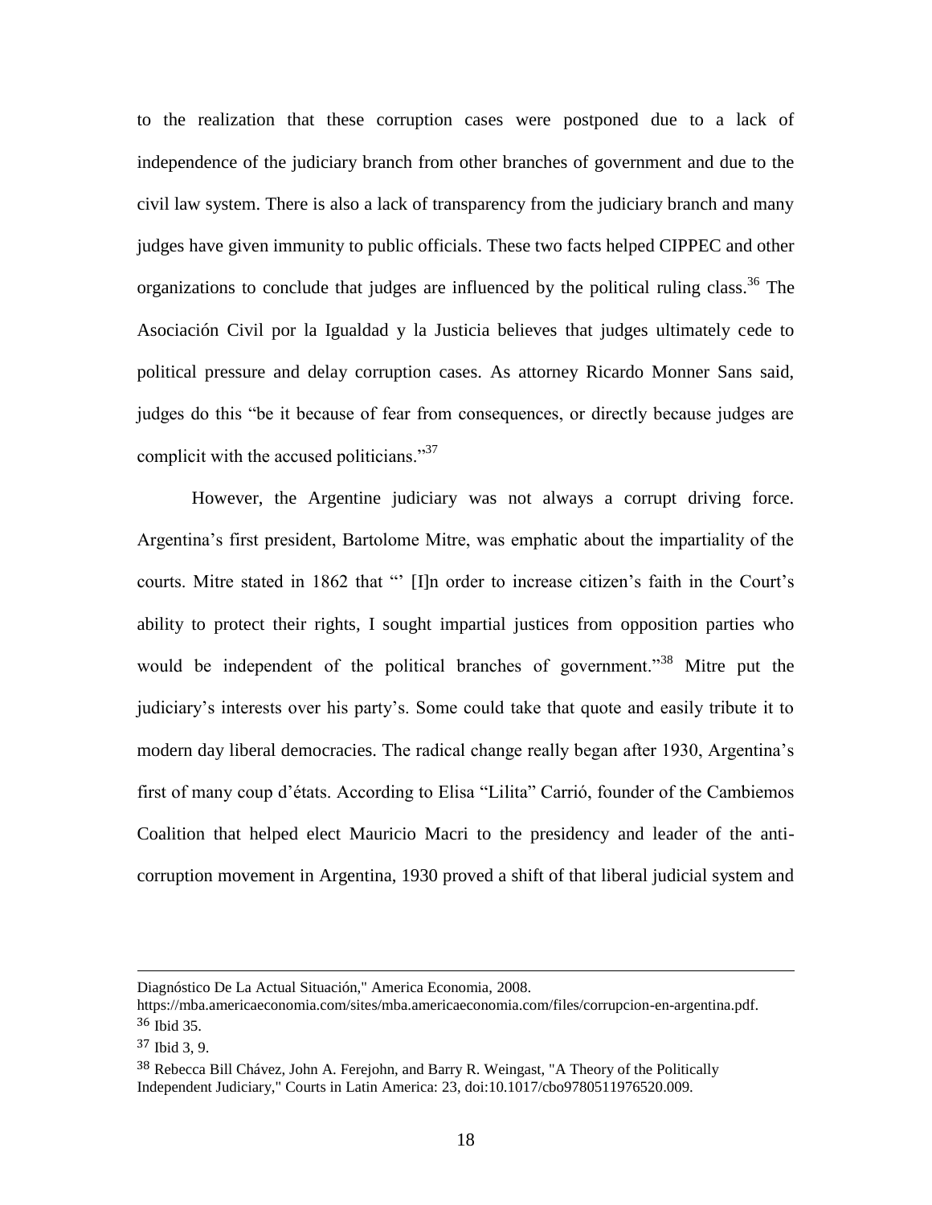to the realization that these corruption cases were postponed due to a lack of independence of the judiciary branch from other branches of government and due to the civil law system. There is also a lack of transparency from the judiciary branch and many judges have given immunity to public officials. These two facts helped CIPPEC and other organizations to conclude that judges are influenced by the political ruling class.[36] The Asociación Civil por la Igualdad y la Justicia believes that judges ultimately cede to political pressure and delay corruption cases. As attorney Ricardo Monner Sans said, judges do this "be it because of fear from consequences, or directly because judges are complicit with the accused politicians."[37]

However, the Argentine judiciary was not always a corrupt driving force. Argentina's first president, Bartolome Mitre, was emphatic about the impartiality of the courts. Mitre stated in 1862 that "' [I]n order to increase citizen's faith in the Court's ability to protect their rights, I sought impartial justices from opposition parties who would be independent of the political branches of government."[38] Mitre put the judiciary's interests over his party's. Some could take that quote and easily tribute it to modern day liberal democracies. The radical change really began after 1930, Argentina's first of many coup d'états. According to Elisa "Lilita" Carrió, founder of the Cambiemos Coalition that helped elect Mauricio Macri to the presidency and leader of the anti-corruption movement in Argentina, 1930 proved a shift of that liberal judicial system and

---

Diagnóstico De La Actual Situación," America Economia, 2008. https://mba.americaeconomia.com/sites/mba.americaeconomia.com/files/corrupcion-en-argentina.pdf.

[36] Ibid 35.

[37] Ibid 3, 9.

[38] Rebecca Bill Chávez, John A. Ferejohn, and Barry R. Weingast, "A Theory of the Politically Independent Judiciary," Courts in Latin America: 23, doi:10.1017/cbo9780511976520.009.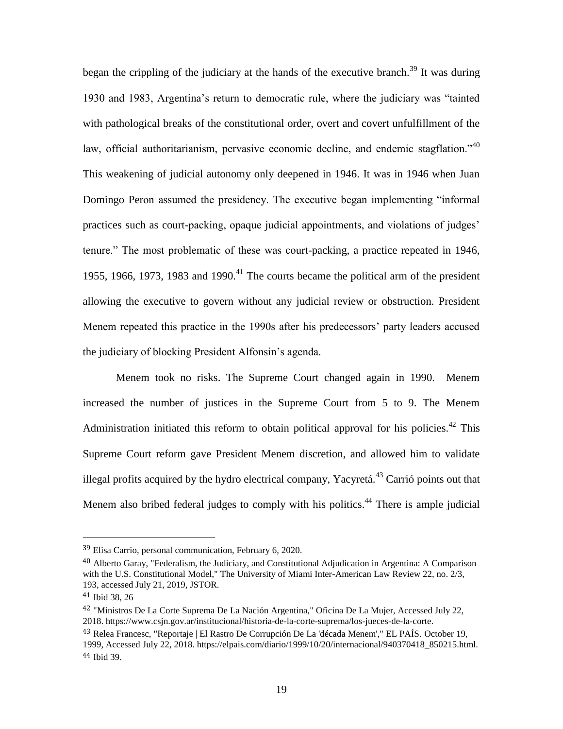began the crippling of the judiciary at the hands of the executive branch.[39] It was during 1930 and 1983, Argentina's return to democratic rule, where the judiciary was "tainted with pathological breaks of the constitutional order, overt and covert unfulfillment of the law, official authoritarianism, pervasive economic decline, and endemic stagflation."[40] This weakening of judicial autonomy only deepened in 1946. It was in 1946 when Juan Domingo Peron assumed the presidency. The executive began implementing "informal practices such as court-packing, opaque judicial appointments, and violations of judges' tenure." The most problematic of these was court-packing, a practice repeated in 1946, 1955, 1966, 1973, 1983 and 1990.[41] The courts became the political arm of the president allowing the executive to govern without any judicial review or obstruction. President Menem repeated this practice in the 1990s after his predecessors' party leaders accused the judiciary of blocking President Alfonsin's agenda.

Menem took no risks. The Supreme Court changed again in 1990. Menem increased the number of justices in the Supreme Court from 5 to 9. The Menem Administration initiated this reform to obtain political approval for his policies.[42] This Supreme Court reform gave President Menem discretion, and allowed him to validate illegal profits acquired by the hydro electrical company, Yacyretá.[43] Carrió points out that Menem also bribed federal judges to comply with his politics.[44] There is ample judicial

---

[39] Elisa Carrio, personal communication, February 6, 2020.

[40] Alberto Garay, "Federalism, the Judiciary, and Constitutional Adjudication in Argentina: A Comparison with the U.S. Constitutional Model," The University of Miami Inter-American Law Review 22, no. 2/3, 193, accessed July 21, 2019, JSTOR.

[41] Ibid 38, 26

[42] "Ministros De La Corte Suprema De La Nación Argentina," Oficina De La Mujer, Accessed July 22, 2018. https://www.csjn.gov.ar/institucional/historia-de-la-corte-suprema/los-jueces-de-la-corte.

[43] Relea Francesc, "Reportaje | El Rastro De Corrupción De La 'década Menem'," EL PAÍS. October 19, 1999, Accessed July 22, 2018. https://elpais.com/diario/1999/10/20/internacional/940370418_850215.html.

[44] Ibid 39.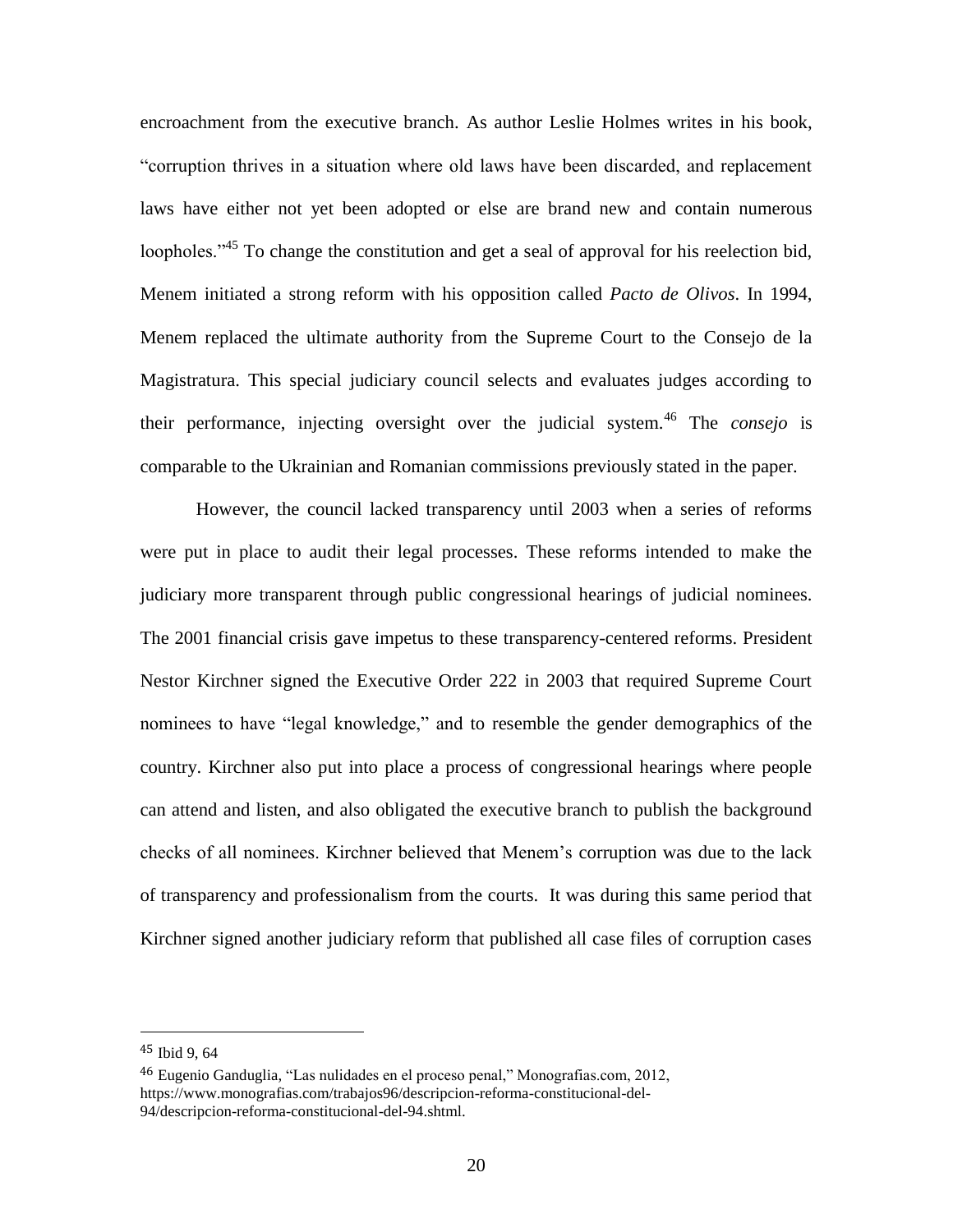encroachment from the executive branch. As author Leslie Holmes writes in his book, "corruption thrives in a situation where old laws have been discarded, and replacement laws have either not yet been adopted or else are brand new and contain numerous loopholes."[45] To change the constitution and get a seal of approval for his reelection bid, Menem initiated a strong reform with his opposition called *Pacto de Olivos*. In 1994, Menem replaced the ultimate authority from the Supreme Court to the Consejo de la Magistratura. This special judiciary council selects and evaluates judges according to their performance, injecting oversight over the judicial system.[46] The *consejo* is comparable to the Ukrainian and Romanian commissions previously stated in the paper.

However, the council lacked transparency until 2003 when a series of reforms were put in place to audit their legal processes. These reforms intended to make the judiciary more transparent through public congressional hearings of judicial nominees. The 2001 financial crisis gave impetus to these transparency-centered reforms. President Nestor Kirchner signed the Executive Order 222 in 2003 that required Supreme Court nominees to have "legal knowledge," and to resemble the gender demographics of the country. Kirchner also put into place a process of congressional hearings where people can attend and listen, and also obligated the executive branch to publish the background checks of all nominees. Kirchner believed that Menem's corruption was due to the lack of transparency and professionalism from the courts. It was during this same period that Kirchner signed another judiciary reform that published all case files of corruption cases

---

[45] Ibid 9, 64

[46] Eugenio Ganduglia, "Las nulidades en el proceso penal," Monografias.com, 2012, https://www.monografias.com/trabajos96/descripcion-reforma-constitucional-del-94/descripcion-reforma-constitucional-del-94.shtml.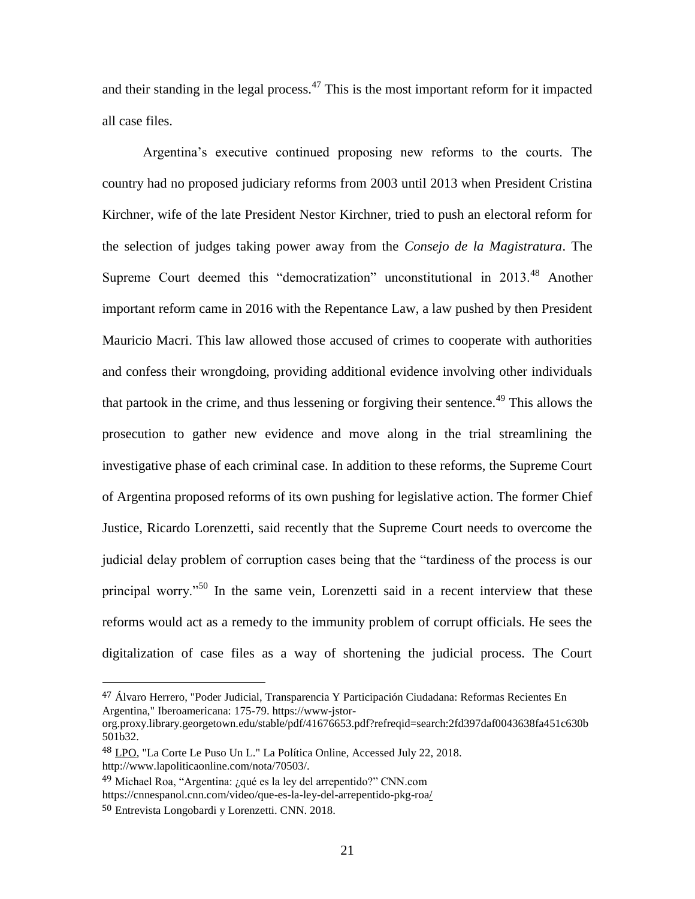and their standing in the legal process.[47] This is the most important reform for it impacted all case files.

Argentina's executive continued proposing new reforms to the courts. The country had no proposed judiciary reforms from 2003 until 2013 when President Cristina Kirchner, wife of the late President Nestor Kirchner, tried to push an electoral reform for the selection of judges taking power away from the *Consejo de la Magistratura*. The Supreme Court deemed this "democratization" unconstitutional in 2013.[48] Another important reform came in 2016 with the Repentance Law, a law pushed by then President Mauricio Macri. This law allowed those accused of crimes to cooperate with authorities and confess their wrongdoing, providing additional evidence involving other individuals that partook in the crime, and thus lessening or forgiving their sentence.[49] This allows the prosecution to gather new evidence and move along in the trial streamlining the investigative phase of each criminal case. In addition to these reforms, the Supreme Court of Argentina proposed reforms of its own pushing for legislative action. The former Chief Justice, Ricardo Lorenzetti, said recently that the Supreme Court needs to overcome the judicial delay problem of corruption cases being that the "tardiness of the process is our principal worry."[50] In the same vein, Lorenzetti said in a recent interview that these reforms would act as a remedy to the immunity problem of corrupt officials. He sees the digitalization of case files as a way of shortening the judicial process. The Court

---

[47] Álvaro Herrero, "Poder Judicial, Transparencia Y Participación Ciudadana: Reformas Recientes En Argentina," Iberoamericana: 175-79. https://www-jstor-org.proxy.library.georgetown.edu/stable/pdf/41676653.pdf?refreqid=search:2fd397daf0043638fa451c630b501b32.

[48] LPO, "La Corte Le Puso Un L." La Política Online, Accessed July 22, 2018. http://www.lapoliticaonline.com/nota/70503/.

[49] Michael Roa, "Argentina: ¿qué es la ley del arrepentido?" CNN.com https://cnnespanol.cnn.com/video/que-es-la-ley-del-arrepentido-pkg-roa/

[50] Entrevista Longobardi y Lorenzetti. CNN. 2018.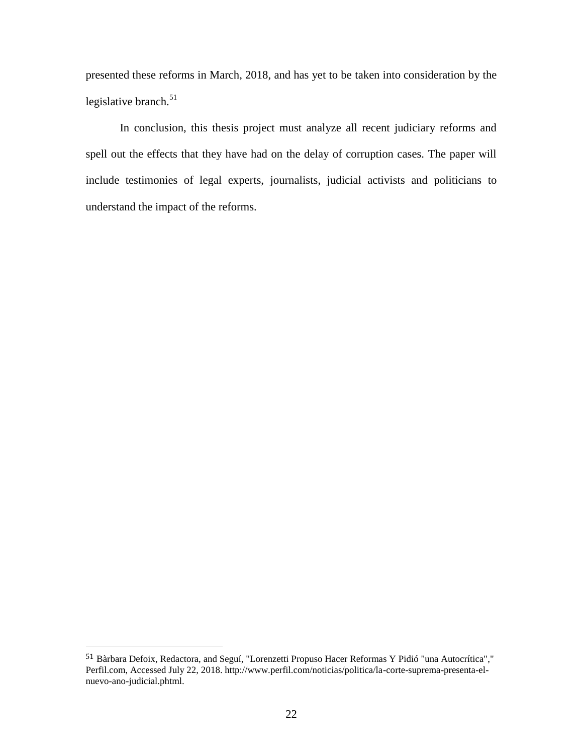presented these reforms in March, 2018, and has yet to be taken into consideration by the legislative branch.[51]

In conclusion, this thesis project must analyze all recent judiciary reforms and spell out the effects that they have had on the delay of corruption cases. The paper will include testimonies of legal experts, journalists, judicial activists and politicians to understand the impact of the reforms.

---

[51] Bàrbara Defoix, Redactora, and Seguí, "Lorenzetti Propuso Hacer Reformas Y Pidió "una Autocrítica"," Perfil.com, Accessed July 22, 2018. http://www.perfil.com/noticias/politica/la-corte-suprema-presenta-el-nuevo-ano-judicial.phtml.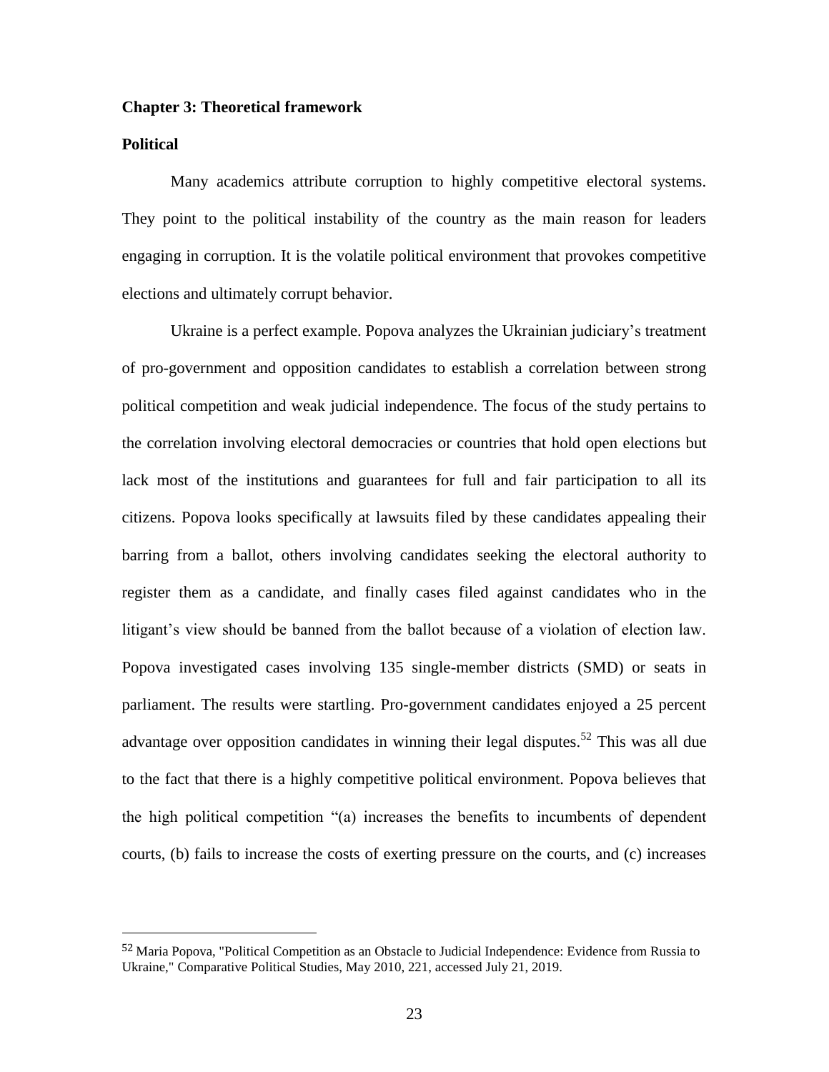# Chapter 3: Theoretical framework

## Political

Many academics attribute corruption to highly competitive electoral systems. They point to the political instability of the country as the main reason for leaders engaging in corruption. It is the volatile political environment that provokes competitive elections and ultimately corrupt behavior.

Ukraine is a perfect example. Popova analyzes the Ukrainian judiciary's treatment of pro-government and opposition candidates to establish a correlation between strong political competition and weak judicial independence. The focus of the study pertains to the correlation involving electoral democracies or countries that hold open elections but lack most of the institutions and guarantees for full and fair participation to all its citizens. Popova looks specifically at lawsuits filed by these candidates appealing their barring from a ballot, others involving candidates seeking the electoral authority to register them as a candidate, and finally cases filed against candidates who in the litigant's view should be banned from the ballot because of a violation of election law. Popova investigated cases involving 135 single-member districts (SMD) or seats in parliament. The results were startling. Pro-government candidates enjoyed a 25 percent advantage over opposition candidates in winning their legal disputes.[52] This was all due to the fact that there is a highly competitive political environment. Popova believes that the high political competition "(a) increases the benefits to incumbents of dependent courts, (b) fails to increase the costs of exerting pressure on the courts, and (c) increases

---

[52] Maria Popova, "Political Competition as an Obstacle to Judicial Independence: Evidence from Russia to Ukraine," Comparative Political Studies, May 2010, 221, accessed July 21, 2019.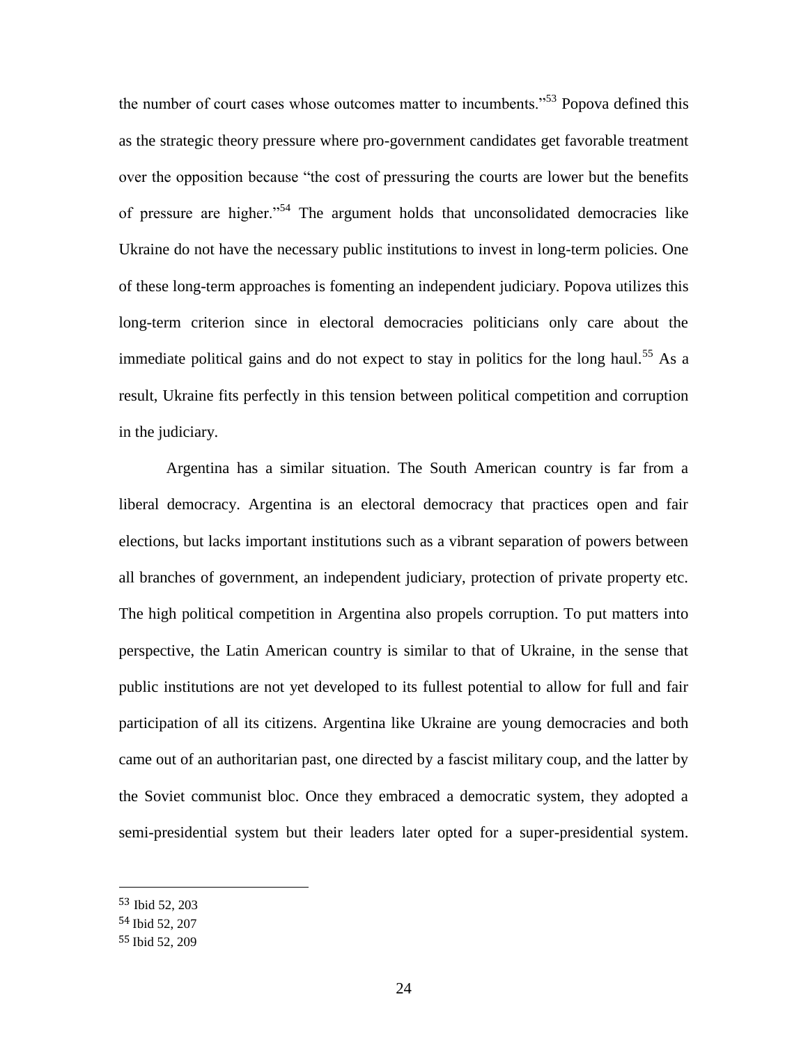the number of court cases whose outcomes matter to incumbents."[53] Popova defined this as the strategic theory pressure where pro-government candidates get favorable treatment over the opposition because "the cost of pressuring the courts are lower but the benefits of pressure are higher."[54] The argument holds that unconsolidated democracies like Ukraine do not have the necessary public institutions to invest in long-term policies. One of these long-term approaches is fomenting an independent judiciary. Popova utilizes this long-term criterion since in electoral democracies politicians only care about the immediate political gains and do not expect to stay in politics for the long haul.[55] As a result, Ukraine fits perfectly in this tension between political competition and corruption in the judiciary.

Argentina has a similar situation. The South American country is far from a liberal democracy. Argentina is an electoral democracy that practices open and fair elections, but lacks important institutions such as a vibrant separation of powers between all branches of government, an independent judiciary, protection of private property etc. The high political competition in Argentina also propels corruption. To put matters into perspective, the Latin American country is similar to that of Ukraine, in the sense that public institutions are not yet developed to its fullest potential to allow for full and fair participation of all its citizens. Argentina like Ukraine are young democracies and both came out of an authoritarian past, one directed by a fascist military coup, and the latter by the Soviet communist bloc. Once they embraced a democratic system, they adopted a semi-presidential system but their leaders later opted for a super-presidential system.

---

[53] Ibid 52, 203

[54] Ibid 52, 207

[55] Ibid 52, 209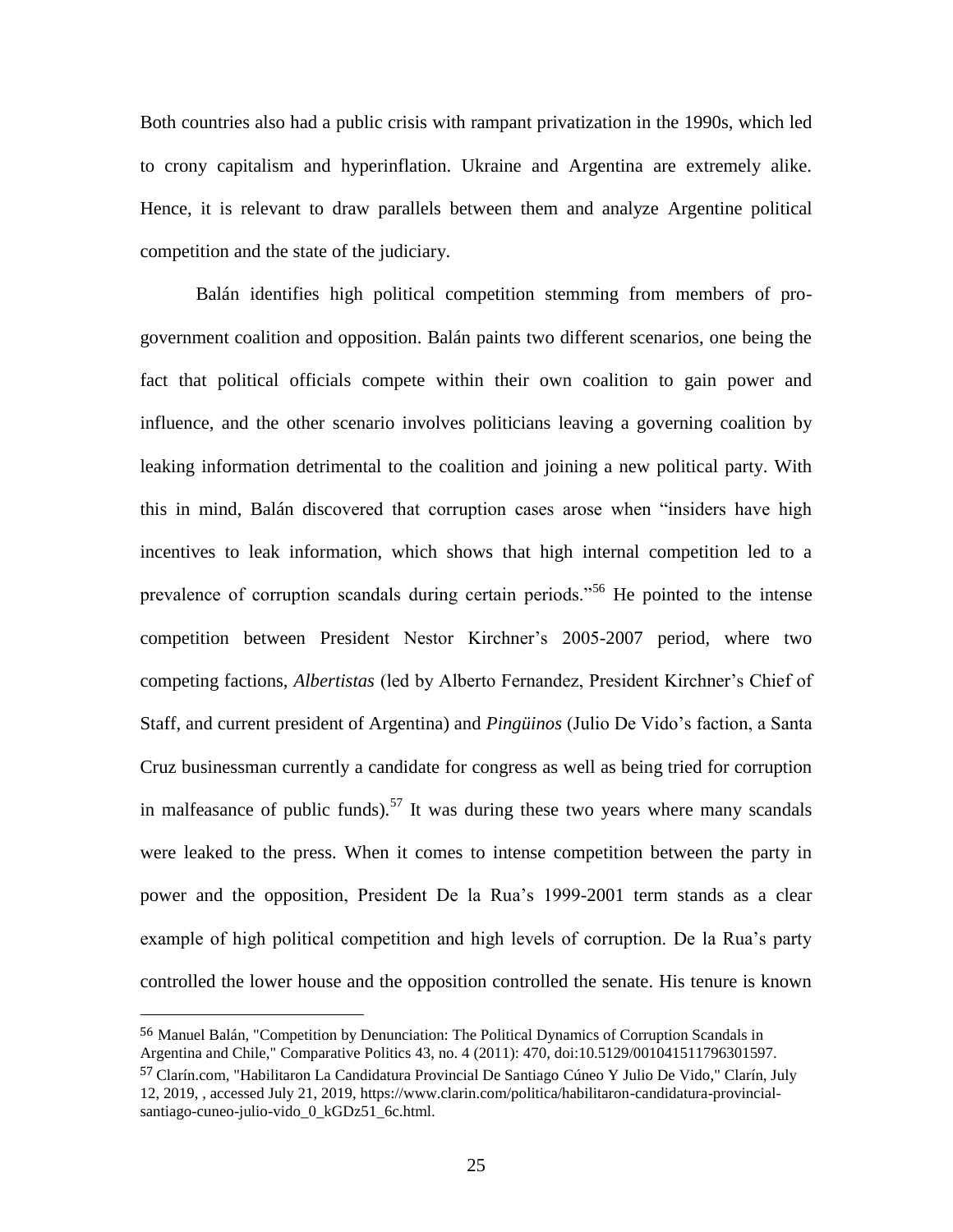Both countries also had a public crisis with rampant privatization in the 1990s, which led to crony capitalism and hyperinflation. Ukraine and Argentina are extremely alike. Hence, it is relevant to draw parallels between them and analyze Argentine political competition and the state of the judiciary.

Balán identifies high political competition stemming from members of pro-government coalition and opposition. Balán paints two different scenarios, one being the fact that political officials compete within their own coalition to gain power and influence, and the other scenario involves politicians leaving a governing coalition by leaking information detrimental to the coalition and joining a new political party. With this in mind, Balán discovered that corruption cases arose when "insiders have high incentives to leak information, which shows that high internal competition led to a prevalence of corruption scandals during certain periods."[56] He pointed to the intense competition between President Nestor Kirchner's 2005-2007 period, where two competing factions, *Albertistas* (led by Alberto Fernandez, President Kirchner's Chief of Staff, and current president of Argentina) and *Pingüinos* (Julio De Vido's faction, a Santa Cruz businessman currently a candidate for congress as well as being tried for corruption in malfeasance of public funds).[57] It was during these two years where many scandals were leaked to the press. When it comes to intense competition between the party in power and the opposition, President De la Rua's 1999-2001 term stands as a clear example of high political competition and high levels of corruption. De la Rua's party controlled the lower house and the opposition controlled the senate. His tenure is known

---

[56] Manuel Balán, "Competition by Denunciation: The Political Dynamics of Corruption Scandals in Argentina and Chile," Comparative Politics 43, no. 4 (2011): 470, doi:10.5129/001041511796301597.

[57] Clarín.com, "Habilitaron La Candidatura Provincial De Santiago Cúneo Y Julio De Vido," Clarín, July 12, 2019, , accessed July 21, 2019, https://www.clarin.com/politica/habilitaron-candidatura-provincial-santiago-cuneo-julio-vido_0_kGDz51_6c.html.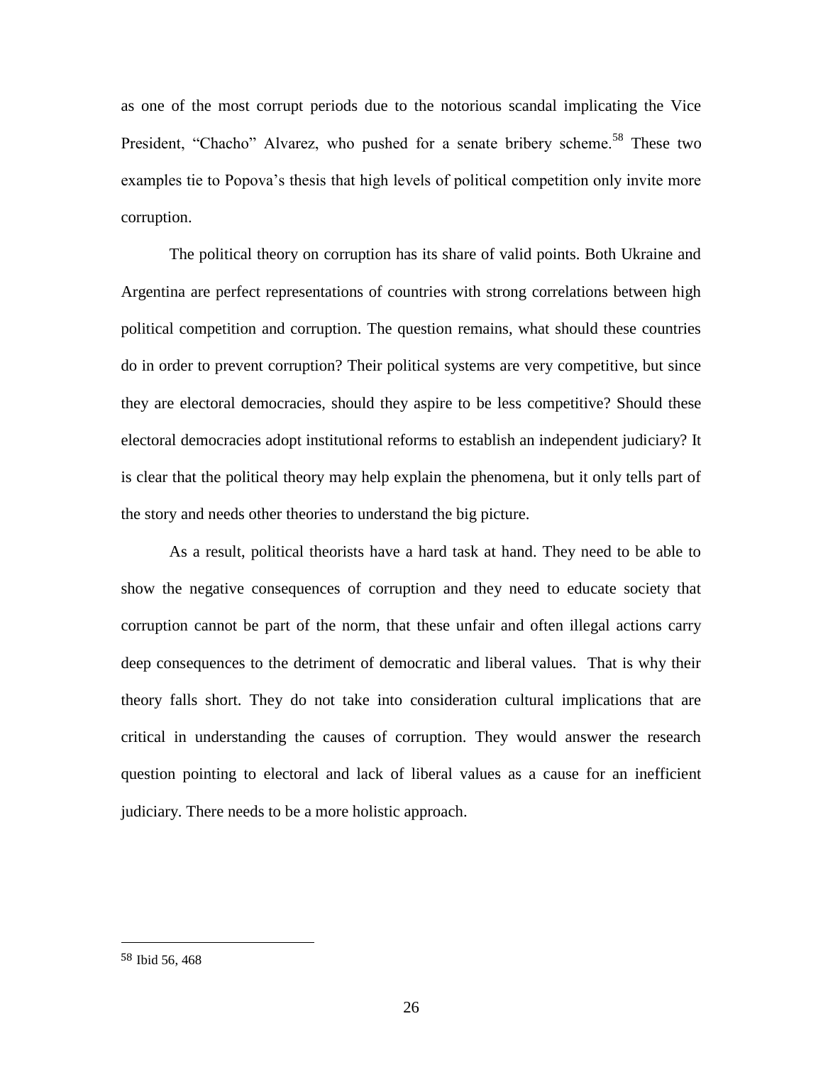as one of the most corrupt periods due to the notorious scandal implicating the Vice President, "Chacho" Alvarez, who pushed for a senate bribery scheme.[58] These two examples tie to Popova's thesis that high levels of political competition only invite more corruption.

The political theory on corruption has its share of valid points. Both Ukraine and Argentina are perfect representations of countries with strong correlations between high political competition and corruption. The question remains, what should these countries do in order to prevent corruption? Their political systems are very competitive, but since they are electoral democracies, should they aspire to be less competitive? Should these electoral democracies adopt institutional reforms to establish an independent judiciary? It is clear that the political theory may help explain the phenomena, but it only tells part of the story and needs other theories to understand the big picture.

As a result, political theorists have a hard task at hand. They need to be able to show the negative consequences of corruption and they need to educate society that corruption cannot be part of the norm, that these unfair and often illegal actions carry deep consequences to the detriment of democratic and liberal values. That is why their theory falls short. They do not take into consideration cultural implications that are critical in understanding the causes of corruption. They would answer the research question pointing to electoral and lack of liberal values as a cause for an inefficient judiciary. There needs to be a more holistic approach.

---

[58] Ibid 56, 468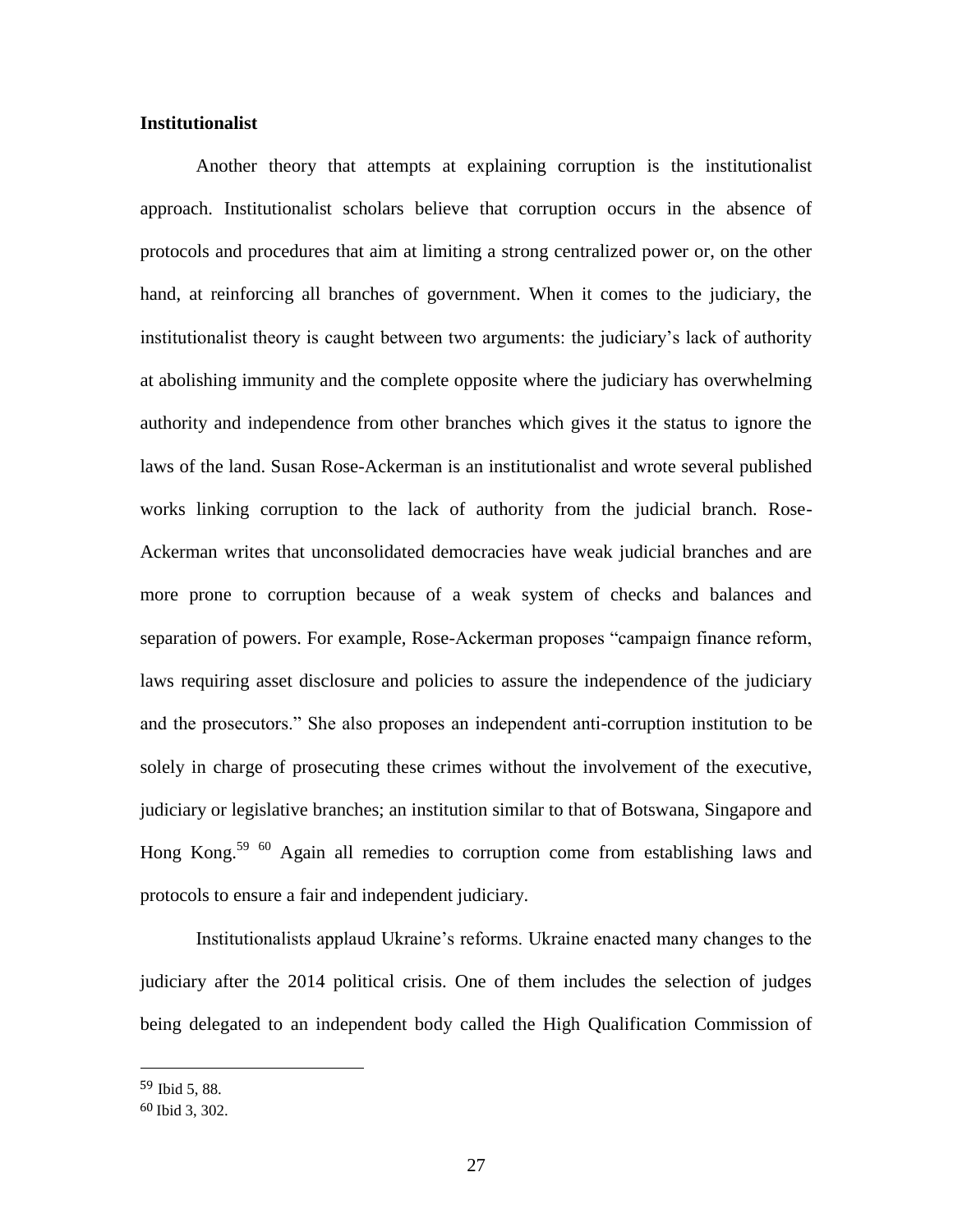**Institutionalist**

Another theory that attempts at explaining corruption is the institutionalist approach. Institutionalist scholars believe that corruption occurs in the absence of protocols and procedures that aim at limiting a strong centralized power or, on the other hand, at reinforcing all branches of government. When it comes to the judiciary, the institutionalist theory is caught between two arguments: the judiciary's lack of authority at abolishing immunity and the complete opposite where the judiciary has overwhelming authority and independence from other branches which gives it the status to ignore the laws of the land. Susan Rose-Ackerman is an institutionalist and wrote several published works linking corruption to the lack of authority from the judicial branch. Rose-Ackerman writes that unconsolidated democracies have weak judicial branches and are more prone to corruption because of a weak system of checks and balances and separation of powers. For example, Rose-Ackerman proposes "campaign finance reform, laws requiring asset disclosure and policies to assure the independence of the judiciary and the prosecutors." She also proposes an independent anti-corruption institution to be solely in charge of prosecuting these crimes without the involvement of the executive, judiciary or legislative branches; an institution similar to that of Botswana, Singapore and Hong Kong.[59] [60] Again all remedies to corruption come from establishing laws and protocols to ensure a fair and independent judiciary.

Institutionalists applaud Ukraine's reforms. Ukraine enacted many changes to the judiciary after the 2014 political crisis. One of them includes the selection of judges being delegated to an independent body called the High Qualification Commission of

---

[59] Ibid 5, 88.

[60] Ibid 3, 302.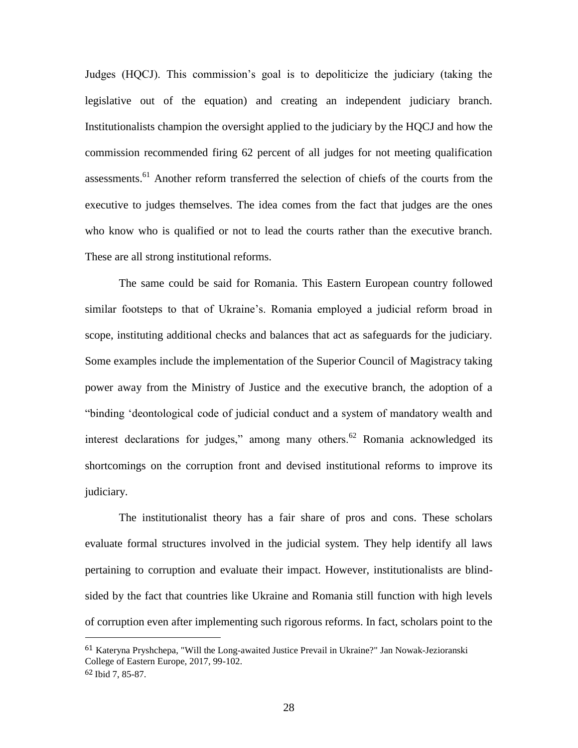Judges (HQCJ). This commission's goal is to depoliticize the judiciary (taking the legislative out of the equation) and creating an independent judiciary branch. Institutionalists champion the oversight applied to the judiciary by the HQCJ and how the commission recommended firing 62 percent of all judges for not meeting qualification assessments.[61] Another reform transferred the selection of chiefs of the courts from the executive to judges themselves. The idea comes from the fact that judges are the ones who know who is qualified or not to lead the courts rather than the executive branch. These are all strong institutional reforms.

The same could be said for Romania. This Eastern European country followed similar footsteps to that of Ukraine's. Romania employed a judicial reform broad in scope, instituting additional checks and balances that act as safeguards for the judiciary. Some examples include the implementation of the Superior Council of Magistracy taking power away from the Ministry of Justice and the executive branch, the adoption of a "binding 'deontological code of judicial conduct and a system of mandatory wealth and interest declarations for judges," among many others.[62] Romania acknowledged its shortcomings on the corruption front and devised institutional reforms to improve its judiciary.

The institutionalist theory has a fair share of pros and cons. These scholars evaluate formal structures involved in the judicial system. They help identify all laws pertaining to corruption and evaluate their impact. However, institutionalists are blind-sided by the fact that countries like Ukraine and Romania still function with high levels of corruption even after implementing such rigorous reforms. In fact, scholars point to the

---

[61] Kateryna Pryshchepa, "Will the Long-awaited Justice Prevail in Ukraine?" Jan Nowak-Jezioranski College of Eastern Europe, 2017, 99-102.

[62] Ibid 7, 85-87.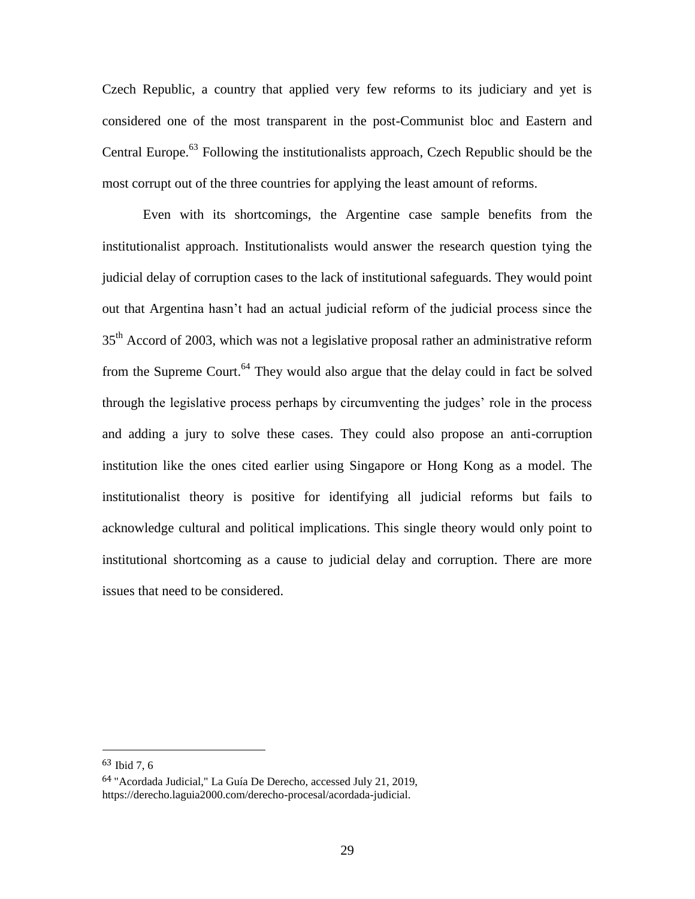Czech Republic, a country that applied very few reforms to its judiciary and yet is considered one of the most transparent in the post-Communist bloc and Eastern and Central Europe.[63] Following the institutionalists approach, Czech Republic should be the most corrupt out of the three countries for applying the least amount of reforms.

Even with its shortcomings, the Argentine case sample benefits from the institutionalist approach. Institutionalists would answer the research question tying the judicial delay of corruption cases to the lack of institutional safeguards. They would point out that Argentina hasn't had an actual judicial reform of the judicial process since the 35th Accord of 2003, which was not a legislative proposal rather an administrative reform from the Supreme Court.[64] They would also argue that the delay could in fact be solved through the legislative process perhaps by circumventing the judges' role in the process and adding a jury to solve these cases. They could also propose an anti-corruption institution like the ones cited earlier using Singapore or Hong Kong as a model. The institutionalist theory is positive for identifying all judicial reforms but fails to acknowledge cultural and political implications. This single theory would only point to institutional shortcoming as a cause to judicial delay and corruption. There are more issues that need to be considered.

---

[63] Ibid 7, 6

[64] "Acordada Judicial," La Guía De Derecho, accessed July 21, 2019, https://derecho.laguia2000.com/derecho-procesal/acordada-judicial.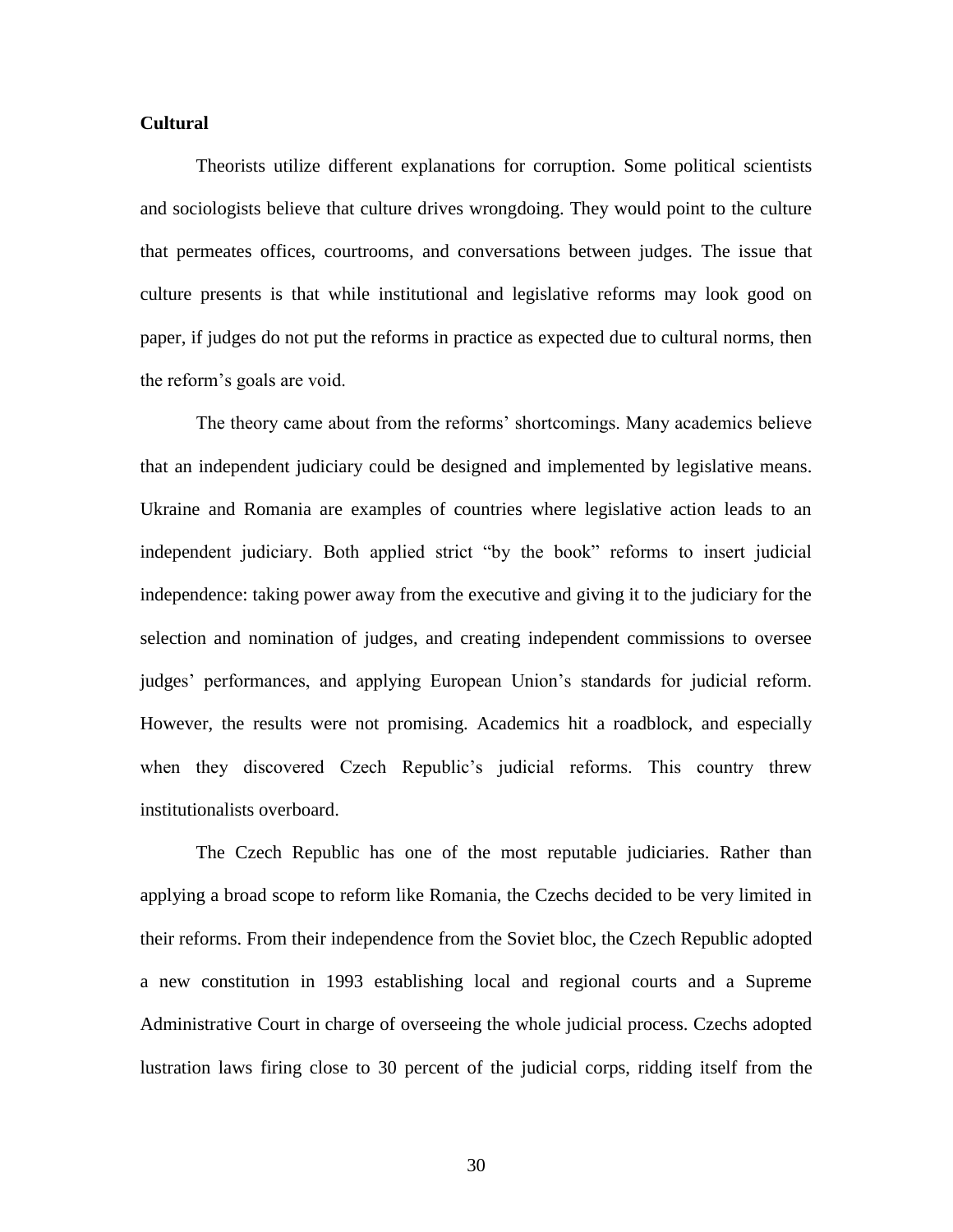**Cultural**

Theorists utilize different explanations for corruption. Some political scientists and sociologists believe that culture drives wrongdoing. They would point to the culture that permeates offices, courtrooms, and conversations between judges. The issue that culture presents is that while institutional and legislative reforms may look good on paper, if judges do not put the reforms in practice as expected due to cultural norms, then the reform's goals are void.

The theory came about from the reforms' shortcomings. Many academics believe that an independent judiciary could be designed and implemented by legislative means. Ukraine and Romania are examples of countries where legislative action leads to an independent judiciary. Both applied strict "by the book" reforms to insert judicial independence: taking power away from the executive and giving it to the judiciary for the selection and nomination of judges, and creating independent commissions to oversee judges' performances, and applying European Union's standards for judicial reform. However, the results were not promising. Academics hit a roadblock, and especially when they discovered Czech Republic's judicial reforms. This country threw institutionalists overboard.

The Czech Republic has one of the most reputable judiciaries. Rather than applying a broad scope to reform like Romania, the Czechs decided to be very limited in their reforms. From their independence from the Soviet bloc, the Czech Republic adopted a new constitution in 1993 establishing local and regional courts and a Supreme Administrative Court in charge of overseeing the whole judicial process. Czechs adopted lustration laws firing close to 30 percent of the judicial corps, ridding itself from the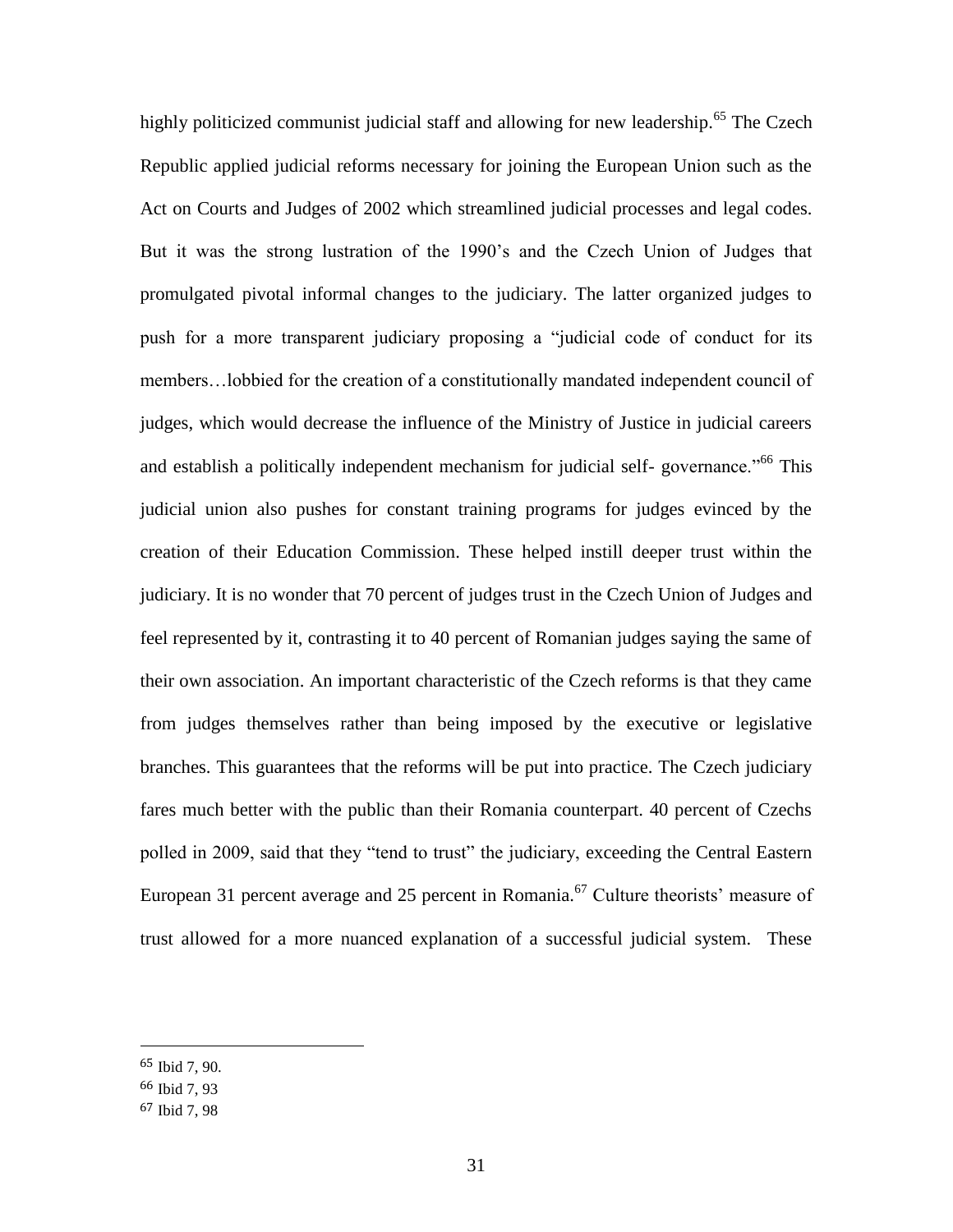highly politicized communist judicial staff and allowing for new leadership.[65] The Czech Republic applied judicial reforms necessary for joining the European Union such as the Act on Courts and Judges of 2002 which streamlined judicial processes and legal codes. But it was the strong lustration of the 1990's and the Czech Union of Judges that promulgated pivotal informal changes to the judiciary. The latter organized judges to push for a more transparent judiciary proposing a "judicial code of conduct for its members…lobbied for the creation of a constitutionally mandated independent council of judges, which would decrease the influence of the Ministry of Justice in judicial careers and establish a politically independent mechanism for judicial self- governance."[66] This judicial union also pushes for constant training programs for judges evinced by the creation of their Education Commission. These helped instill deeper trust within the judiciary. It is no wonder that 70 percent of judges trust in the Czech Union of Judges and feel represented by it, contrasting it to 40 percent of Romanian judges saying the same of their own association. An important characteristic of the Czech reforms is that they came from judges themselves rather than being imposed by the executive or legislative branches. This guarantees that the reforms will be put into practice. The Czech judiciary fares much better with the public than their Romania counterpart. 40 percent of Czechs polled in 2009, said that they "tend to trust" the judiciary, exceeding the Central Eastern European 31 percent average and 25 percent in Romania.[67] Culture theorists' measure of trust allowed for a more nuanced explanation of a successful judicial system. These

---

[65] Ibid 7, 90.

[66] Ibid 7, 93

[67] Ibid 7, 98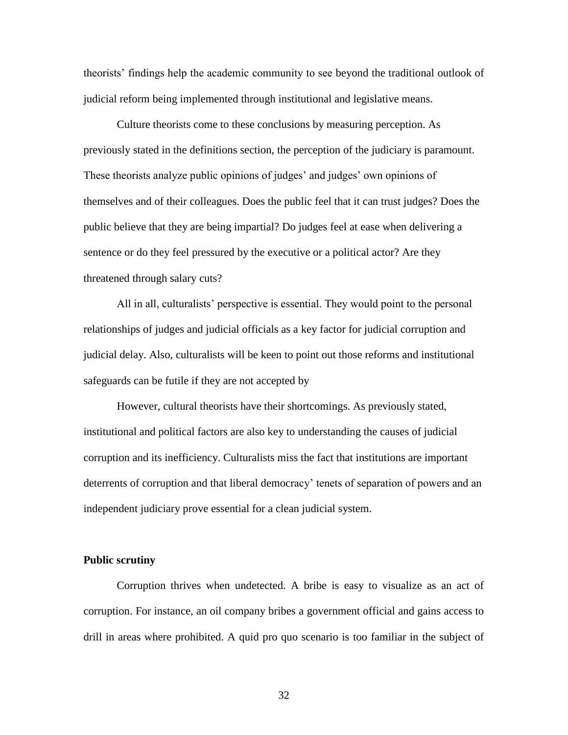theorists' findings help the academic community to see beyond the traditional outlook of judicial reform being implemented through institutional and legislative means.

Culture theorists come to these conclusions by measuring perception. As previously stated in the definitions section, the perception of the judiciary is paramount. These theorists analyze public opinions of judges' and judges' own opinions of themselves and of their colleagues. Does the public feel that it can trust judges? Does the public believe that they are being impartial? Do judges feel at ease when delivering a sentence or do they feel pressured by the executive or a political actor? Are they threatened through salary cuts?

All in all, culturalists' perspective is essential. They would point to the personal relationships of judges and judicial officials as a key factor for judicial corruption and judicial delay. Also, culturalists will be keen to point out those reforms and institutional safeguards can be futile if they are not accepted by

However, cultural theorists have their shortcomings. As previously stated, institutional and political factors are also key to understanding the causes of judicial corruption and its inefficiency. Culturalists miss the fact that institutions are important deterrents of corruption and that liberal democracy' tenets of separation of powers and an independent judiciary prove essential for a clean judicial system.

**Public scrutiny**

Corruption thrives when undetected. A bribe is easy to visualize as an act of corruption. For instance, an oil company bribes a government official and gains access to drill in areas where prohibited. A quid pro quo scenario is too familiar in the subject of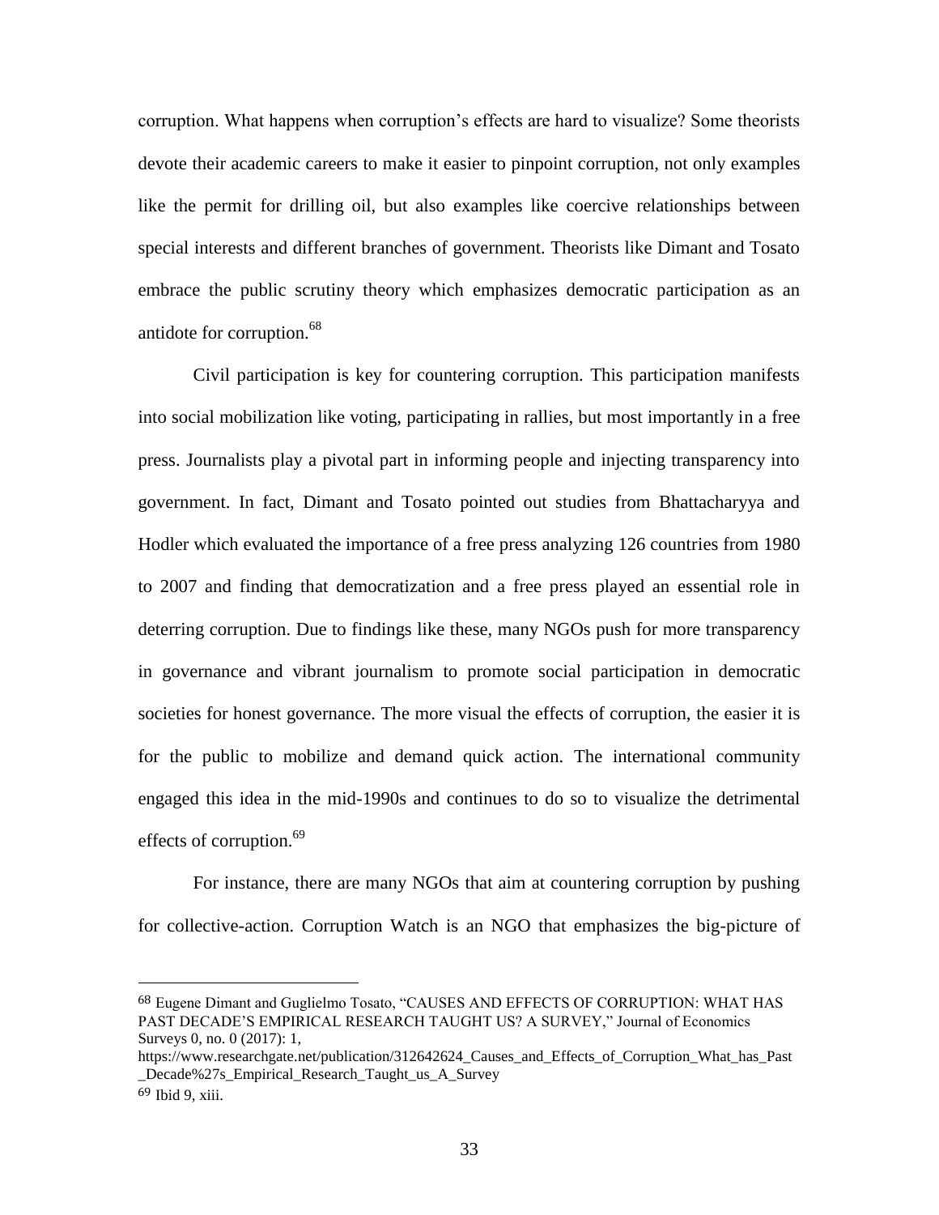corruption. What happens when corruption's effects are hard to visualize? Some theorists devote their academic careers to make it easier to pinpoint corruption, not only examples like the permit for drilling oil, but also examples like coercive relationships between special interests and different branches of government. Theorists like Dimant and Tosato embrace the public scrutiny theory which emphasizes democratic participation as an antidote for corruption.[68]

Civil participation is key for countering corruption. This participation manifests into social mobilization like voting, participating in rallies, but most importantly in a free press. Journalists play a pivotal part in informing people and injecting transparency into government. In fact, Dimant and Tosato pointed out studies from Bhattacharyya and Hodler which evaluated the importance of a free press analyzing 126 countries from 1980 to 2007 and finding that democratization and a free press played an essential role in deterring corruption. Due to findings like these, many NGOs push for more transparency in governance and vibrant journalism to promote social participation in democratic societies for honest governance. The more visual the effects of corruption, the easier it is for the public to mobilize and demand quick action. The international community engaged this idea in the mid-1990s and continues to do so to visualize the detrimental effects of corruption.[69]

For instance, there are many NGOs that aim at countering corruption by pushing for collective-action. Corruption Watch is an NGO that emphasizes the big-picture of

---

68 Eugene Dimant and Guglielmo Tosato, "CAUSES AND EFFECTS OF CORRUPTION: WHAT HAS PAST DECADE'S EMPIRICAL RESEARCH TAUGHT US? A SURVEY," Journal of Economics Surveys 0, no. 0 (2017): 1, https://www.researchgate.net/publication/312642624_Causes_and_Effects_of_Corruption_What_has_Past_Decade%27s_Empirical_Research_Taught_us_A_Survey

69 Ibid 9, xiii.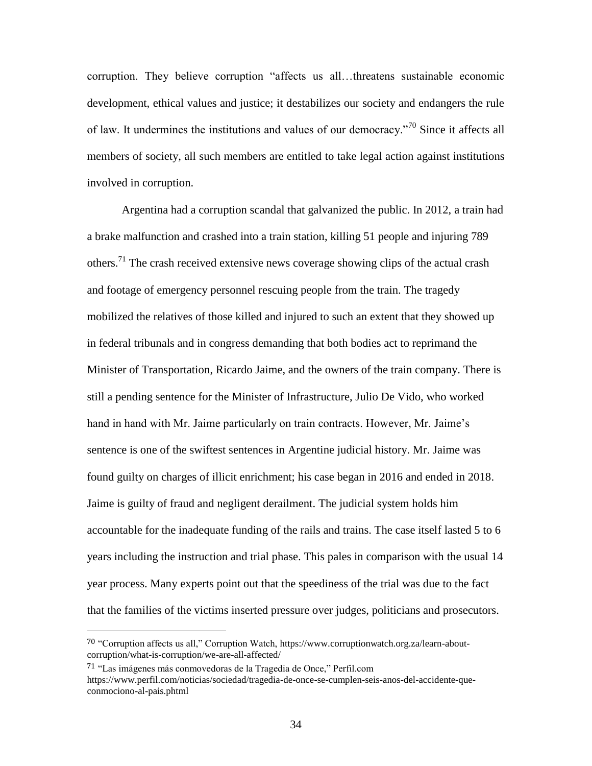corruption. They believe corruption "affects us all…threatens sustainable economic development, ethical values and justice; it destabilizes our society and endangers the rule of law. It undermines the institutions and values of our democracy."[70] Since it affects all members of society, all such members are entitled to take legal action against institutions involved in corruption.

Argentina had a corruption scandal that galvanized the public. In 2012, a train had a brake malfunction and crashed into a train station, killing 51 people and injuring 789 others.[71] The crash received extensive news coverage showing clips of the actual crash and footage of emergency personnel rescuing people from the train. The tragedy mobilized the relatives of those killed and injured to such an extent that they showed up in federal tribunals and in congress demanding that both bodies act to reprimand the Minister of Transportation, Ricardo Jaime, and the owners of the train company. There is still a pending sentence for the Minister of Infrastructure, Julio De Vido, who worked hand in hand with Mr. Jaime particularly on train contracts. However, Mr. Jaime's sentence is one of the swiftest sentences in Argentine judicial history. Mr. Jaime was found guilty on charges of illicit enrichment; his case began in 2016 and ended in 2018. Jaime is guilty of fraud and negligent derailment. The judicial system holds him accountable for the inadequate funding of the rails and trains. The case itself lasted 5 to 6 years including the instruction and trial phase. This pales in comparison with the usual 14 year process. Many experts point out that the speediness of the trial was due to the fact that the families of the victims inserted pressure over judges, politicians and prosecutors.

---

[70] "Corruption affects us all," Corruption Watch, https://www.corruptionwatch.org.za/learn-about-corruption/what-is-corruption/we-are-all-affected/

[71] "Las imágenes más conmovedoras de la Tragedia de Once," Perfil.com https://www.perfil.com/noticias/sociedad/tragedia-de-once-se-cumplen-seis-anos-del-accidente-que-conmociono-al-pais.phtml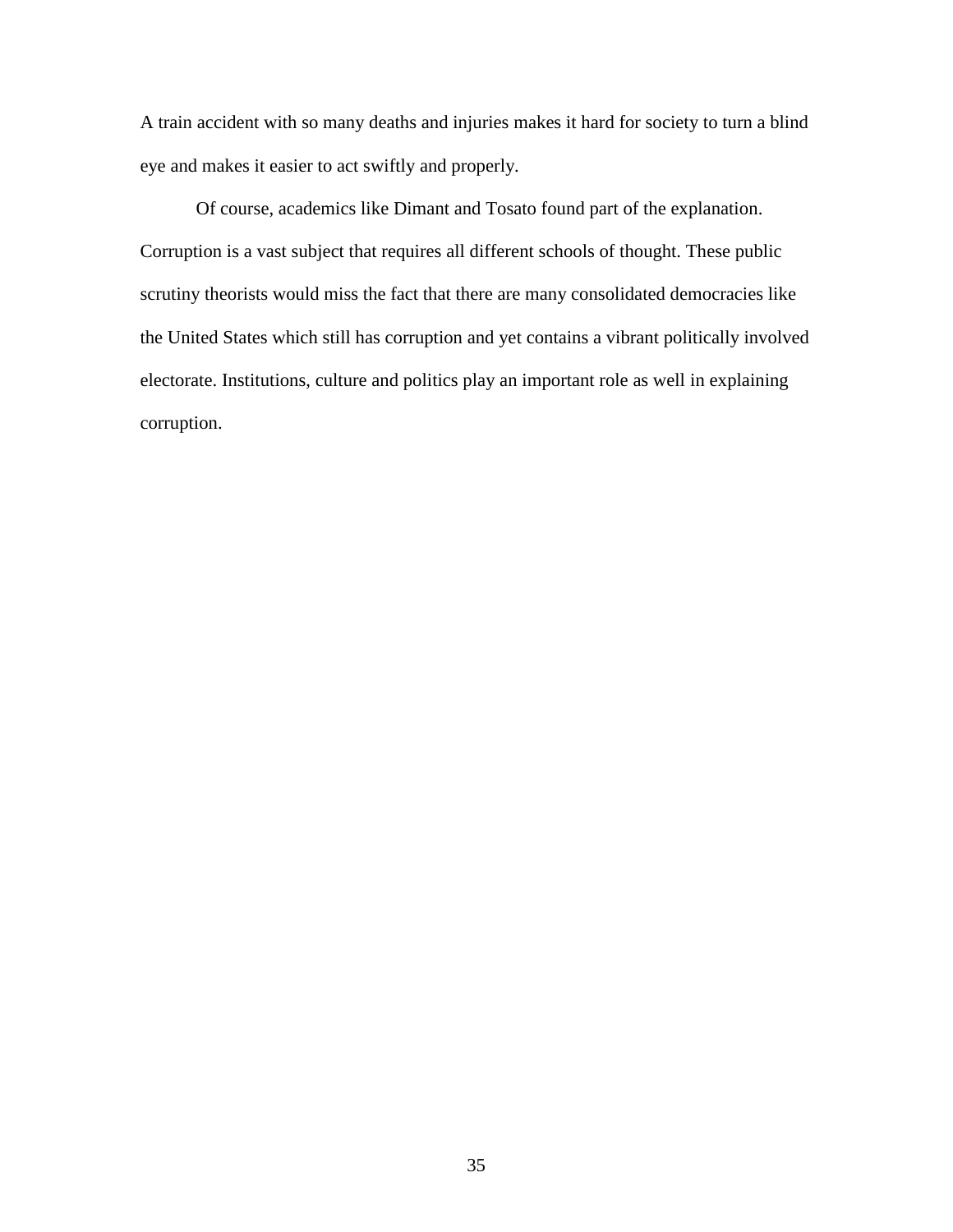A train accident with so many deaths and injuries makes it hard for society to turn a blind eye and makes it easier to act swiftly and properly.

Of course, academics like Dimant and Tosato found part of the explanation. Corruption is a vast subject that requires all different schools of thought. These public scrutiny theorists would miss the fact that there are many consolidated democracies like the United States which still has corruption and yet contains a vibrant politically involved electorate. Institutions, culture and politics play an important role as well in explaining corruption.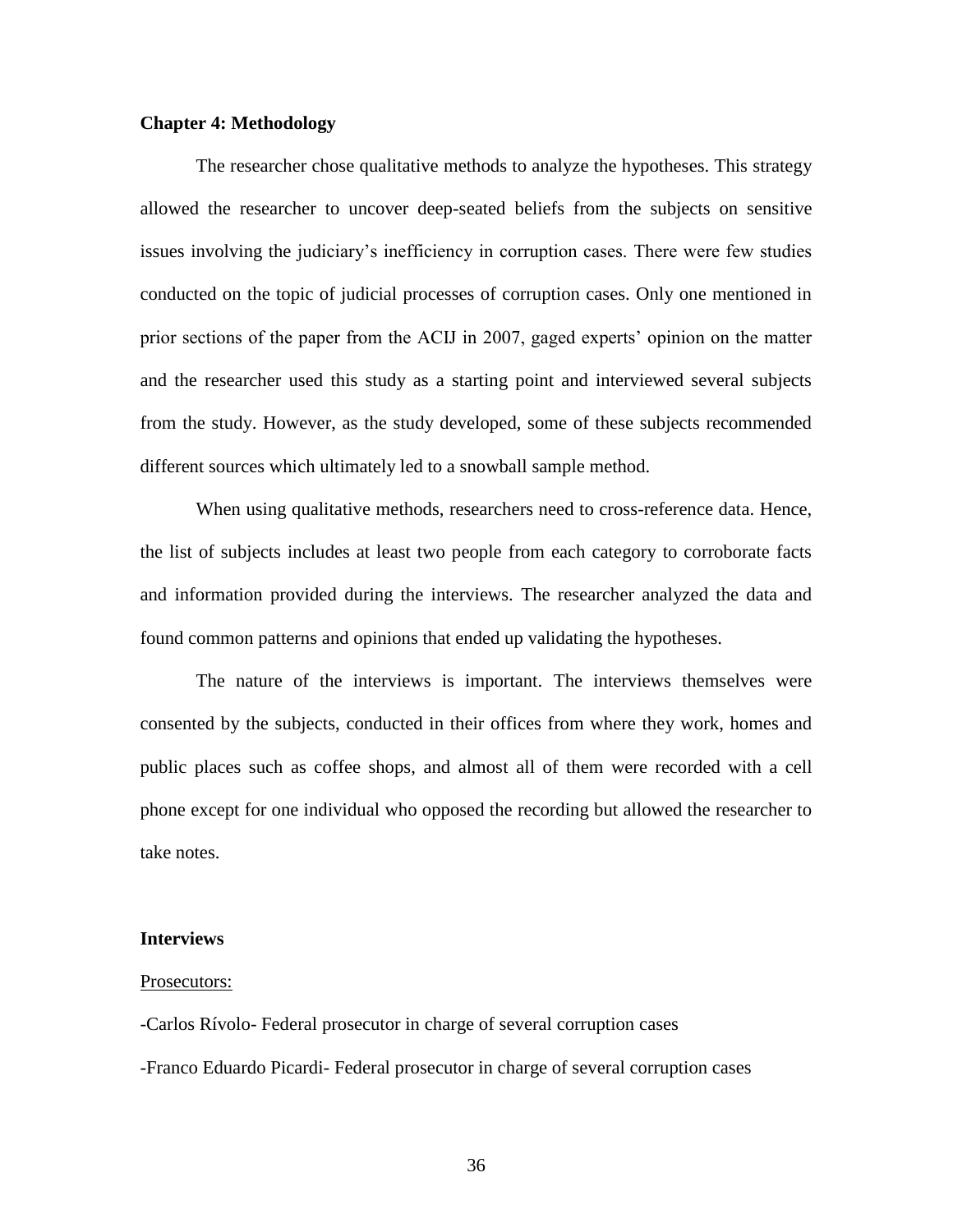## Chapter 4: Methodology

The researcher chose qualitative methods to analyze the hypotheses. This strategy allowed the researcher to uncover deep-seated beliefs from the subjects on sensitive issues involving the judiciary's inefficiency in corruption cases. There were few studies conducted on the topic of judicial processes of corruption cases. Only one mentioned in prior sections of the paper from the ACIJ in 2007, gaged experts' opinion on the matter and the researcher used this study as a starting point and interviewed several subjects from the study. However, as the study developed, some of these subjects recommended different sources which ultimately led to a snowball sample method.

When using qualitative methods, researchers need to cross-reference data. Hence, the list of subjects includes at least two people from each category to corroborate facts and information provided during the interviews. The researcher analyzed the data and found common patterns and opinions that ended up validating the hypotheses.

The nature of the interviews is important. The interviews themselves were consented by the subjects, conducted in their offices from where they work, homes and public places such as coffee shops, and almost all of them were recorded with a cell phone except for one individual who opposed the recording but allowed the researcher to take notes.

### Interviews

Prosecutors:

-Carlos Rívolo- Federal prosecutor in charge of several corruption cases

-Franco Eduardo Picardi- Federal prosecutor in charge of several corruption cases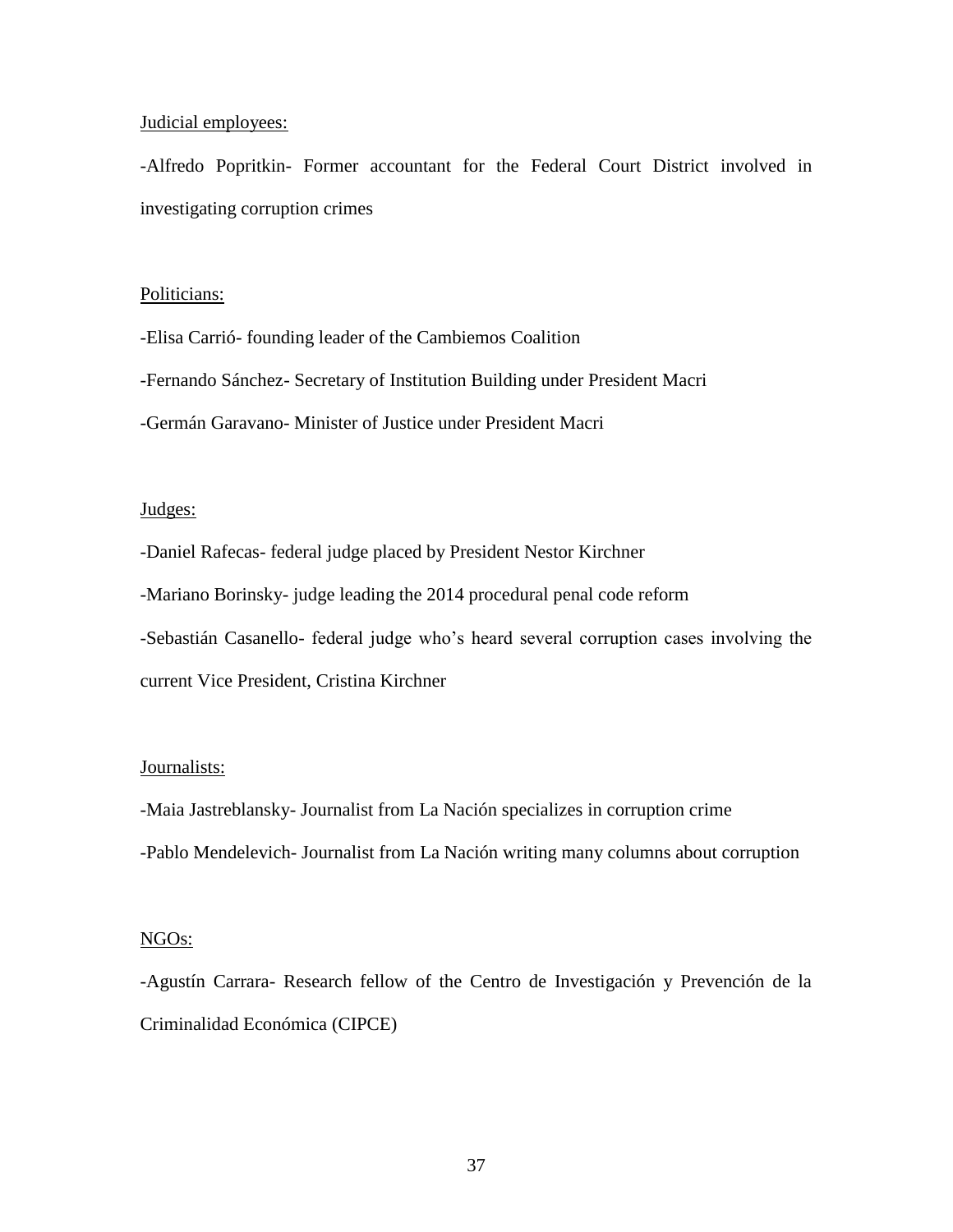Judicial employees:

-Alfredo Popritkin- Former accountant for the Federal Court District involved in investigating corruption crimes

Politicians:

-Elisa Carrió- founding leader of the Cambiemos Coalition

-Fernando Sánchez- Secretary of Institution Building under President Macri

-Germán Garavano- Minister of Justice under President Macri

Judges:

-Daniel Rafecas- federal judge placed by President Nestor Kirchner

-Mariano Borinsky- judge leading the 2014 procedural penal code reform

-Sebastián Casanello- federal judge who's heard several corruption cases involving the current Vice President, Cristina Kirchner

Journalists:

-Maia Jastreblansky- Journalist from La Nación specializes in corruption crime

-Pablo Mendelevich- Journalist from La Nación writing many columns about corruption

NGOs:

-Agustín Carrara- Research fellow of the Centro de Investigación y Prevención de la Criminalidad Económica (CIPCE)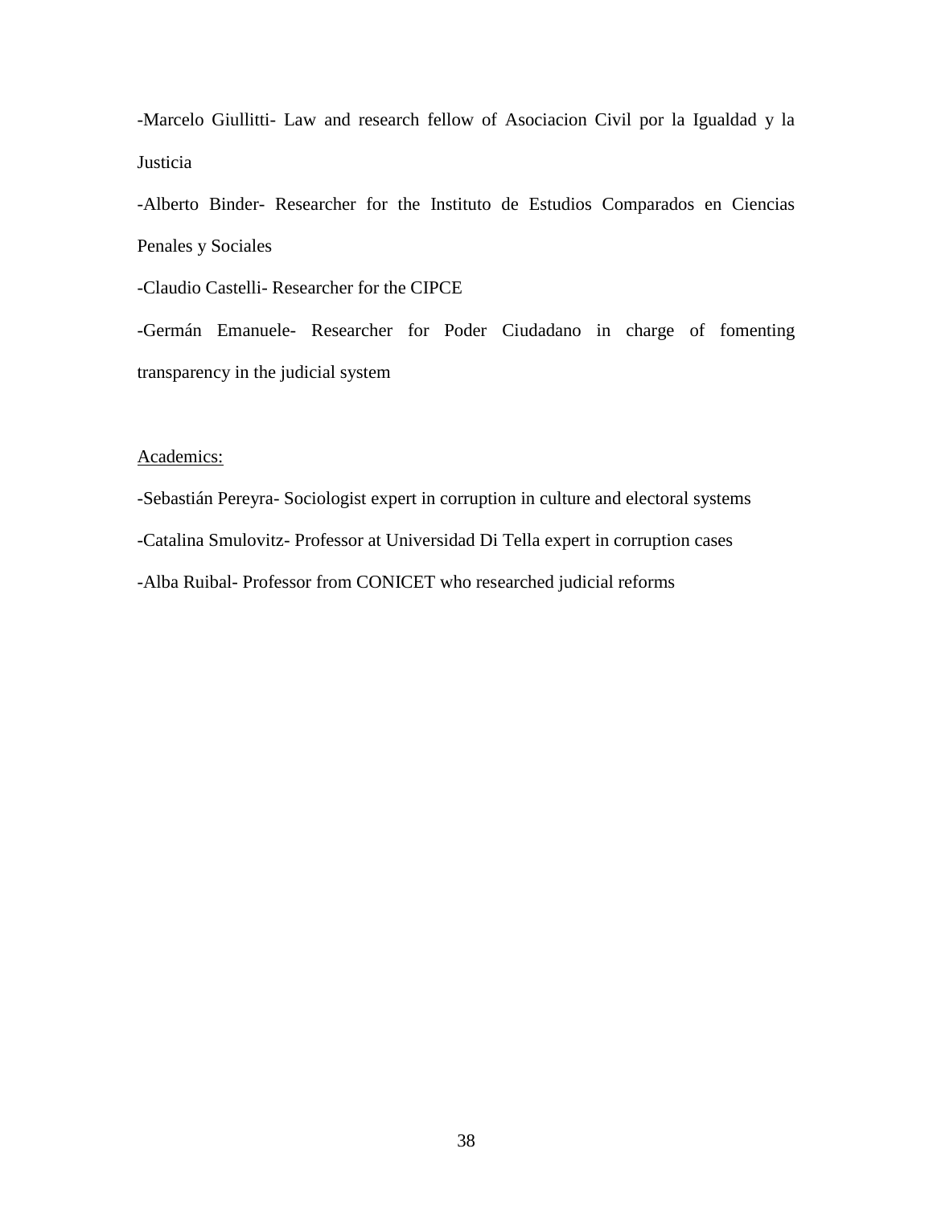-Marcelo Giullitti- Law and research fellow of Asociacion Civil por la Igualdad y la Justicia

-Alberto Binder- Researcher for the Instituto de Estudios Comparados en Ciencias Penales y Sociales

-Claudio Castelli- Researcher for the CIPCE

-Germán Emanuele- Researcher for Poder Ciudadano in charge of fomenting transparency in the judicial system

<u>Academics:</u>

-Sebastián Pereyra- Sociologist expert in corruption in culture and electoral systems

-Catalina Smulovitz- Professor at Universidad Di Tella expert in corruption cases

-Alba Ruibal- Professor from CONICET who researched judicial reforms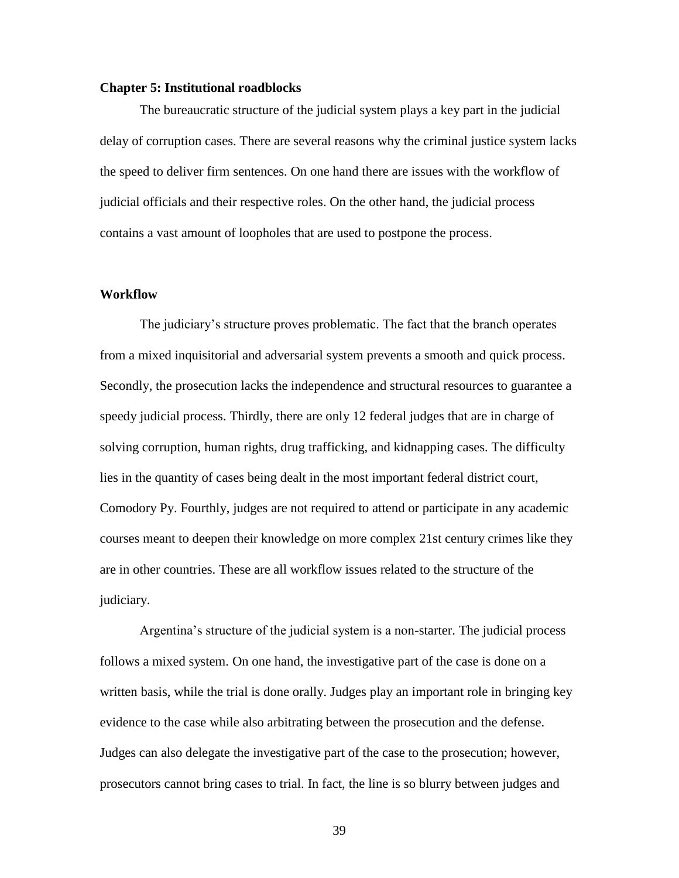## Chapter 5: Institutional roadblocks

The bureaucratic structure of the judicial system plays a key part in the judicial delay of corruption cases. There are several reasons why the criminal justice system lacks the speed to deliver firm sentences. On one hand there are issues with the workflow of judicial officials and their respective roles. On the other hand, the judicial process contains a vast amount of loopholes that are used to postpone the process.

### Workflow

The judiciary's structure proves problematic. The fact that the branch operates from a mixed inquisitorial and adversarial system prevents a smooth and quick process. Secondly, the prosecution lacks the independence and structural resources to guarantee a speedy judicial process. Thirdly, there are only 12 federal judges that are in charge of solving corruption, human rights, drug trafficking, and kidnapping cases. The difficulty lies in the quantity of cases being dealt in the most important federal district court, Comodory Py. Fourthly, judges are not required to attend or participate in any academic courses meant to deepen their knowledge on more complex 21st century crimes like they are in other countries. These are all workflow issues related to the structure of the judiciary.

Argentina's structure of the judicial system is a non-starter. The judicial process follows a mixed system. On one hand, the investigative part of the case is done on a written basis, while the trial is done orally. Judges play an important role in bringing key evidence to the case while also arbitrating between the prosecution and the defense. Judges can also delegate the investigative part of the case to the prosecution; however, prosecutors cannot bring cases to trial. In fact, the line is so blurry between judges and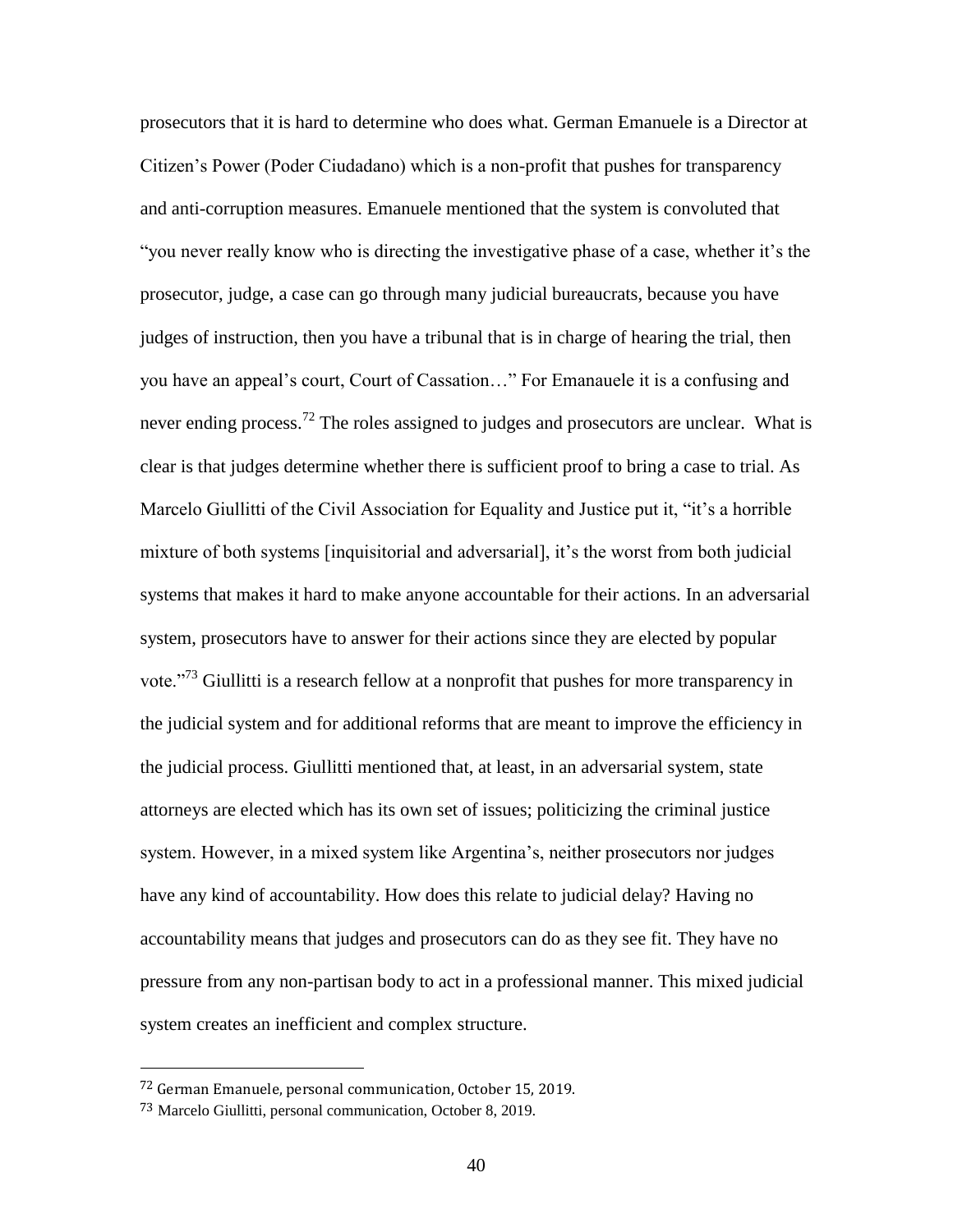prosecutors that it is hard to determine who does what. German Emanuele is a Director at Citizen's Power (Poder Ciudadano) which is a non-profit that pushes for transparency and anti-corruption measures. Emanuele mentioned that the system is convoluted that "you never really know who is directing the investigative phase of a case, whether it's the prosecutor, judge, a case can go through many judicial bureaucrats, because you have judges of instruction, then you have a tribunal that is in charge of hearing the trial, then you have an appeal's court, Court of Cassation…" For Emanauele it is a confusing and never ending process.[72] The roles assigned to judges and prosecutors are unclear. What is clear is that judges determine whether there is sufficient proof to bring a case to trial. As Marcelo Giullitti of the Civil Association for Equality and Justice put it, "it's a horrible mixture of both systems [inquisitorial and adversarial], it's the worst from both judicial systems that makes it hard to make anyone accountable for their actions. In an adversarial system, prosecutors have to answer for their actions since they are elected by popular vote."[73] Giullitti is a research fellow at a nonprofit that pushes for more transparency in the judicial system and for additional reforms that are meant to improve the efficiency in the judicial process. Giullitti mentioned that, at least, in an adversarial system, state attorneys are elected which has its own set of issues; politicizing the criminal justice system. However, in a mixed system like Argentina's, neither prosecutors nor judges have any kind of accountability. How does this relate to judicial delay? Having no accountability means that judges and prosecutors can do as they see fit. They have no pressure from any non-partisan body to act in a professional manner. This mixed judicial system creates an inefficient and complex structure.

---

[72] German Emanuele, personal communication, October 15, 2019.

[73] Marcelo Giullitti, personal communication, October 8, 2019.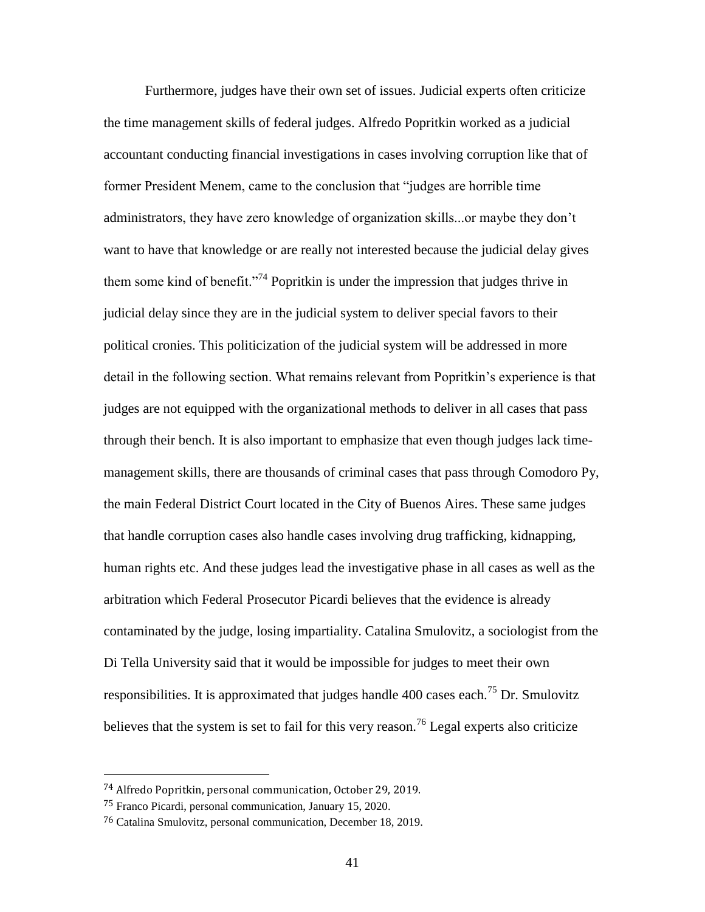Furthermore, judges have their own set of issues. Judicial experts often criticize the time management skills of federal judges. Alfredo Popritkin worked as a judicial accountant conducting financial investigations in cases involving corruption like that of former President Menem, came to the conclusion that "judges are horrible time administrators, they have zero knowledge of organization skills...or maybe they don't want to have that knowledge or are really not interested because the judicial delay gives them some kind of benefit."[74] Popritkin is under the impression that judges thrive in judicial delay since they are in the judicial system to deliver special favors to their political cronies. This politicization of the judicial system will be addressed in more detail in the following section. What remains relevant from Popritkin's experience is that judges are not equipped with the organizational methods to deliver in all cases that pass through their bench. It is also important to emphasize that even though judges lack time-management skills, there are thousands of criminal cases that pass through Comodoro Py, the main Federal District Court located in the City of Buenos Aires. These same judges that handle corruption cases also handle cases involving drug trafficking, kidnapping, human rights etc. And these judges lead the investigative phase in all cases as well as the arbitration which Federal Prosecutor Picardi believes that the evidence is already contaminated by the judge, losing impartiality. Catalina Smulovitz, a sociologist from the Di Tella University said that it would be impossible for judges to meet their own responsibilities. It is approximated that judges handle 400 cases each.[75] Dr. Smulovitz believes that the system is set to fail for this very reason.[76] Legal experts also criticize

---

[74] Alfredo Popritkin, personal communication, October 29, 2019.

[75] Franco Picardi, personal communication, January 15, 2020.

[76] Catalina Smulovitz, personal communication, December 18, 2019.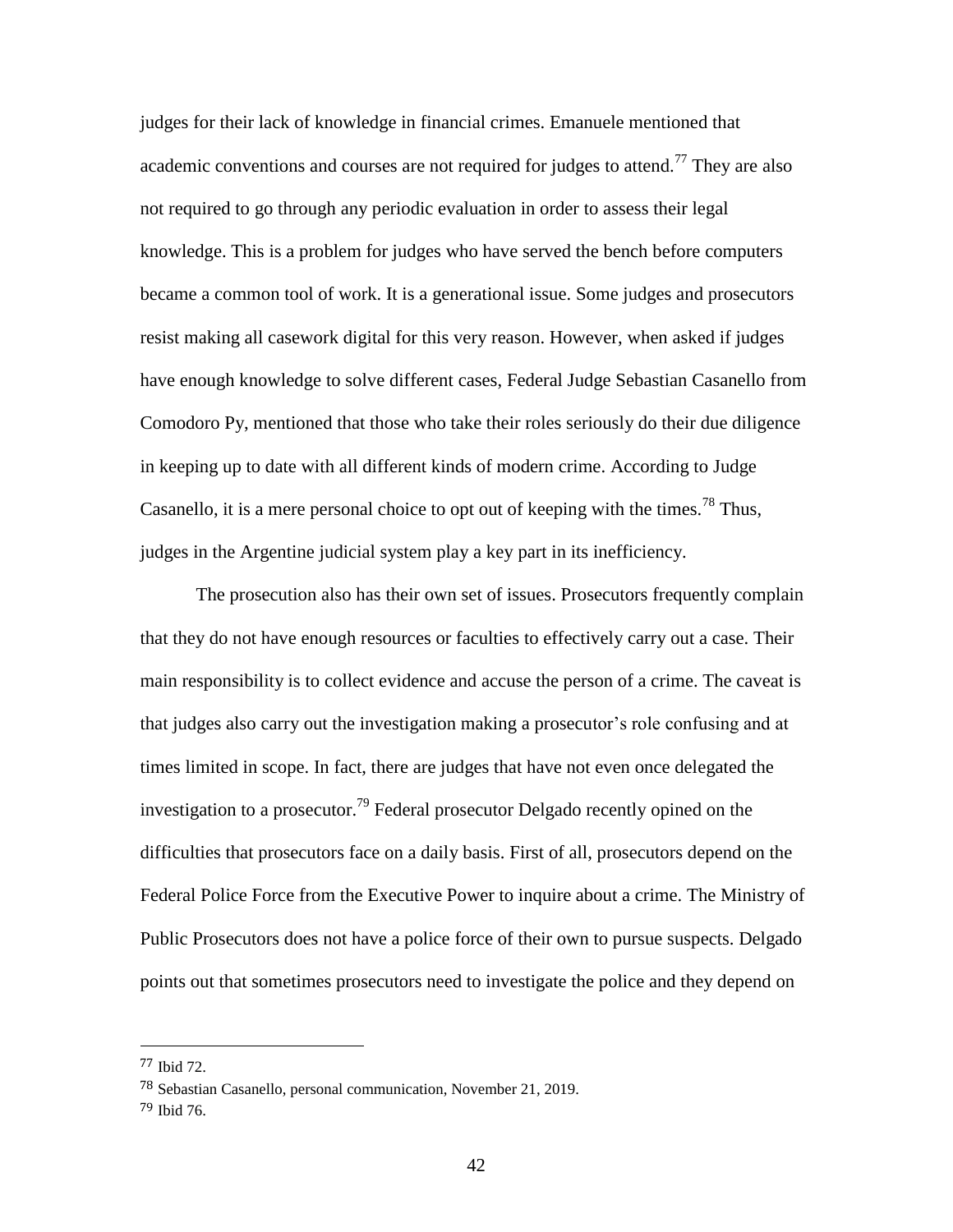judges for their lack of knowledge in financial crimes. Emanuele mentioned that academic conventions and courses are not required for judges to attend.[77] They are also not required to go through any periodic evaluation in order to assess their legal knowledge. This is a problem for judges who have served the bench before computers became a common tool of work. It is a generational issue. Some judges and prosecutors resist making all casework digital for this very reason. However, when asked if judges have enough knowledge to solve different cases, Federal Judge Sebastian Casanello from Comodoro Py, mentioned that those who take their roles seriously do their due diligence in keeping up to date with all different kinds of modern crime. According to Judge Casanello, it is a mere personal choice to opt out of keeping with the times.[78] Thus, judges in the Argentine judicial system play a key part in its inefficiency.

The prosecution also has their own set of issues. Prosecutors frequently complain that they do not have enough resources or faculties to effectively carry out a case. Their main responsibility is to collect evidence and accuse the person of a crime. The caveat is that judges also carry out the investigation making a prosecutor's role confusing and at times limited in scope. In fact, there are judges that have not even once delegated the investigation to a prosecutor.[79] Federal prosecutor Delgado recently opined on the difficulties that prosecutors face on a daily basis. First of all, prosecutors depend on the Federal Police Force from the Executive Power to inquire about a crime. The Ministry of Public Prosecutors does not have a police force of their own to pursue suspects. Delgado points out that sometimes prosecutors need to investigate the police and they depend on

---

[77] Ibid 72.

[78] Sebastian Casanello, personal communication, November 21, 2019.

[79] Ibid 76.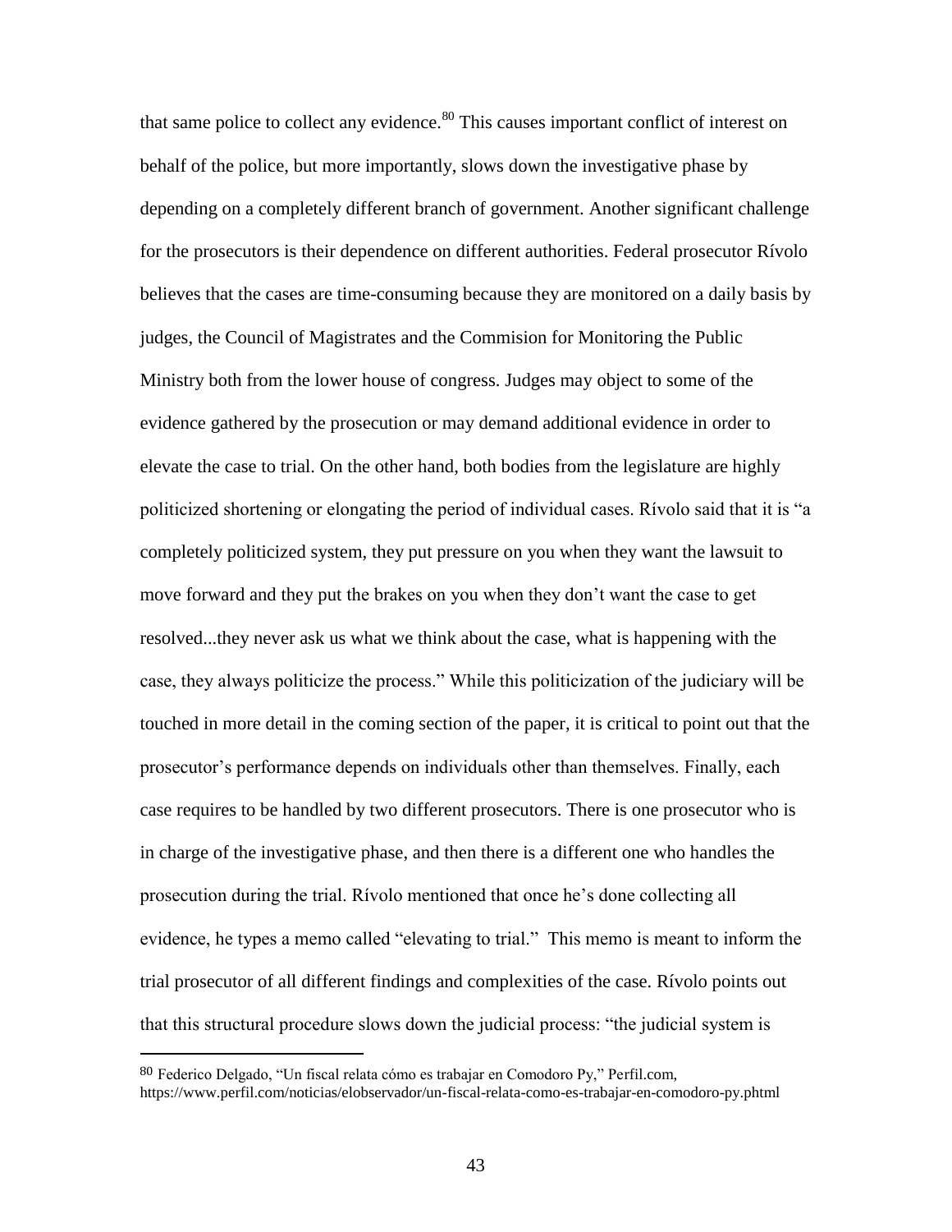that same police to collect any evidence.[80] This causes important conflict of interest on behalf of the police, but more importantly, slows down the investigative phase by depending on a completely different branch of government. Another significant challenge for the prosecutors is their dependence on different authorities. Federal prosecutor Rívolo believes that the cases are time-consuming because they are monitored on a daily basis by judges, the Council of Magistrates and the Commision for Monitoring the Public Ministry both from the lower house of congress. Judges may object to some of the evidence gathered by the prosecution or may demand additional evidence in order to elevate the case to trial. On the other hand, both bodies from the legislature are highly politicized shortening or elongating the period of individual cases. Rívolo said that it is "a completely politicized system, they put pressure on you when they want the lawsuit to move forward and they put the brakes on you when they don't want the case to get resolved...they never ask us what we think about the case, what is happening with the case, they always politicize the process." While this politicization of the judiciary will be touched in more detail in the coming section of the paper, it is critical to point out that the prosecutor's performance depends on individuals other than themselves. Finally, each case requires to be handled by two different prosecutors. There is one prosecutor who is in charge of the investigative phase, and then there is a different one who handles the prosecution during the trial. Rívolo mentioned that once he's done collecting all evidence, he types a memo called "elevating to trial." This memo is meant to inform the trial prosecutor of all different findings and complexities of the case. Rívolo points out that this structural procedure slows down the judicial process: "the judicial system is

---

[80] Federico Delgado, "Un fiscal relata cómo es trabajar en Comodoro Py," Perfil.com, https://www.perfil.com/noticias/elobservador/un-fiscal-relata-como-es-trabajar-en-comodoro-py.phtml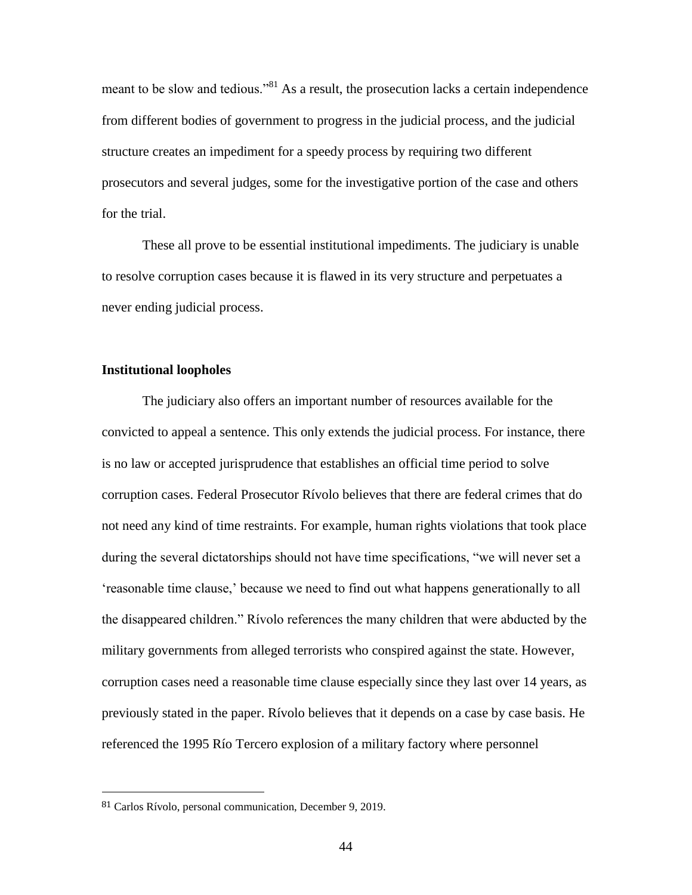meant to be slow and tedious."[81] As a result, the prosecution lacks a certain independence from different bodies of government to progress in the judicial process, and the judicial structure creates an impediment for a speedy process by requiring two different prosecutors and several judges, some for the investigative portion of the case and others for the trial.

These all prove to be essential institutional impediments. The judiciary is unable to resolve corruption cases because it is flawed in its very structure and perpetuates a never ending judicial process.

**Institutional loopholes**

The judiciary also offers an important number of resources available for the convicted to appeal a sentence. This only extends the judicial process. For instance, there is no law or accepted jurisprudence that establishes an official time period to solve corruption cases. Federal Prosecutor Rívolo believes that there are federal crimes that do not need any kind of time restraints. For example, human rights violations that took place during the several dictatorships should not have time specifications, "we will never set a 'reasonable time clause,' because we need to find out what happens generationally to all the disappeared children." Rívolo references the many children that were abducted by the military governments from alleged terrorists who conspired against the state. However, corruption cases need a reasonable time clause especially since they last over 14 years, as previously stated in the paper. Rívolo believes that it depends on a case by case basis. He referenced the 1995 Río Tercero explosion of a military factory where personnel

[81] Carlos Rívolo, personal communication, December 9, 2019.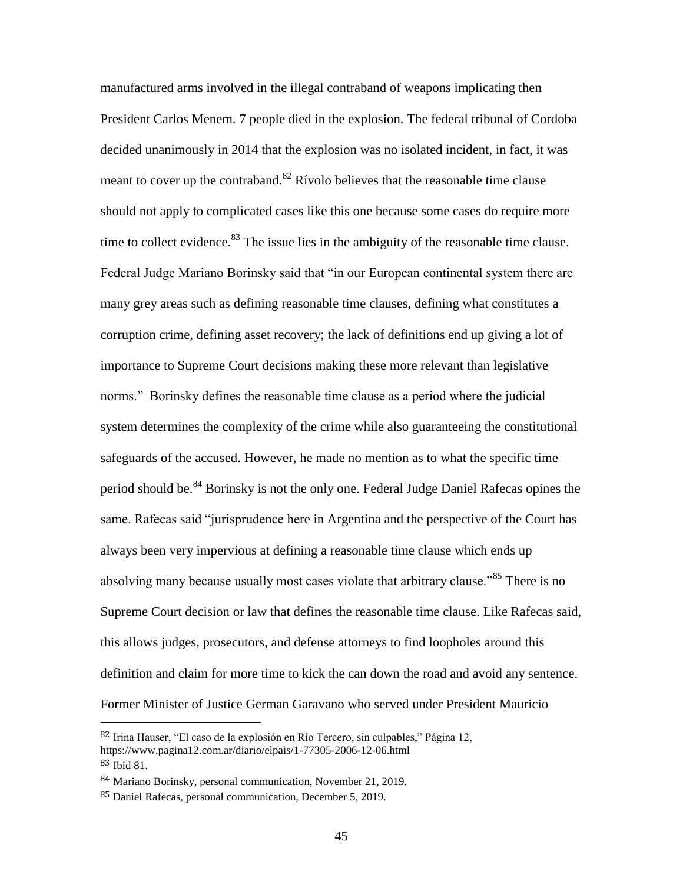manufactured arms involved in the illegal contraband of weapons implicating then President Carlos Menem. 7 people died in the explosion. The federal tribunal of Cordoba decided unanimously in 2014 that the explosion was no isolated incident, in fact, it was meant to cover up the contraband.[82] Rívolo believes that the reasonable time clause should not apply to complicated cases like this one because some cases do require more time to collect evidence.[83] The issue lies in the ambiguity of the reasonable time clause. Federal Judge Mariano Borinsky said that "in our European continental system there are many grey areas such as defining reasonable time clauses, defining what constitutes a corruption crime, defining asset recovery; the lack of definitions end up giving a lot of importance to Supreme Court decisions making these more relevant than legislative norms." Borinsky defines the reasonable time clause as a period where the judicial system determines the complexity of the crime while also guaranteeing the constitutional safeguards of the accused. However, he made no mention as to what the specific time period should be.[84] Borinsky is not the only one. Federal Judge Daniel Rafecas opines the same. Rafecas said "jurisprudence here in Argentina and the perspective of the Court has always been very impervious at defining a reasonable time clause which ends up absolving many because usually most cases violate that arbitrary clause."[85] There is no Supreme Court decision or law that defines the reasonable time clause. Like Rafecas said, this allows judges, prosecutors, and defense attorneys to find loopholes around this definition and claim for more time to kick the can down the road and avoid any sentence. Former Minister of Justice German Garavano who served under President Mauricio

---

[82] Irina Hauser, "El caso de la explosión en Río Tercero, sin culpables," Página 12, https://www.pagina12.com.ar/diario/elpais/1-77305-2006-12-06.html

[83] Ibid 81.

[84] Mariano Borinsky, personal communication, November 21, 2019.

[85] Daniel Rafecas, personal communication, December 5, 2019.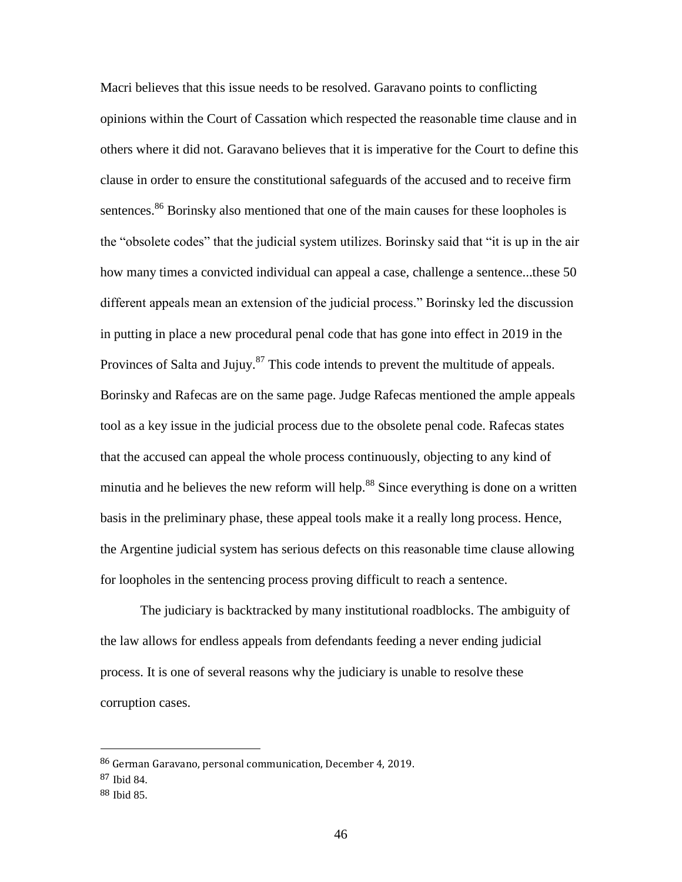Macri believes that this issue needs to be resolved. Garavano points to conflicting opinions within the Court of Cassation which respected the reasonable time clause and in others where it did not. Garavano believes that it is imperative for the Court to define this clause in order to ensure the constitutional safeguards of the accused and to receive firm sentences.[86] Borinsky also mentioned that one of the main causes for these loopholes is the "obsolete codes" that the judicial system utilizes. Borinsky said that "it is up in the air how many times a convicted individual can appeal a case, challenge a sentence...these 50 different appeals mean an extension of the judicial process." Borinsky led the discussion in putting in place a new procedural penal code that has gone into effect in 2019 in the Provinces of Salta and Jujuy.[87] This code intends to prevent the multitude of appeals. Borinsky and Rafecas are on the same page. Judge Rafecas mentioned the ample appeals tool as a key issue in the judicial process due to the obsolete penal code. Rafecas states that the accused can appeal the whole process continuously, objecting to any kind of minutia and he believes the new reform will help.[88] Since everything is done on a written basis in the preliminary phase, these appeal tools make it a really long process. Hence, the Argentine judicial system has serious defects on this reasonable time clause allowing for loopholes in the sentencing process proving difficult to reach a sentence.

The judiciary is backtracked by many institutional roadblocks. The ambiguity of the law allows for endless appeals from defendants feeding a never ending judicial process. It is one of several reasons why the judiciary is unable to resolve these corruption cases.

---

[86] German Garavano, personal communication, December 4, 2019.

[87] Ibid 84.

[88] Ibid 85.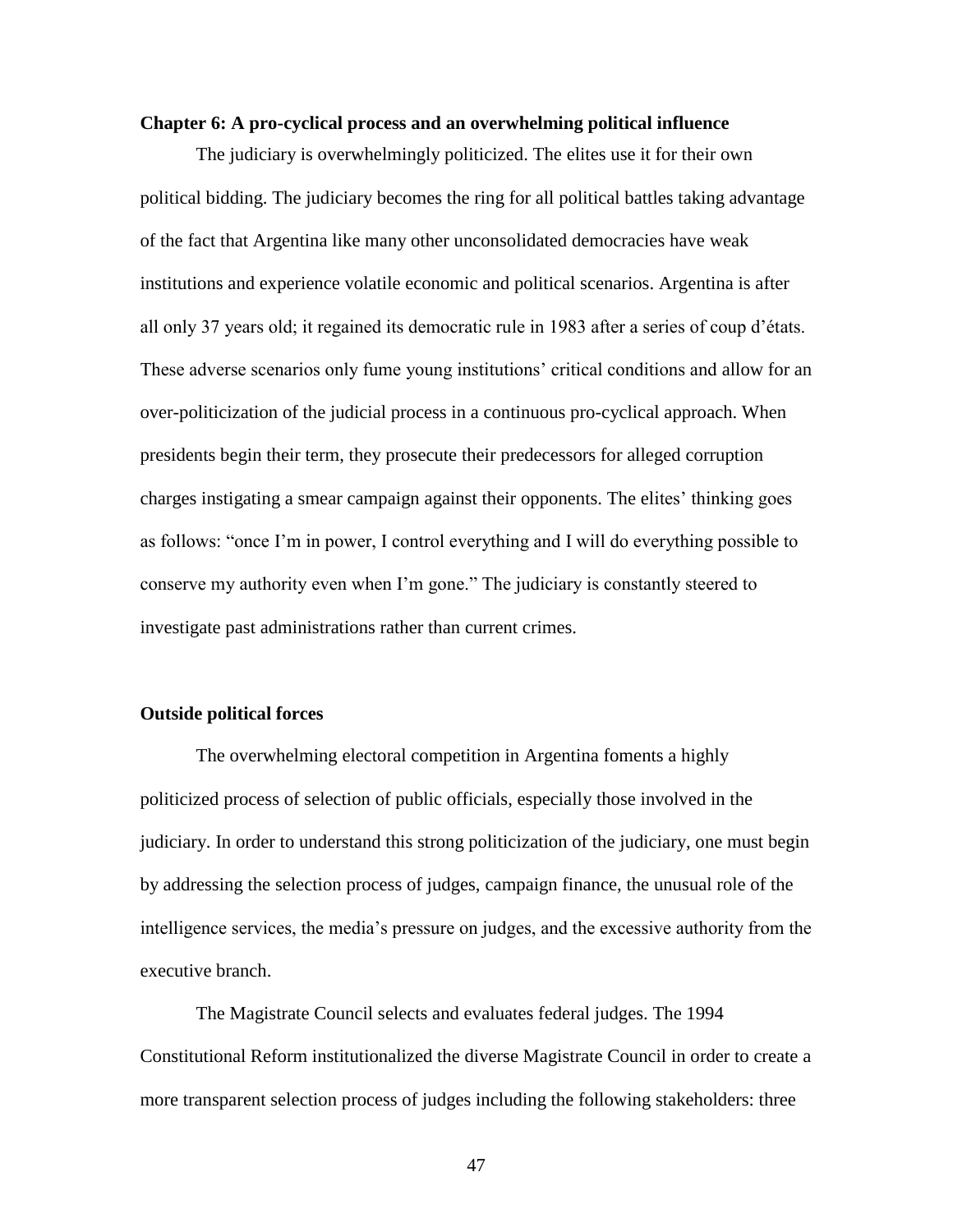## Chapter 6: A pro-cyclical process and an overwhelming political influence

The judiciary is overwhelmingly politicized. The elites use it for their own political bidding. The judiciary becomes the ring for all political battles taking advantage of the fact that Argentina like many other unconsolidated democracies have weak institutions and experience volatile economic and political scenarios. Argentina is after all only 37 years old; it regained its democratic rule in 1983 after a series of coup d'états. These adverse scenarios only fume young institutions' critical conditions and allow for an over-politicization of the judicial process in a continuous pro-cyclical approach. When presidents begin their term, they prosecute their predecessors for alleged corruption charges instigating a smear campaign against their opponents. The elites' thinking goes as follows: "once I'm in power, I control everything and I will do everything possible to conserve my authority even when I'm gone." The judiciary is constantly steered to investigate past administrations rather than current crimes.

### Outside political forces

The overwhelming electoral competition in Argentina foments a highly politicized process of selection of public officials, especially those involved in the judiciary. In order to understand this strong politicization of the judiciary, one must begin by addressing the selection process of judges, campaign finance, the unusual role of the intelligence services, the media's pressure on judges, and the excessive authority from the executive branch.

The Magistrate Council selects and evaluates federal judges. The 1994 Constitutional Reform institutionalized the diverse Magistrate Council in order to create a more transparent selection process of judges including the following stakeholders: three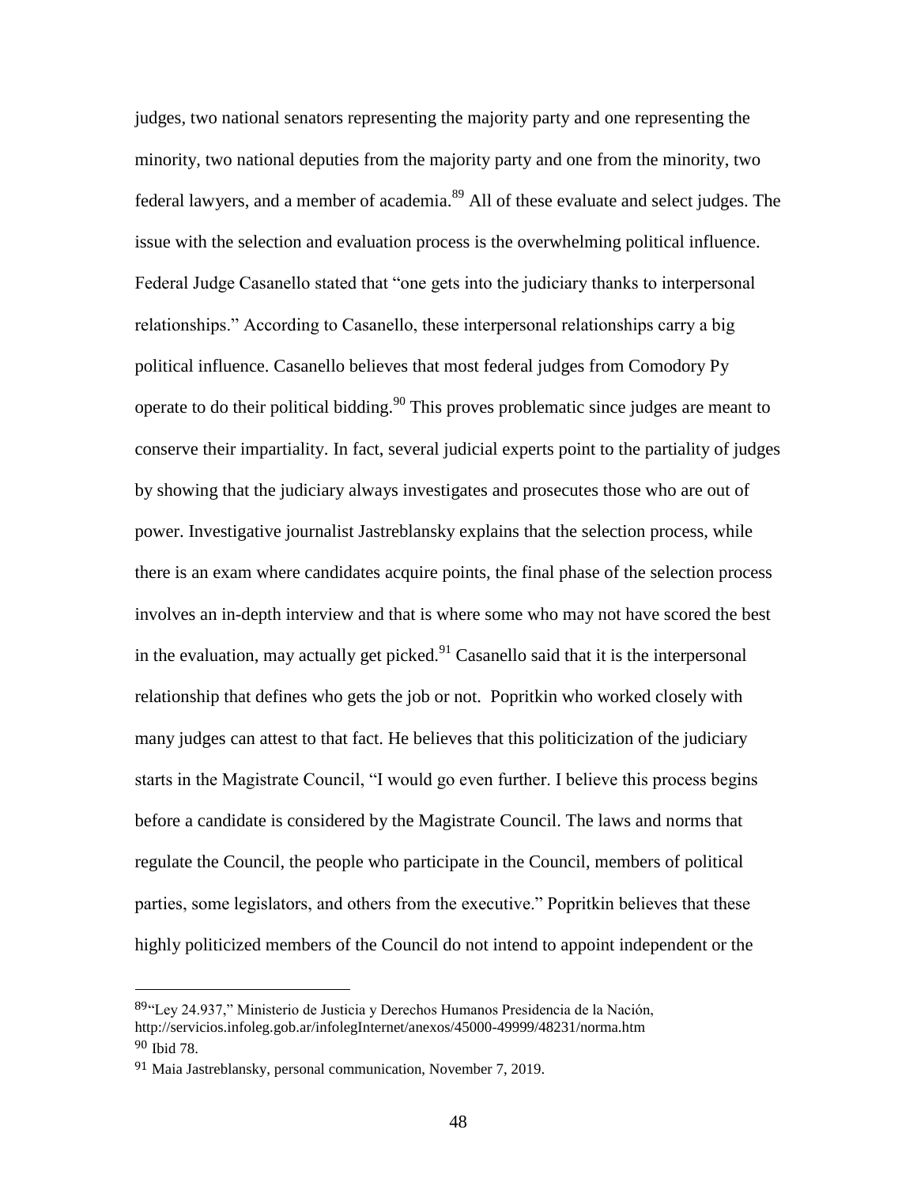judges, two national senators representing the majority party and one representing the minority, two national deputies from the majority party and one from the minority, two federal lawyers, and a member of academia.[89] All of these evaluate and select judges. The issue with the selection and evaluation process is the overwhelming political influence. Federal Judge Casanello stated that "one gets into the judiciary thanks to interpersonal relationships." According to Casanello, these interpersonal relationships carry a big political influence. Casanello believes that most federal judges from Comodory Py operate to do their political bidding.[90] This proves problematic since judges are meant to conserve their impartiality. In fact, several judicial experts point to the partiality of judges by showing that the judiciary always investigates and prosecutes those who are out of power. Investigative journalist Jastreblansky explains that the selection process, while there is an exam where candidates acquire points, the final phase of the selection process involves an in-depth interview and that is where some who may not have scored the best in the evaluation, may actually get picked.[91] Casanello said that it is the interpersonal relationship that defines who gets the job or not. Popritkin who worked closely with many judges can attest to that fact. He believes that this politicization of the judiciary starts in the Magistrate Council, "I would go even further. I believe this process begins before a candidate is considered by the Magistrate Council. The laws and norms that regulate the Council, the people who participate in the Council, members of political parties, some legislators, and others from the executive." Popritkin believes that these highly politicized members of the Council do not intend to appoint independent or the

---

[89] "Ley 24.937," Ministerio de Justicia y Derechos Humanos Presidencia de la Nación, http://servicios.infoleg.gob.ar/infolegInternet/anexos/45000-49999/48231/norma.htm

[90] Ibid 78.

[91] Maia Jastreblansky, personal communication, November 7, 2019.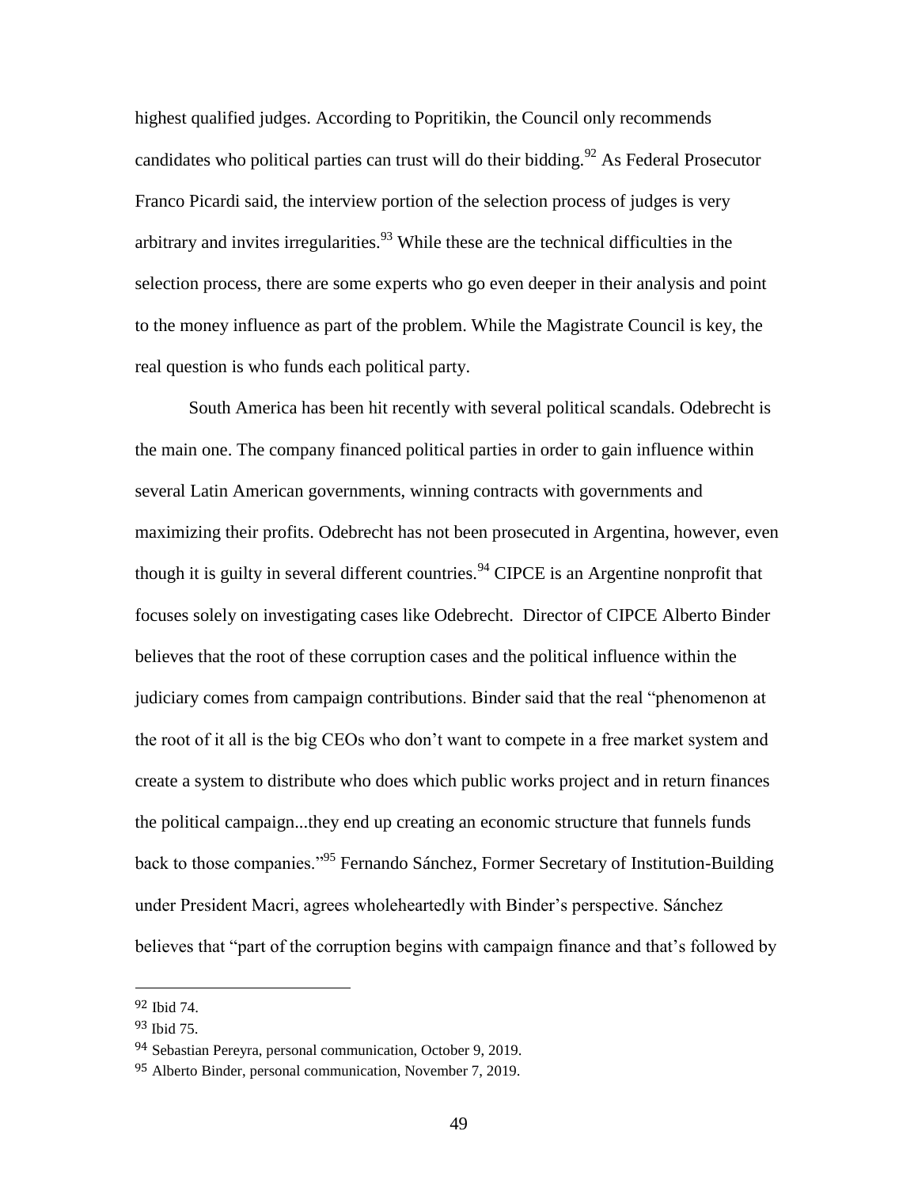highest qualified judges. According to Popritikin, the Council only recommends candidates who political parties can trust will do their bidding.[92] As Federal Prosecutor Franco Picardi said, the interview portion of the selection process of judges is very arbitrary and invites irregularities.[93] While these are the technical difficulties in the selection process, there are some experts who go even deeper in their analysis and point to the money influence as part of the problem. While the Magistrate Council is key, the real question is who funds each political party.

South America has been hit recently with several political scandals. Odebrecht is the main one. The company financed political parties in order to gain influence within several Latin American governments, winning contracts with governments and maximizing their profits. Odebrecht has not been prosecuted in Argentina, however, even though it is guilty in several different countries.[94] CIPCE is an Argentine nonprofit that focuses solely on investigating cases like Odebrecht. Director of CIPCE Alberto Binder believes that the root of these corruption cases and the political influence within the judiciary comes from campaign contributions. Binder said that the real "phenomenon at the root of it all is the big CEOs who don't want to compete in a free market system and create a system to distribute who does which public works project and in return finances the political campaign...they end up creating an economic structure that funnels funds back to those companies."[95] Fernando Sánchez, Former Secretary of Institution-Building under President Macri, agrees wholeheartedly with Binder's perspective. Sánchez believes that "part of the corruption begins with campaign finance and that's followed by

---

[92] Ibid 74.

[93] Ibid 75.

[94] Sebastian Pereyra, personal communication, October 9, 2019.

[95] Alberto Binder, personal communication, November 7, 2019.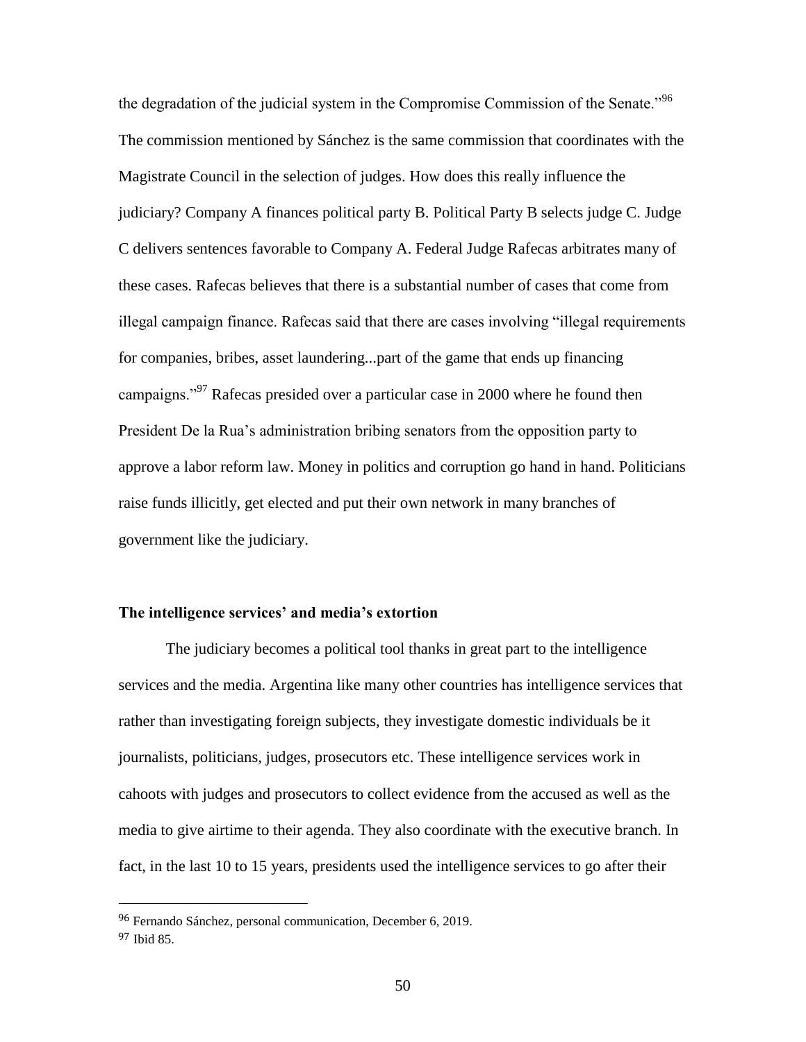the degradation of the judicial system in the Compromise Commission of the Senate."[96] The commission mentioned by Sánchez is the same commission that coordinates with the Magistrate Council in the selection of judges. How does this really influence the judiciary? Company A finances political party B. Political Party B selects judge C. Judge C delivers sentences favorable to Company A. Federal Judge Rafecas arbitrates many of these cases. Rafecas believes that there is a substantial number of cases that come from illegal campaign finance. Rafecas said that there are cases involving "illegal requirements for companies, bribes, asset laundering...part of the game that ends up financing campaigns."[97] Rafecas presided over a particular case in 2000 where he found then President De la Rua's administration bribing senators from the opposition party to approve a labor reform law. Money in politics and corruption go hand in hand. Politicians raise funds illicitly, get elected and put their own network in many branches of government like the judiciary.

**The intelligence services' and media's extortion**

The judiciary becomes a political tool thanks in great part to the intelligence services and the media. Argentina like many other countries has intelligence services that rather than investigating foreign subjects, they investigate domestic individuals be it journalists, politicians, judges, prosecutors etc. These intelligence services work in cahoots with judges and prosecutors to collect evidence from the accused as well as the media to give airtime to their agenda. They also coordinate with the executive branch. In fact, in the last 10 to 15 years, presidents used the intelligence services to go after their

---

[96] Fernando Sánchez, personal communication, December 6, 2019.

[97] Ibid 85.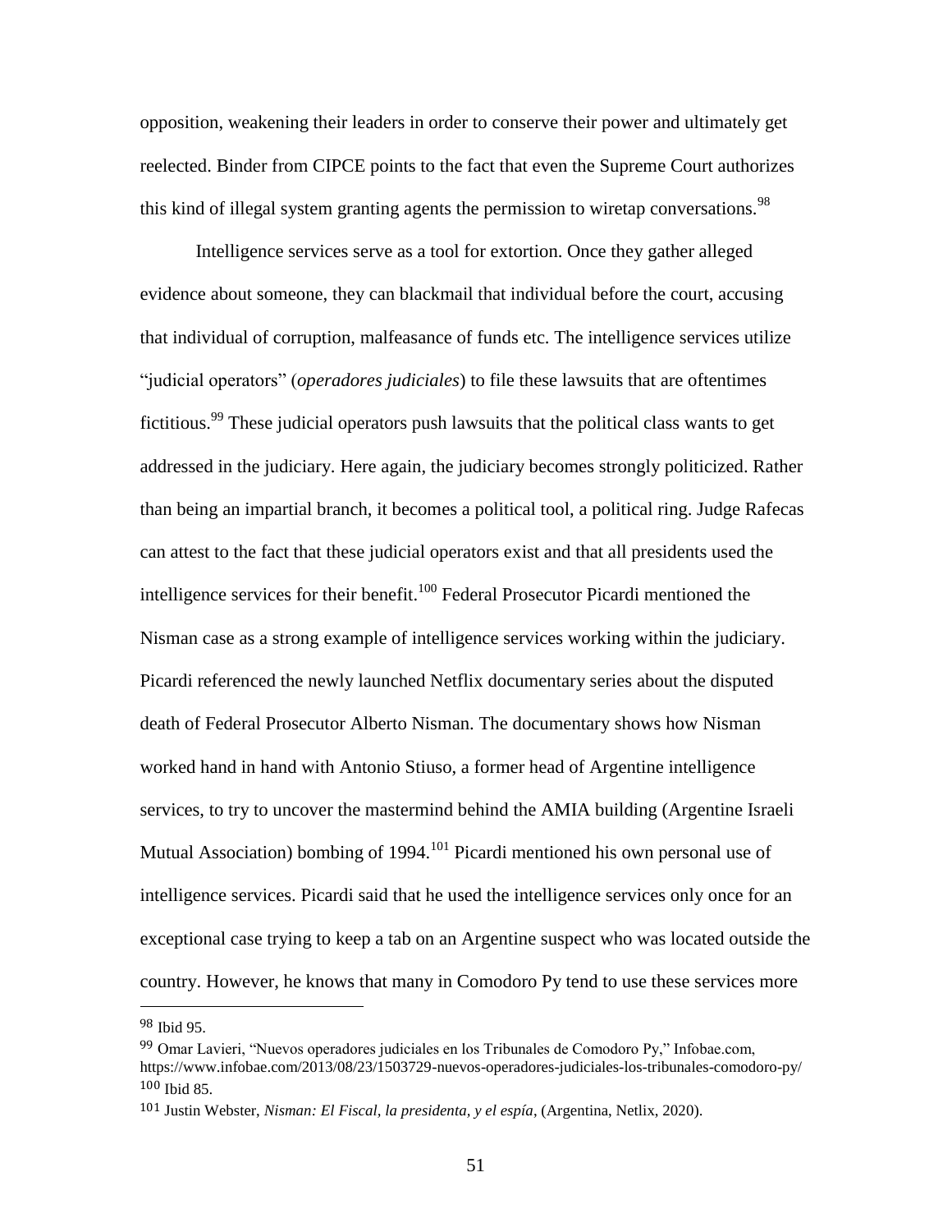opposition, weakening their leaders in order to conserve their power and ultimately get reelected. Binder from CIPCE points to the fact that even the Supreme Court authorizes this kind of illegal system granting agents the permission to wiretap conversations.[98]

Intelligence services serve as a tool for extortion. Once they gather alleged evidence about someone, they can blackmail that individual before the court, accusing that individual of corruption, malfeasance of funds etc. The intelligence services utilize "judicial operators" (*operadores judiciales*) to file these lawsuits that are oftentimes fictitious.[99] These judicial operators push lawsuits that the political class wants to get addressed in the judiciary. Here again, the judiciary becomes strongly politicized. Rather than being an impartial branch, it becomes a political tool, a political ring. Judge Rafecas can attest to the fact that these judicial operators exist and that all presidents used the intelligence services for their benefit.[100] Federal Prosecutor Picardi mentioned the Nisman case as a strong example of intelligence services working within the judiciary. Picardi referenced the newly launched Netflix documentary series about the disputed death of Federal Prosecutor Alberto Nisman. The documentary shows how Nisman worked hand in hand with Antonio Stiuso, a former head of Argentine intelligence services, to try to uncover the mastermind behind the AMIA building (Argentine Israeli Mutual Association) bombing of 1994.[101] Picardi mentioned his own personal use of intelligence services. Picardi said that he used the intelligence services only once for an exceptional case trying to keep a tab on an Argentine suspect who was located outside the country. However, he knows that many in Comodoro Py tend to use these services more

---

[98] Ibid 95.

[99] Omar Lavieri, "Nuevos operadores judiciales en los Tribunales de Comodoro Py," Infobae.com, https://www.infobae.com/2013/08/23/1503729-nuevos-operadores-judiciales-los-tribunales-comodoro-py/

[100] Ibid 85.

[101] Justin Webster, *Nisman: El Fiscal, la presidenta, y el espía*, (Argentina, Netlix, 2020).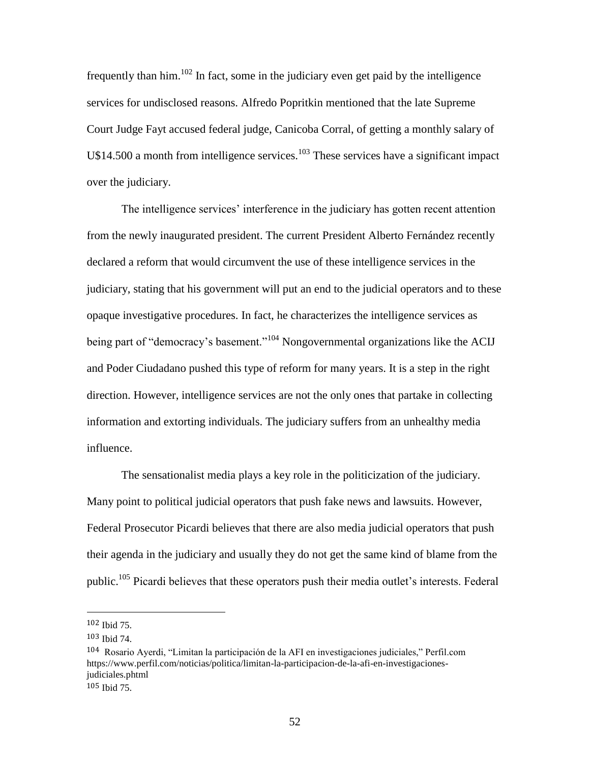frequently than him.[102] In fact, some in the judiciary even get paid by the intelligence services for undisclosed reasons. Alfredo Popritkin mentioned that the late Supreme Court Judge Fayt accused federal judge, Canicoba Corral, of getting a monthly salary of U$14.500 a month from intelligence services.[103] These services have a significant impact over the judiciary.

The intelligence services' interference in the judiciary has gotten recent attention from the newly inaugurated president. The current President Alberto Fernández recently declared a reform that would circumvent the use of these intelligence services in the judiciary, stating that his government will put an end to the judicial operators and to these opaque investigative procedures. In fact, he characterizes the intelligence services as being part of "democracy's basement."[104] Nongovernmental organizations like the ACIJ and Poder Ciudadano pushed this type of reform for many years. It is a step in the right direction. However, intelligence services are not the only ones that partake in collecting information and extorting individuals. The judiciary suffers from an unhealthy media influence.

The sensationalist media plays a key role in the politicization of the judiciary. Many point to political judicial operators that push fake news and lawsuits. However, Federal Prosecutor Picardi believes that there are also media judicial operators that push their agenda in the judiciary and usually they do not get the same kind of blame from the public.[105] Picardi believes that these operators push their media outlet's interests. Federal

---

[102] Ibid 75.

[103] Ibid 74.

[104] Rosario Ayerdi, "Limitan la participación de la AFI en investigaciones judiciales," Perfil.com https://www.perfil.com/noticias/politica/limitan-la-participacion-de-la-afi-en-investigaciones-judiciales.phtml

[105] Ibid 75.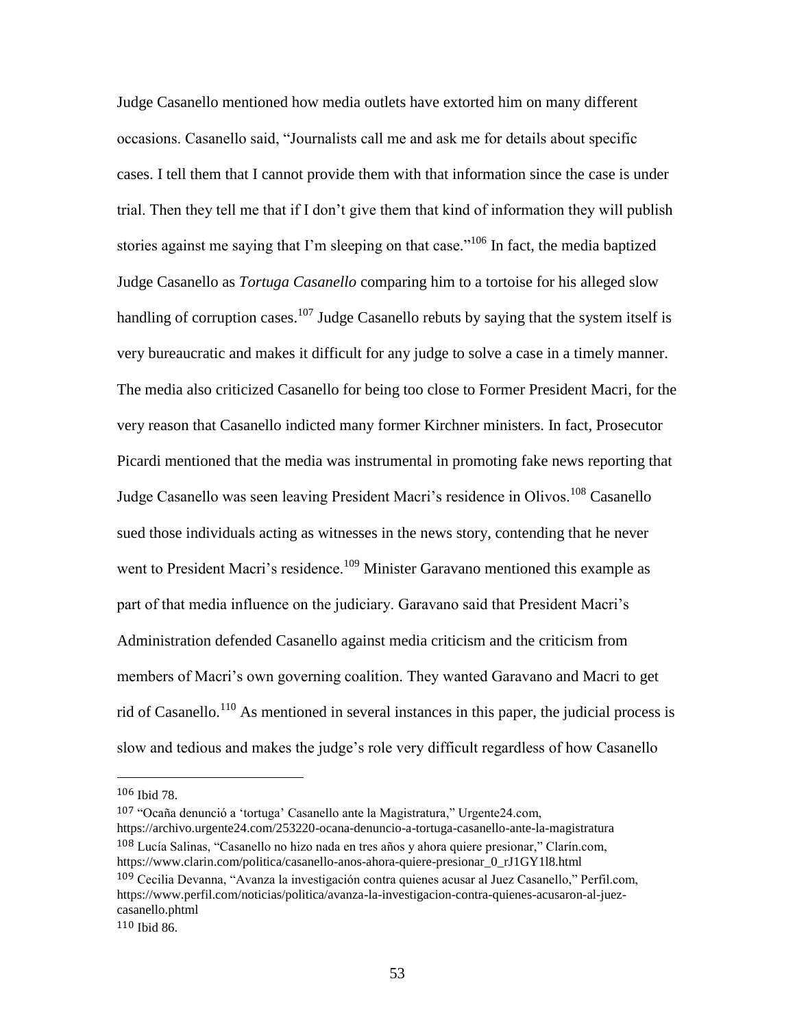Judge Casanello mentioned how media outlets have extorted him on many different occasions. Casanello said, "Journalists call me and ask me for details about specific cases. I tell them that I cannot provide them with that information since the case is under trial. Then they tell me that if I don't give them that kind of information they will publish stories against me saying that I'm sleeping on that case."[106] In fact, the media baptized Judge Casanello as *Tortuga Casanello* comparing him to a tortoise for his alleged slow handling of corruption cases.[107] Judge Casanello rebuts by saying that the system itself is very bureaucratic and makes it difficult for any judge to solve a case in a timely manner. The media also criticized Casanello for being too close to Former President Macri, for the very reason that Casanello indicted many former Kirchner ministers. In fact, Prosecutor Picardi mentioned that the media was instrumental in promoting fake news reporting that Judge Casanello was seen leaving President Macri's residence in Olivos.[108] Casanello sued those individuals acting as witnesses in the news story, contending that he never went to President Macri's residence.[109] Minister Garavano mentioned this example as part of that media influence on the judiciary. Garavano said that President Macri's Administration defended Casanello against media criticism and the criticism from members of Macri's own governing coalition. They wanted Garavano and Macri to get rid of Casanello.[110] As mentioned in several instances in this paper, the judicial process is slow and tedious and makes the judge's role very difficult regardless of how Casanello

---

[106] Ibid 78.

[107] "Ocaña denunció a 'tortuga' Casanello ante la Magistratura," Urgente24.com, https://archivo.urgente24.com/253220-ocana-denuncio-a-tortuga-casanello-ante-la-magistratura

[108] Lucía Salinas, "Casanello no hizo nada en tres años y ahora quiere presionar," Clarín.com, https://www.clarin.com/politica/casanello-anos-ahora-quiere-presionar_0_rJ1GY1l8.html

[109] Cecilia Devanna, "Avanza la investigación contra quienes acusar al Juez Casanello," Perfil.com, https://www.perfil.com/noticias/politica/avanza-la-investigacion-contra-quienes-acusaron-al-juez-casanello.phtml

[110] Ibid 86.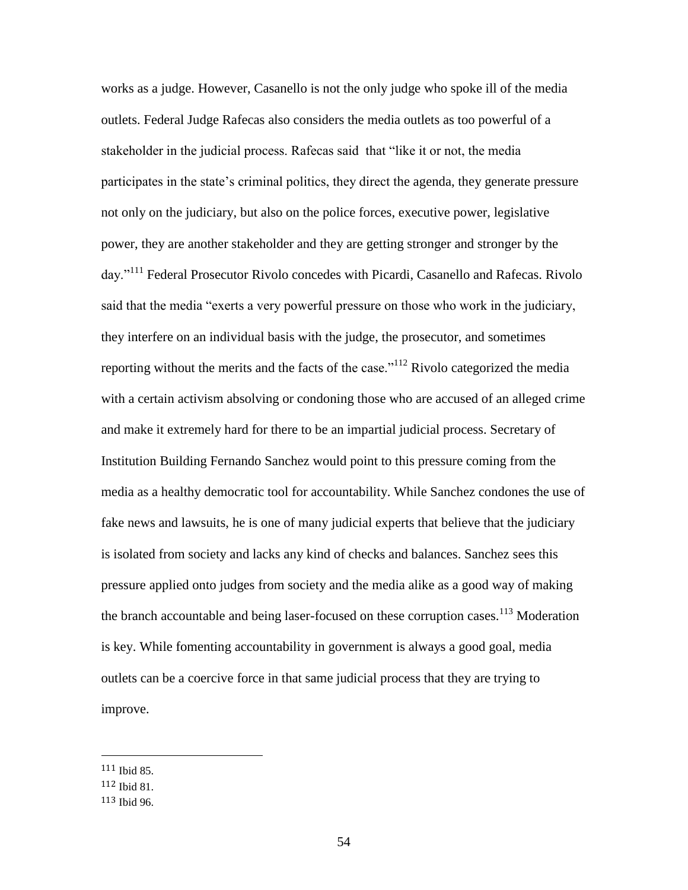works as a judge. However, Casanello is not the only judge who spoke ill of the media outlets. Federal Judge Rafecas also considers the media outlets as too powerful of a stakeholder in the judicial process. Rafecas said that "like it or not, the media participates in the state's criminal politics, they direct the agenda, they generate pressure not only on the judiciary, but also on the police forces, executive power, legislative power, they are another stakeholder and they are getting stronger and stronger by the day."[111] Federal Prosecutor Rivolo concedes with Picardi, Casanello and Rafecas. Rivolo said that the media "exerts a very powerful pressure on those who work in the judiciary, they interfere on an individual basis with the judge, the prosecutor, and sometimes reporting without the merits and the facts of the case."[112] Rivolo categorized the media with a certain activism absolving or condoning those who are accused of an alleged crime and make it extremely hard for there to be an impartial judicial process. Secretary of Institution Building Fernando Sanchez would point to this pressure coming from the media as a healthy democratic tool for accountability. While Sanchez condones the use of fake news and lawsuits, he is one of many judicial experts that believe that the judiciary is isolated from society and lacks any kind of checks and balances. Sanchez sees this pressure applied onto judges from society and the media alike as a good way of making the branch accountable and being laser-focused on these corruption cases.[113] Moderation is key. While fomenting accountability in government is always a good goal, media outlets can be a coercive force in that same judicial process that they are trying to improve.

---

[111] Ibid 85.

[112] Ibid 81.

[113] Ibid 96.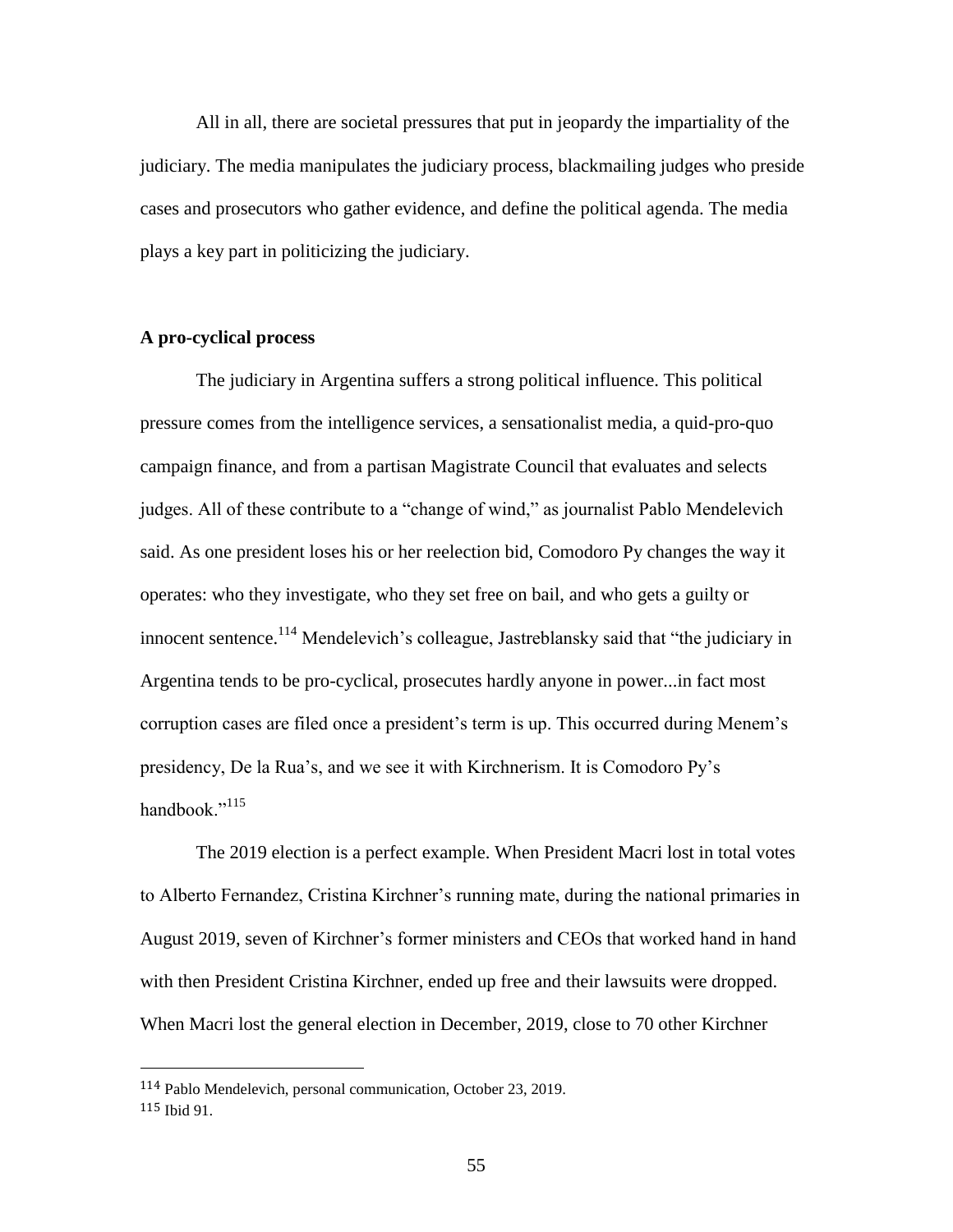All in all, there are societal pressures that put in jeopardy the impartiality of the judiciary. The media manipulates the judiciary process, blackmailing judges who preside cases and prosecutors who gather evidence, and define the political agenda. The media plays a key part in politicizing the judiciary.

### A pro-cyclical process

The judiciary in Argentina suffers a strong political influence. This political pressure comes from the intelligence services, a sensationalist media, a quid-pro-quo campaign finance, and from a partisan Magistrate Council that evaluates and selects judges. All of these contribute to a "change of wind," as journalist Pablo Mendelevich said. As one president loses his or her reelection bid, Comodoro Py changes the way it operates: who they investigate, who they set free on bail, and who gets a guilty or innocent sentence.[114] Mendelevich's colleague, Jastreblansky said that "the judiciary in Argentina tends to be pro-cyclical, prosecutes hardly anyone in power...in fact most corruption cases are filed once a president's term is up. This occurred during Menem's presidency, De la Rua's, and we see it with Kirchnerism. It is Comodoro Py's handbook."[115]

The 2019 election is a perfect example. When President Macri lost in total votes to Alberto Fernandez, Cristina Kirchner's running mate, during the national primaries in August 2019, seven of Kirchner's former ministers and CEOs that worked hand in hand with then President Cristina Kirchner, ended up free and their lawsuits were dropped. When Macri lost the general election in December, 2019, close to 70 other Kirchner

---

[114] Pablo Mendelevich, personal communication, October 23, 2019.

[115] Ibid 91.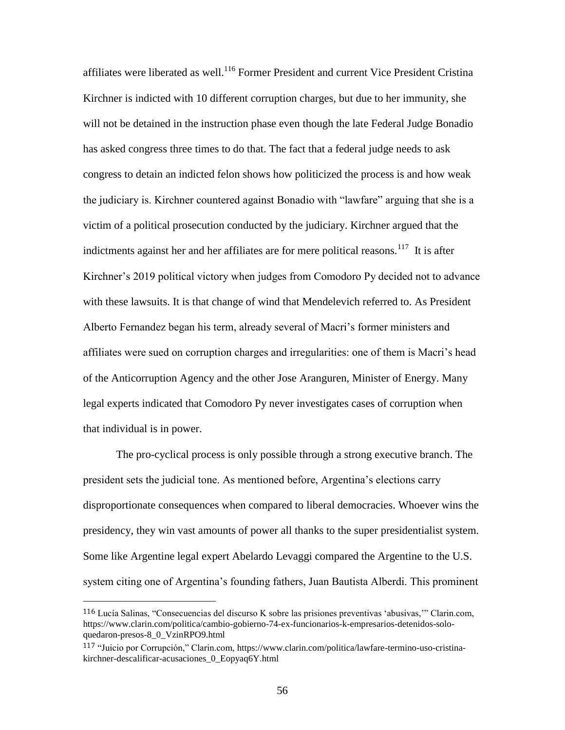affiliates were liberated as well.[116] Former President and current Vice President Cristina Kirchner is indicted with 10 different corruption charges, but due to her immunity, she will not be detained in the instruction phase even though the late Federal Judge Bonadio has asked congress three times to do that. The fact that a federal judge needs to ask congress to detain an indicted felon shows how politicized the process is and how weak the judiciary is. Kirchner countered against Bonadio with "lawfare" arguing that she is a victim of a political prosecution conducted by the judiciary. Kirchner argued that the indictments against her and her affiliates are for mere political reasons.[117] It is after Kirchner's 2019 political victory when judges from Comodoro Py decided not to advance with these lawsuits. It is that change of wind that Mendelevich referred to. As President Alberto Fernandez began his term, already several of Macri's former ministers and affiliates were sued on corruption charges and irregularities: one of them is Macri's head of the Anticorruption Agency and the other Jose Aranguren, Minister of Energy. Many legal experts indicated that Comodoro Py never investigates cases of corruption when that individual is in power.

The pro-cyclical process is only possible through a strong executive branch. The president sets the judicial tone. As mentioned before, Argentina's elections carry disproportionate consequences when compared to liberal democracies. Whoever wins the presidency, they win vast amounts of power all thanks to the super presidentialist system. Some like Argentine legal expert Abelardo Levaggi compared the Argentine to the U.S. system citing one of Argentina's founding fathers, Juan Bautista Alberdi. This prominent

---

[116] Lucía Salinas, "Consecuencias del discurso K sobre las prisiones preventivas 'abusivas,'" Clarin.com, https://www.clarin.com/politica/cambio-gobierno-74-ex-funcionarios-k-empresarios-detenidos-solo-quedaron-presos-8_0_VzinRPO9.html

[117] "Juicio por Corrupción," Clarin.com, https://www.clarin.com/politica/lawfare-termino-uso-cristina-kirchner-descalificar-acusaciones_0_Eopyaq6Y.html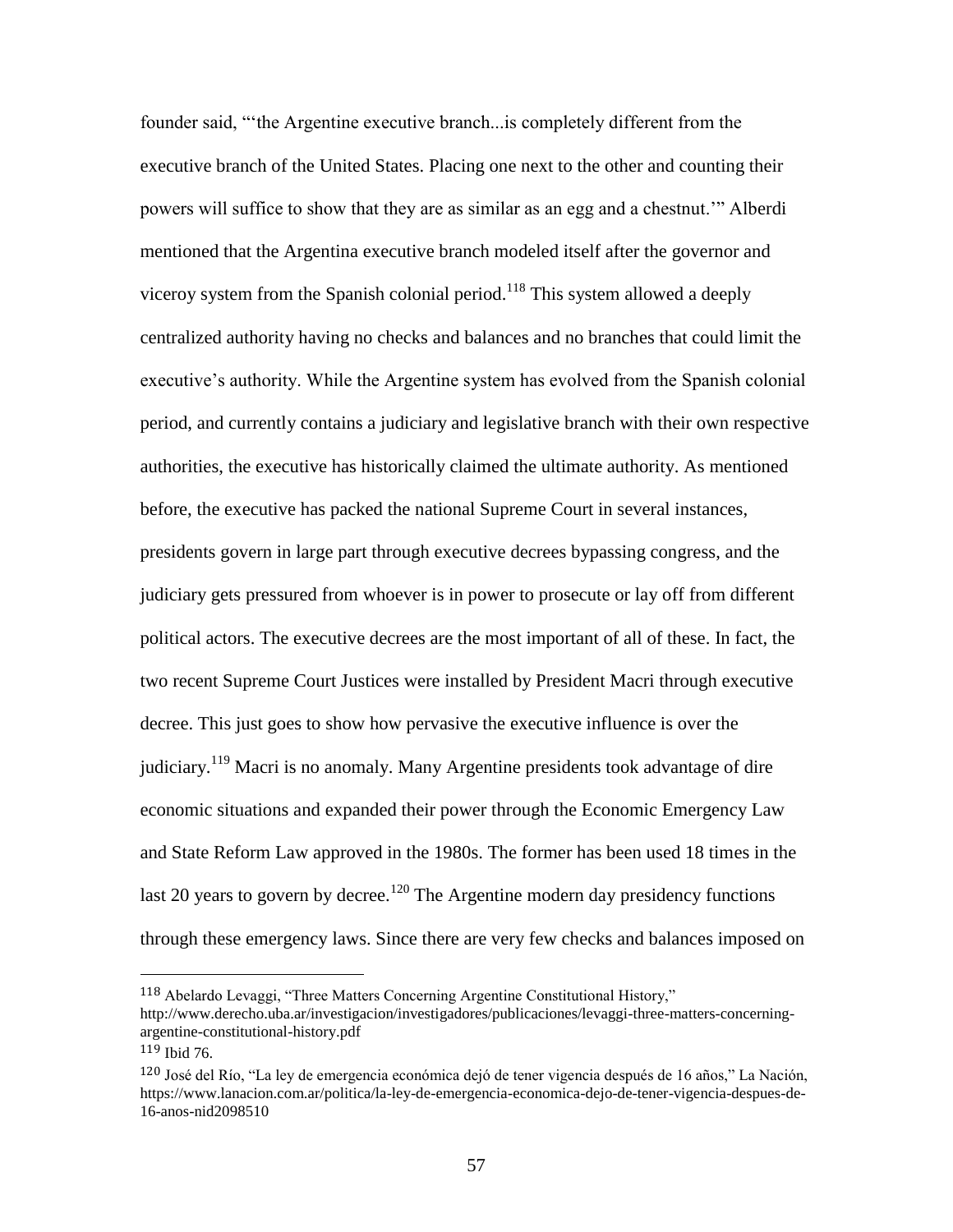founder said, "'the Argentine executive branch...is completely different from the executive branch of the United States. Placing one next to the other and counting their powers will suffice to show that they are as similar as an egg and a chestnut.'" Alberdi mentioned that the Argentina executive branch modeled itself after the governor and viceroy system from the Spanish colonial period.[118] This system allowed a deeply centralized authority having no checks and balances and no branches that could limit the executive's authority. While the Argentine system has evolved from the Spanish colonial period, and currently contains a judiciary and legislative branch with their own respective authorities, the executive has historically claimed the ultimate authority. As mentioned before, the executive has packed the national Supreme Court in several instances, presidents govern in large part through executive decrees bypassing congress, and the judiciary gets pressured from whoever is in power to prosecute or lay off from different political actors. The executive decrees are the most important of all of these. In fact, the two recent Supreme Court Justices were installed by President Macri through executive decree. This just goes to show how pervasive the executive influence is over the judiciary.[119] Macri is no anomaly. Many Argentine presidents took advantage of dire economic situations and expanded their power through the Economic Emergency Law and State Reform Law approved in the 1980s. The former has been used 18 times in the last 20 years to govern by decree.[120] The Argentine modern day presidency functions through these emergency laws. Since there are very few checks and balances imposed on

---

[118] Abelardo Levaggi, "Three Matters Concerning Argentine Constitutional History," http://www.derecho.uba.ar/investigacion/investigadores/publicaciones/levaggi-three-matters-concerning-argentine-constitutional-history.pdf

[119] Ibid 76.

[120] José del Río, "La ley de emergencia económica dejó de tener vigencia después de 16 años," La Nación, https://www.lanacion.com.ar/politica/la-ley-de-emergencia-economica-dejo-de-tener-vigencia-despues-de-16-anos-nid2098510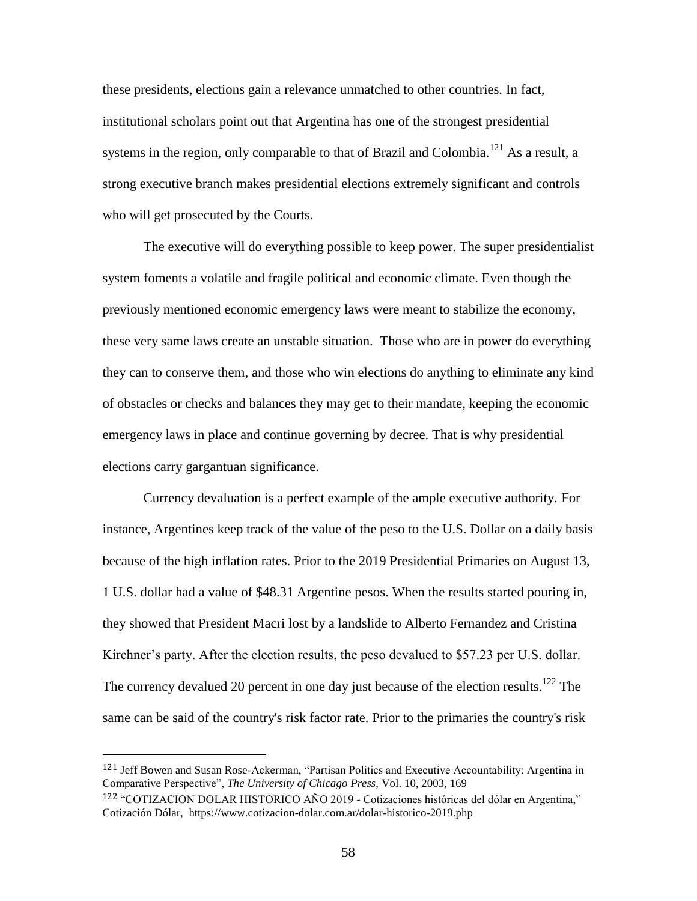these presidents, elections gain a relevance unmatched to other countries. In fact, institutional scholars point out that Argentina has one of the strongest presidential systems in the region, only comparable to that of Brazil and Colombia.[121] As a result, a strong executive branch makes presidential elections extremely significant and controls who will get prosecuted by the Courts.

The executive will do everything possible to keep power. The super presidentialist system foments a volatile and fragile political and economic climate. Even though the previously mentioned economic emergency laws were meant to stabilize the economy, these very same laws create an unstable situation. Those who are in power do everything they can to conserve them, and those who win elections do anything to eliminate any kind of obstacles or checks and balances they may get to their mandate, keeping the economic emergency laws in place and continue governing by decree. That is why presidential elections carry gargantuan significance.

Currency devaluation is a perfect example of the ample executive authority. For instance, Argentines keep track of the value of the peso to the U.S. Dollar on a daily basis because of the high inflation rates. Prior to the 2019 Presidential Primaries on August 13, 1 U.S. dollar had a value of $48.31 Argentine pesos. When the results started pouring in, they showed that President Macri lost by a landslide to Alberto Fernandez and Cristina Kirchner's party. After the election results, the peso devalued to $57.23 per U.S. dollar. The currency devalued 20 percent in one day just because of the election results.[122] The same can be said of the country's risk factor rate. Prior to the primaries the country's risk

---

[121] Jeff Bowen and Susan Rose-Ackerman, "Partisan Politics and Executive Accountability: Argentina in Comparative Perspective", *The University of Chicago Press*, Vol. 10, 2003, 169

[122] "COTIZACION DOLAR HISTORICO AÑO 2019 - Cotizaciones históricas del dólar en Argentina," Cotización Dólar, https://www.cotizacion-dolar.com.ar/dolar-historico-2019.php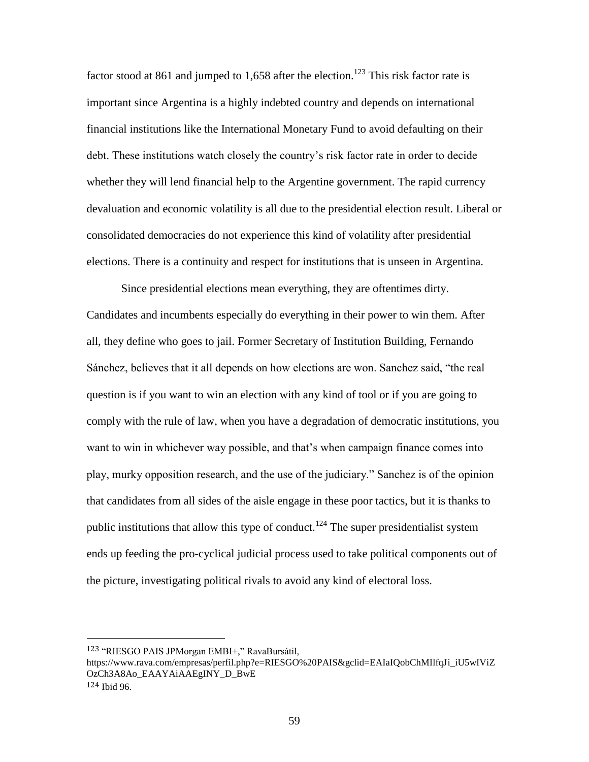factor stood at 861 and jumped to 1,658 after the election.[123] This risk factor rate is important since Argentina is a highly indebted country and depends on international financial institutions like the International Monetary Fund to avoid defaulting on their debt. These institutions watch closely the country's risk factor rate in order to decide whether they will lend financial help to the Argentine government. The rapid currency devaluation and economic volatility is all due to the presidential election result. Liberal or consolidated democracies do not experience this kind of volatility after presidential elections. There is a continuity and respect for institutions that is unseen in Argentina.

Since presidential elections mean everything, they are oftentimes dirty. Candidates and incumbents especially do everything in their power to win them. After all, they define who goes to jail. Former Secretary of Institution Building, Fernando Sánchez, believes that it all depends on how elections are won. Sanchez said, "the real question is if you want to win an election with any kind of tool or if you are going to comply with the rule of law, when you have a degradation of democratic institutions, you want to win in whichever way possible, and that's when campaign finance comes into play, murky opposition research, and the use of the judiciary." Sanchez is of the opinion that candidates from all sides of the aisle engage in these poor tactics, but it is thanks to public institutions that allow this type of conduct.[124] The super presidentialist system ends up feeding the pro-cyclical judicial process used to take political components out of the picture, investigating political rivals to avoid any kind of electoral loss.

---

[123] "RIESGO PAIS JPMorgan EMBI+," RavaBursátil, https://www.rava.com/empresas/perfil.php?e=RIESGO%20PAIS&gclid=EAIaIQobChMIlfqJi_iU5wIViZOzCh3A8Ao_EAAYAiAAEgINY_D_BwE

[124] Ibid 96.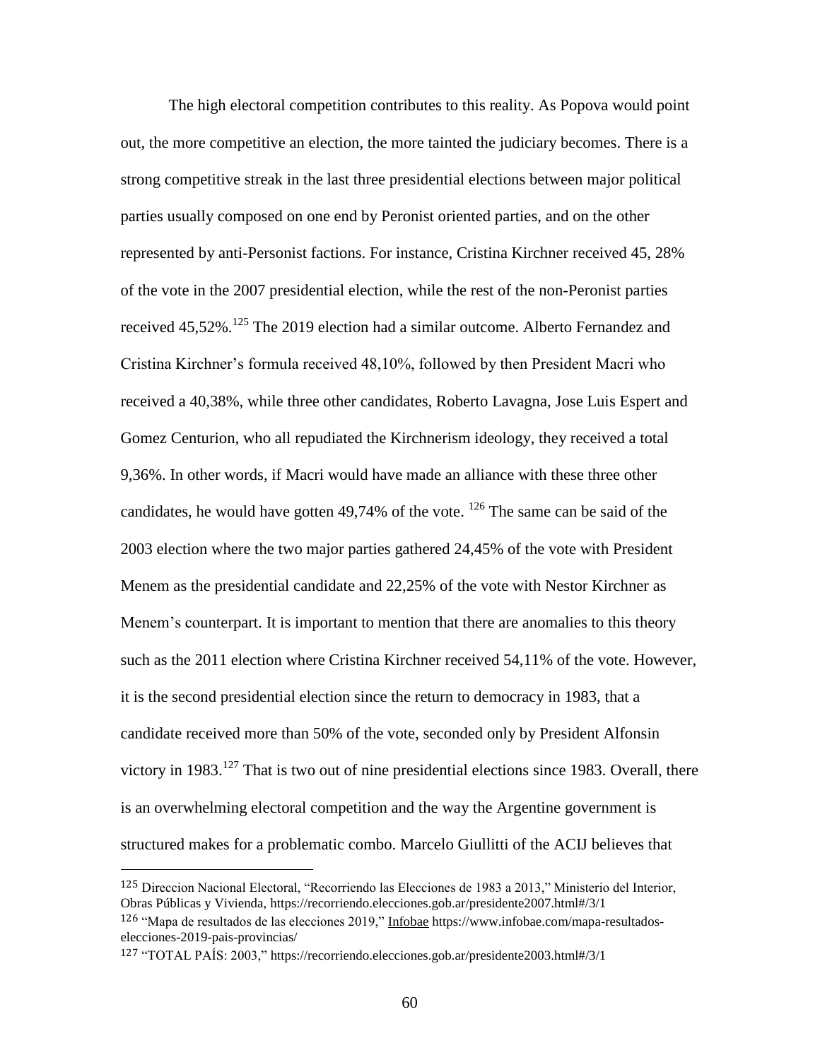The high electoral competition contributes to this reality. As Popova would point out, the more competitive an election, the more tainted the judiciary becomes. There is a strong competitive streak in the last three presidential elections between major political parties usually composed on one end by Peronist oriented parties, and on the other represented by anti-Personist factions. For instance, Cristina Kirchner received 45, 28% of the vote in the 2007 presidential election, while the rest of the non-Peronist parties received 45,52%.[125] The 2019 election had a similar outcome. Alberto Fernandez and Cristina Kirchner's formula received 48,10%, followed by then President Macri who received a 40,38%, while three other candidates, Roberto Lavagna, Jose Luis Espert and Gomez Centurion, who all repudiated the Kirchnerism ideology, they received a total 9,36%. In other words, if Macri would have made an alliance with these three other candidates, he would have gotten 49,74% of the vote. [126] The same can be said of the 2003 election where the two major parties gathered 24,45% of the vote with President Menem as the presidential candidate and 22,25% of the vote with Nestor Kirchner as Menem's counterpart. It is important to mention that there are anomalies to this theory such as the 2011 election where Cristina Kirchner received 54,11% of the vote. However, it is the second presidential election since the return to democracy in 1983, that a candidate received more than 50% of the vote, seconded only by President Alfonsin victory in 1983.[127] That is two out of nine presidential elections since 1983. Overall, there is an overwhelming electoral competition and the way the Argentine government is structured makes for a problematic combo. Marcelo Giullitti of the ACIJ believes that

---

[125] Direccion Nacional Electoral, "Recorriendo las Elecciones de 1983 a 2013," Ministerio del Interior, Obras Públicas y Vivienda, https://recorriendo.elecciones.gob.ar/presidente2007.html#/3/1

[126] "Mapa de resultados de las elecciones 2019," Infobae https://www.infobae.com/mapa-resultados-elecciones-2019-pais-provincias/

[127] "TOTAL PAÍS: 2003," https://recorriendo.elecciones.gob.ar/presidente2003.html#/3/1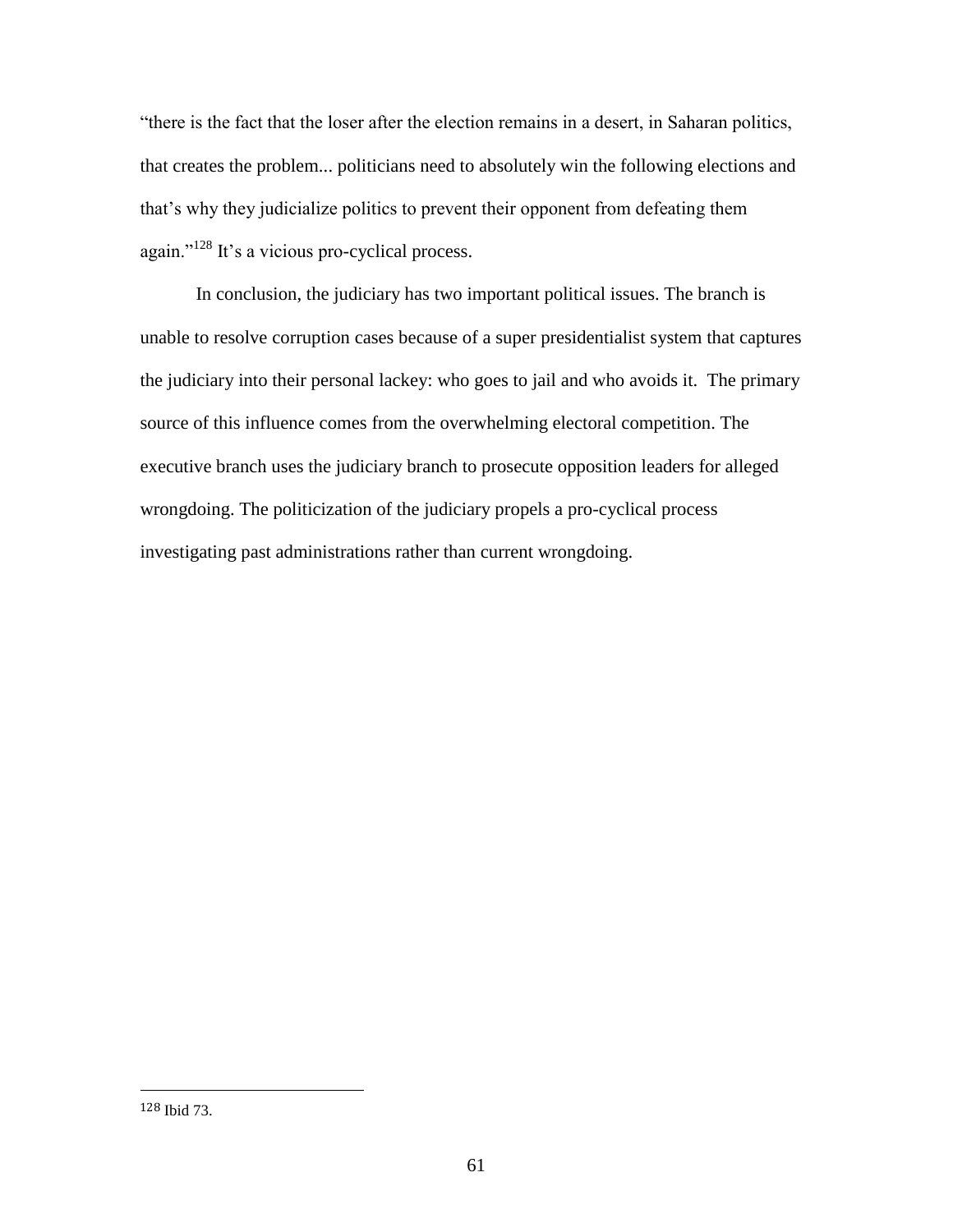"there is the fact that the loser after the election remains in a desert, in Saharan politics, that creates the problem... politicians need to absolutely win the following elections and that's why they judicialize politics to prevent their opponent from defeating them again."[128] It's a vicious pro-cyclical process.

In conclusion, the judiciary has two important political issues. The branch is unable to resolve corruption cases because of a super presidentialist system that captures the judiciary into their personal lackey: who goes to jail and who avoids it. The primary source of this influence comes from the overwhelming electoral competition. The executive branch uses the judiciary branch to prosecute opposition leaders for alleged wrongdoing. The politicization of the judiciary propels a pro-cyclical process investigating past administrations rather than current wrongdoing.

---

[128] Ibid 73.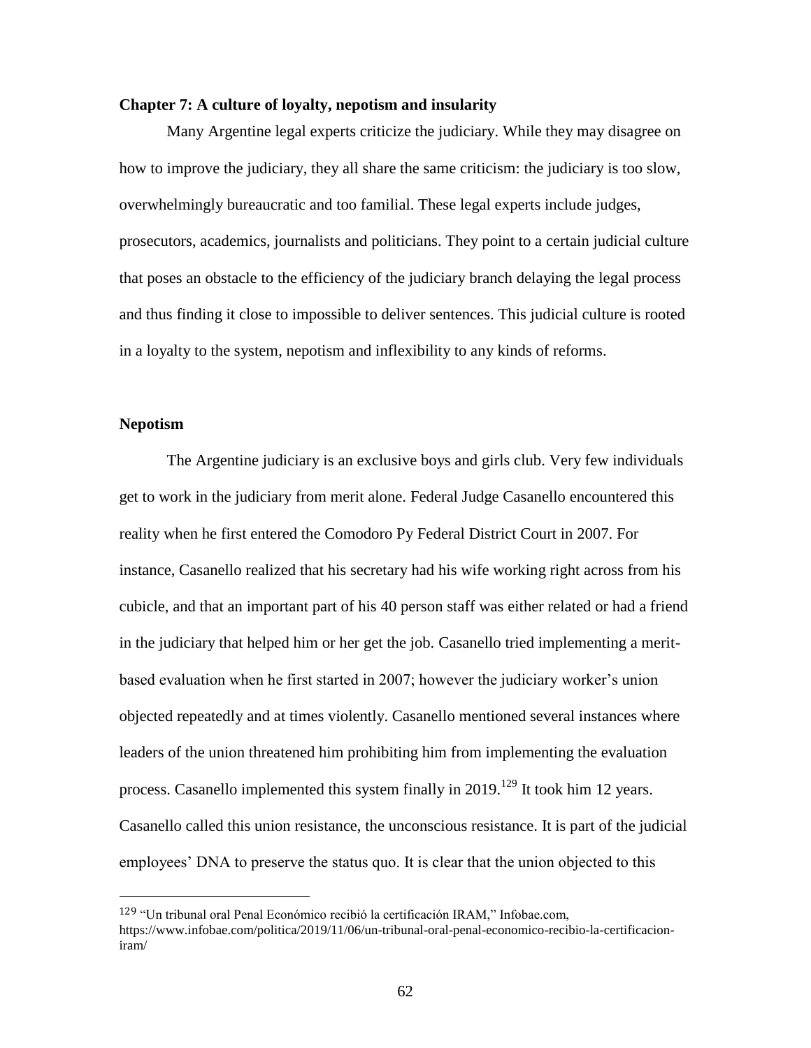## Chapter 7: A culture of loyalty, nepotism and insularity

Many Argentine legal experts criticize the judiciary. While they may disagree on how to improve the judiciary, they all share the same criticism: the judiciary is too slow, overwhelmingly bureaucratic and too familial. These legal experts include judges, prosecutors, academics, journalists and politicians. They point to a certain judicial culture that poses an obstacle to the efficiency of the judiciary branch delaying the legal process and thus finding it close to impossible to deliver sentences. This judicial culture is rooted in a loyalty to the system, nepotism and inflexibility to any kinds of reforms.

### Nepotism

The Argentine judiciary is an exclusive boys and girls club. Very few individuals get to work in the judiciary from merit alone. Federal Judge Casanello encountered this reality when he first entered the Comodoro Py Federal District Court in 2007. For instance, Casanello realized that his secretary had his wife working right across from his cubicle, and that an important part of his 40 person staff was either related or had a friend in the judiciary that helped him or her get the job. Casanello tried implementing a merit-based evaluation when he first started in 2007; however the judiciary worker's union objected repeatedly and at times violently. Casanello mentioned several instances where leaders of the union threatened him prohibiting him from implementing the evaluation process. Casanello implemented this system finally in 2019.[129] It took him 12 years. Casanello called this union resistance, the unconscious resistance. It is part of the judicial employees' DNA to preserve the status quo. It is clear that the union objected to this

---

[129] "Un tribunal oral Penal Económico recibió la certificación IRAM," Infobae.com, https://www.infobae.com/politica/2019/11/06/un-tribunal-oral-penal-economico-recibio-la-certificacion-iram/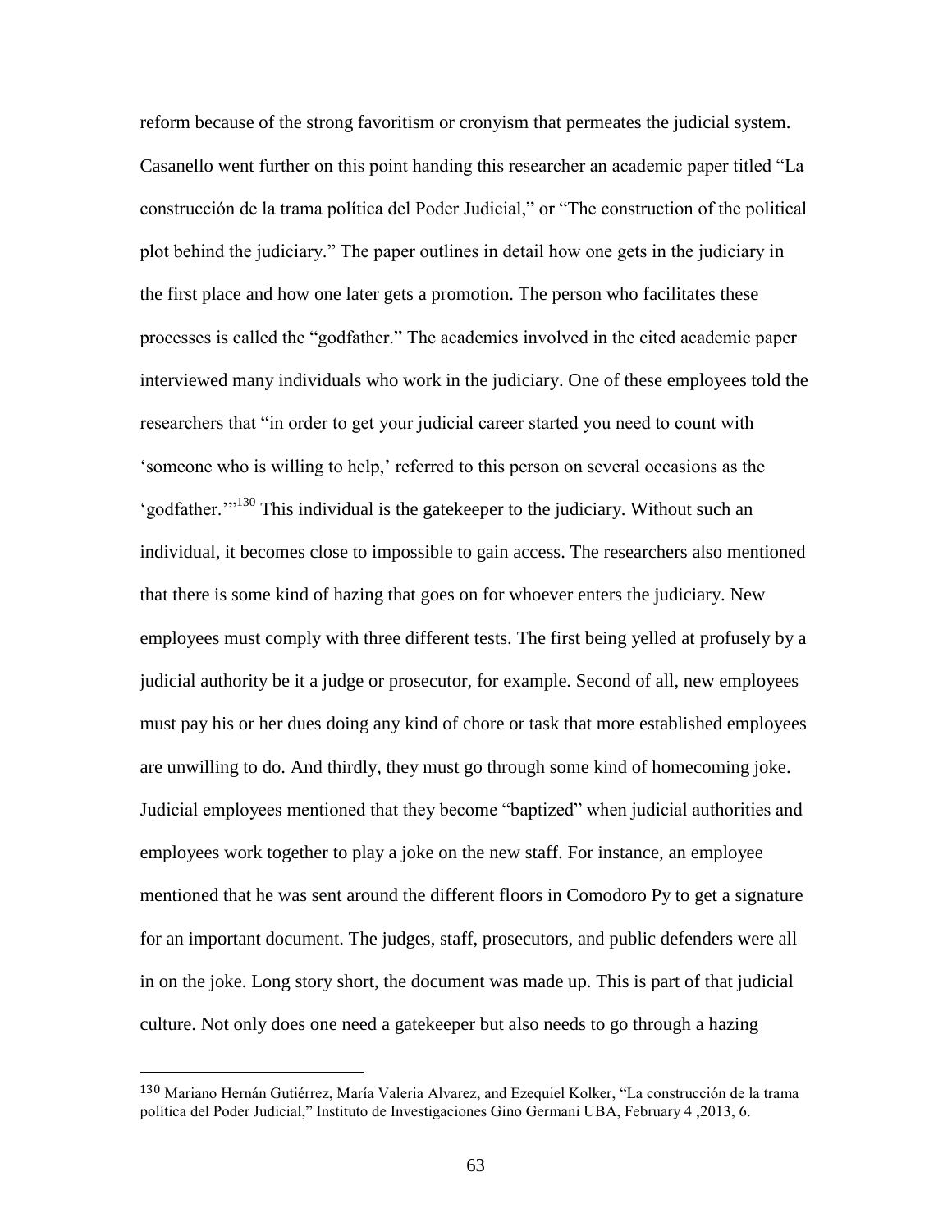reform because of the strong favoritism or cronyism that permeates the judicial system. Casanello went further on this point handing this researcher an academic paper titled "La construcción de la trama política del Poder Judicial," or "The construction of the political plot behind the judiciary." The paper outlines in detail how one gets in the judiciary in the first place and how one later gets a promotion. The person who facilitates these processes is called the "godfather." The academics involved in the cited academic paper interviewed many individuals who work in the judiciary. One of these employees told the researchers that "in order to get your judicial career started you need to count with 'someone who is willing to help,' referred to this person on several occasions as the 'godfather.'"[130] This individual is the gatekeeper to the judiciary. Without such an individual, it becomes close to impossible to gain access. The researchers also mentioned that there is some kind of hazing that goes on for whoever enters the judiciary. New employees must comply with three different tests. The first being yelled at profusely by a judicial authority be it a judge or prosecutor, for example. Second of all, new employees must pay his or her dues doing any kind of chore or task that more established employees are unwilling to do. And thirdly, they must go through some kind of homecoming joke. Judicial employees mentioned that they become "baptized" when judicial authorities and employees work together to play a joke on the new staff. For instance, an employee mentioned that he was sent around the different floors in Comodoro Py to get a signature for an important document. The judges, staff, prosecutors, and public defenders were all in on the joke. Long story short, the document was made up. This is part of that judicial culture. Not only does one need a gatekeeper but also needs to go through a hazing

---

[130] Mariano Hernán Gutiérrez, María Valeria Alvarez, and Ezequiel Kolker, "La construcción de la trama política del Poder Judicial," Instituto de Investigaciones Gino Germani UBA, February 4 ,2013, 6.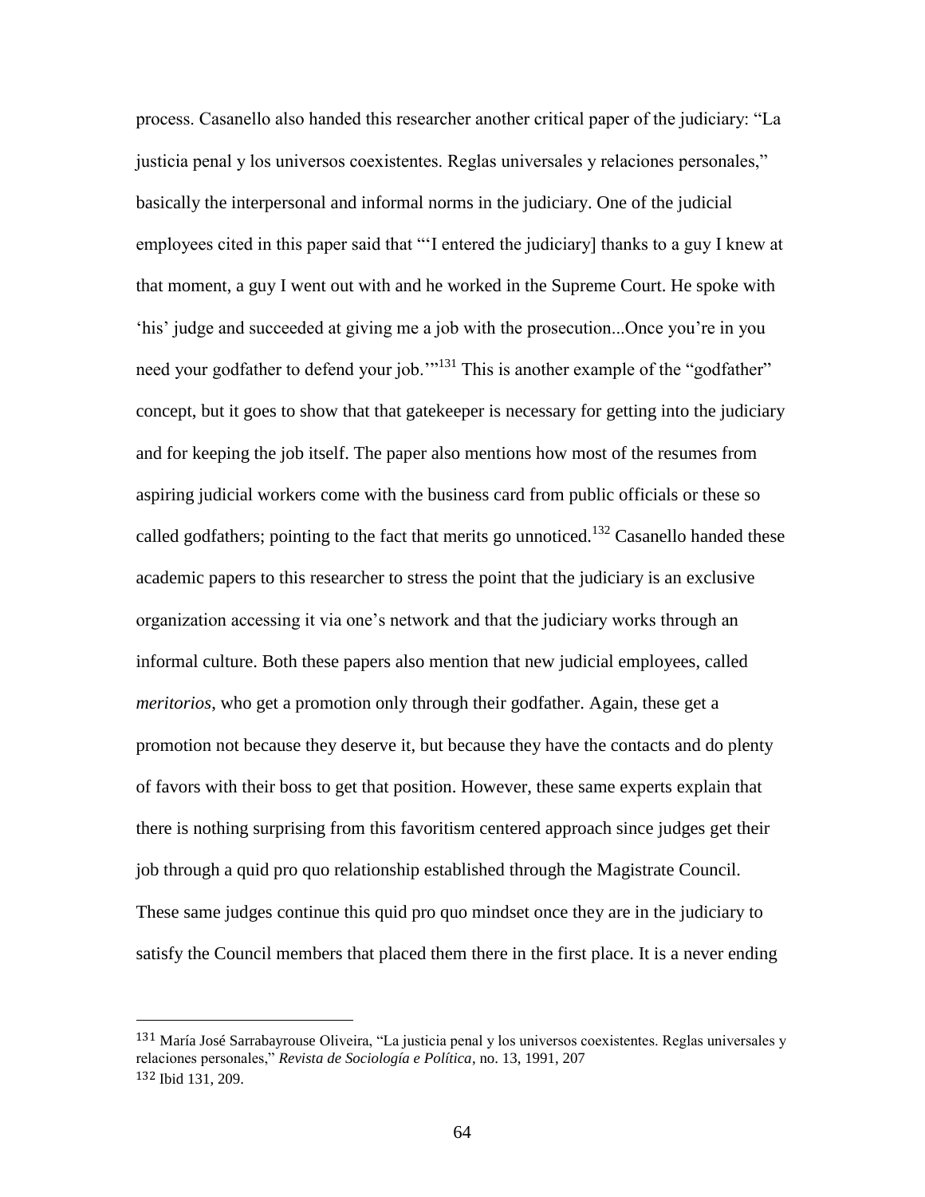process. Casanello also handed this researcher another critical paper of the judiciary: "La justicia penal y los universos coexistentes. Reglas universales y relaciones personales," basically the interpersonal and informal norms in the judiciary. One of the judicial employees cited in this paper said that "'I entered the judiciary] thanks to a guy I knew at that moment, a guy I went out with and he worked in the Supreme Court. He spoke with 'his' judge and succeeded at giving me a job with the prosecution...Once you're in you need your godfather to defend your job.'"[131] This is another example of the "godfather" concept, but it goes to show that that gatekeeper is necessary for getting into the judiciary and for keeping the job itself. The paper also mentions how most of the resumes from aspiring judicial workers come with the business card from public officials or these so called godfathers; pointing to the fact that merits go unnoticed.[132] Casanello handed these academic papers to this researcher to stress the point that the judiciary is an exclusive organization accessing it via one's network and that the judiciary works through an informal culture. Both these papers also mention that new judicial employees, called *meritorios*, who get a promotion only through their godfather. Again, these get a promotion not because they deserve it, but because they have the contacts and do plenty of favors with their boss to get that position. However, these same experts explain that there is nothing surprising from this favoritism centered approach since judges get their job through a quid pro quo relationship established through the Magistrate Council. These same judges continue this quid pro quo mindset once they are in the judiciary to satisfy the Council members that placed them there in the first place. It is a never ending

---

[131] María José Sarrabayrouse Oliveira, "La justicia penal y los universos coexistentes. Reglas universales y relaciones personales," *Revista de Sociología e Política*, no. 13, 1991, 207

[132] Ibid 131, 209.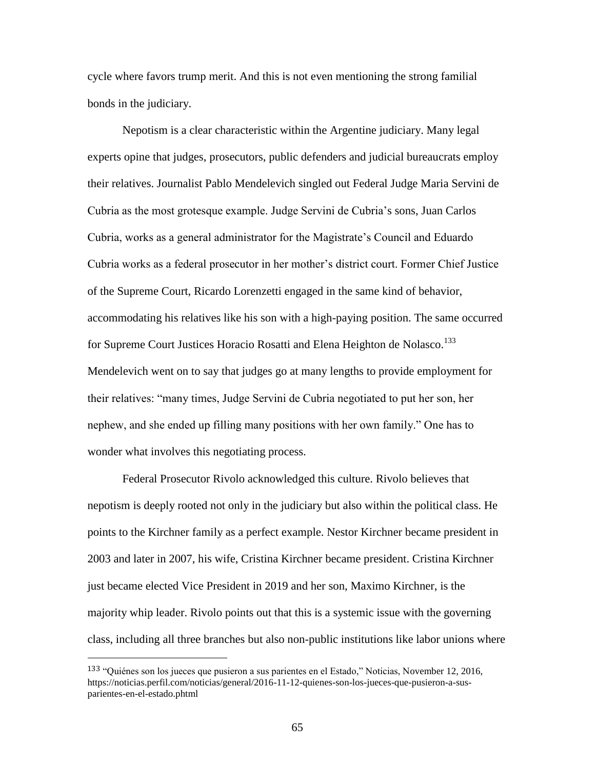cycle where favors trump merit. And this is not even mentioning the strong familial bonds in the judiciary.

Nepotism is a clear characteristic within the Argentine judiciary. Many legal experts opine that judges, prosecutors, public defenders and judicial bureaucrats employ their relatives. Journalist Pablo Mendelevich singled out Federal Judge Maria Servini de Cubria as the most grotesque example. Judge Servini de Cubria's sons, Juan Carlos Cubria, works as a general administrator for the Magistrate's Council and Eduardo Cubria works as a federal prosecutor in her mother's district court. Former Chief Justice of the Supreme Court, Ricardo Lorenzetti engaged in the same kind of behavior, accommodating his relatives like his son with a high-paying position. The same occurred for Supreme Court Justices Horacio Rosatti and Elena Heighton de Nolasco.[133] Mendelevich went on to say that judges go at many lengths to provide employment for their relatives: "many times, Judge Servini de Cubria negotiated to put her son, her nephew, and she ended up filling many positions with her own family." One has to wonder what involves this negotiating process.

Federal Prosecutor Rivolo acknowledged this culture. Rivolo believes that nepotism is deeply rooted not only in the judiciary but also within the political class. He points to the Kirchner family as a perfect example. Nestor Kirchner became president in 2003 and later in 2007, his wife, Cristina Kirchner became president. Cristina Kirchner just became elected Vice President in 2019 and her son, Maximo Kirchner, is the majority whip leader. Rivolo points out that this is a systemic issue with the governing class, including all three branches but also non-public institutions like labor unions where

[133] "Quiénes son los jueces que pusieron a sus parientes en el Estado," Noticias, November 12, 2016, https://noticias.perfil.com/noticias/general/2016-11-12-quienes-son-los-jueces-que-pusieron-a-sus-parientes-en-el-estado.phtml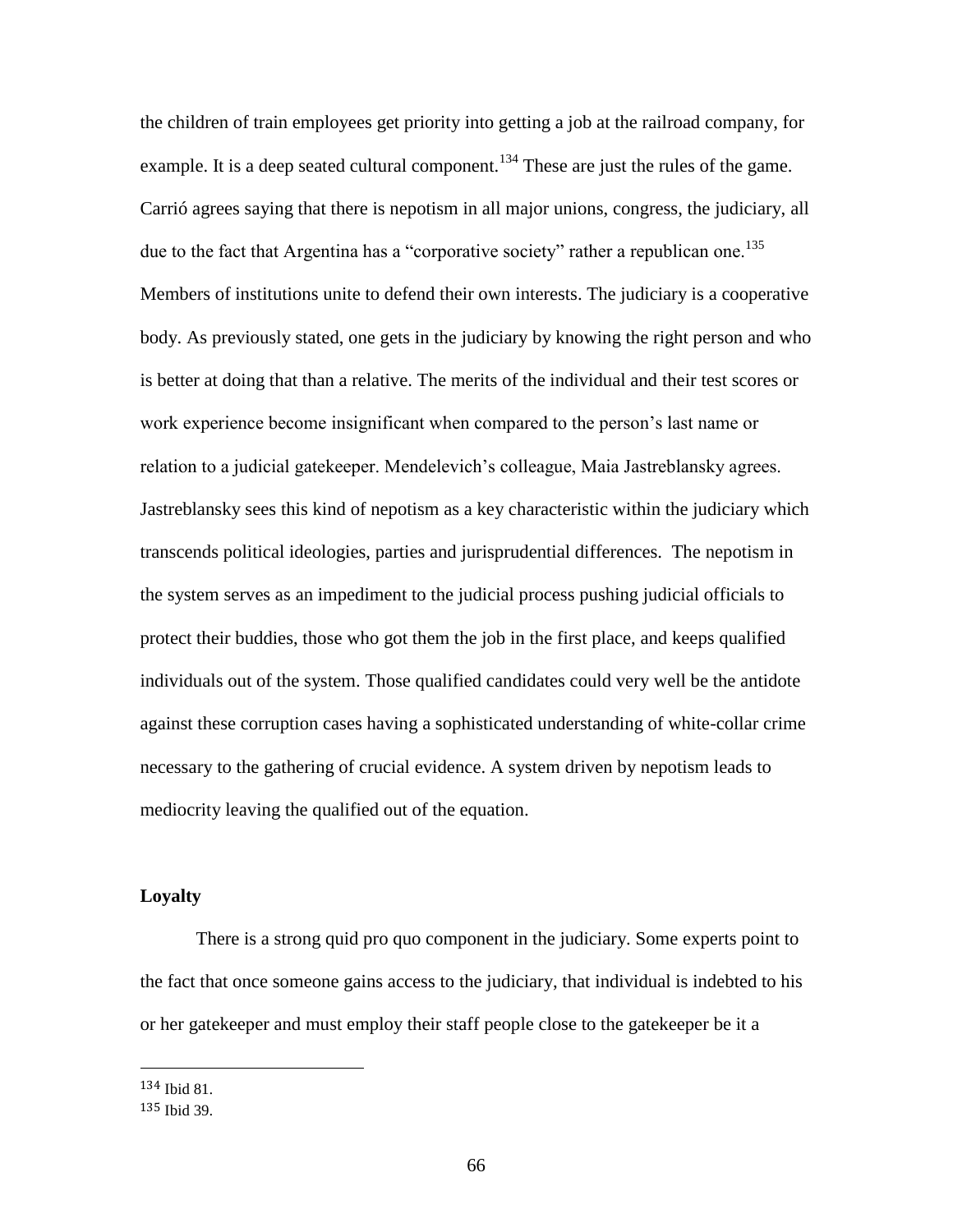the children of train employees get priority into getting a job at the railroad company, for example. It is a deep seated cultural component.[134] These are just the rules of the game. Carrió agrees saying that there is nepotism in all major unions, congress, the judiciary, all due to the fact that Argentina has a "corporative society" rather a republican one.[135] Members of institutions unite to defend their own interests. The judiciary is a cooperative body. As previously stated, one gets in the judiciary by knowing the right person and who is better at doing that than a relative. The merits of the individual and their test scores or work experience become insignificant when compared to the person's last name or relation to a judicial gatekeeper. Mendelevich's colleague, Maia Jastreblansky agrees. Jastreblansky sees this kind of nepotism as a key characteristic within the judiciary which transcends political ideologies, parties and jurisprudential differences. The nepotism in the system serves as an impediment to the judicial process pushing judicial officials to protect their buddies, those who got them the job in the first place, and keeps qualified individuals out of the system. Those qualified candidates could very well be the antidote against these corruption cases having a sophisticated understanding of white-collar crime necessary to the gathering of crucial evidence. A system driven by nepotism leads to mediocrity leaving the qualified out of the equation.

**Loyalty**

There is a strong quid pro quo component in the judiciary. Some experts point to the fact that once someone gains access to the judiciary, that individual is indebted to his or her gatekeeper and must employ their staff people close to the gatekeeper be it a

---

[134] Ibid 81.

[135] Ibid 39.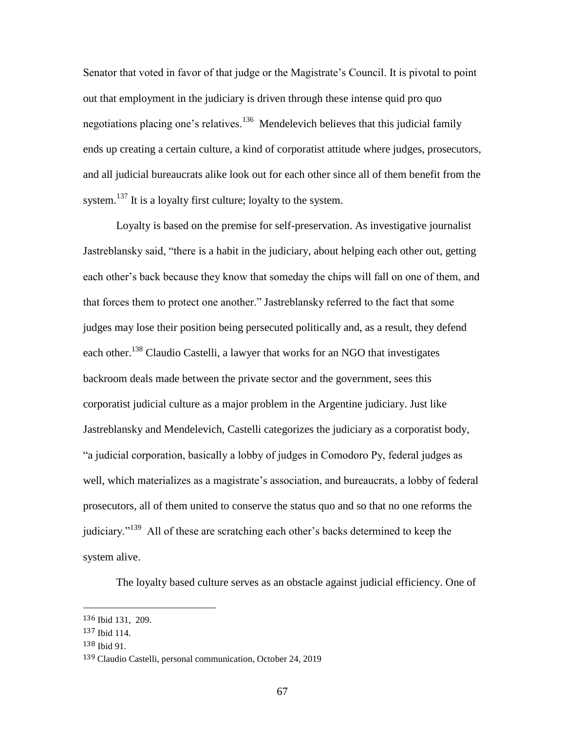Senator that voted in favor of that judge or the Magistrate's Council. It is pivotal to point out that employment in the judiciary is driven through these intense quid pro quo negotiations placing one's relatives.[136] Mendelevich believes that this judicial family ends up creating a certain culture, a kind of corporatist attitude where judges, prosecutors, and all judicial bureaucrats alike look out for each other since all of them benefit from the system.[137] It is a loyalty first culture; loyalty to the system.

Loyalty is based on the premise for self-preservation. As investigative journalist Jastreblansky said, "there is a habit in the judiciary, about helping each other out, getting each other's back because they know that someday the chips will fall on one of them, and that forces them to protect one another." Jastreblansky referred to the fact that some judges may lose their position being persecuted politically and, as a result, they defend each other.[138] Claudio Castelli, a lawyer that works for an NGO that investigates backroom deals made between the private sector and the government, sees this corporatist judicial culture as a major problem in the Argentine judiciary. Just like Jastreblansky and Mendelevich, Castelli categorizes the judiciary as a corporatist body, "a judicial corporation, basically a lobby of judges in Comodoro Py, federal judges as well, which materializes as a magistrate's association, and bureaucrats, a lobby of federal prosecutors, all of them united to conserve the status quo and so that no one reforms the judiciary."[139] All of these are scratching each other's backs determined to keep the system alive.

The loyalty based culture serves as an obstacle against judicial efficiency. One of

---

136 Ibid 131, 209.

137 Ibid 114.

138 Ibid 91.

139 Claudio Castelli, personal communication, October 24, 2019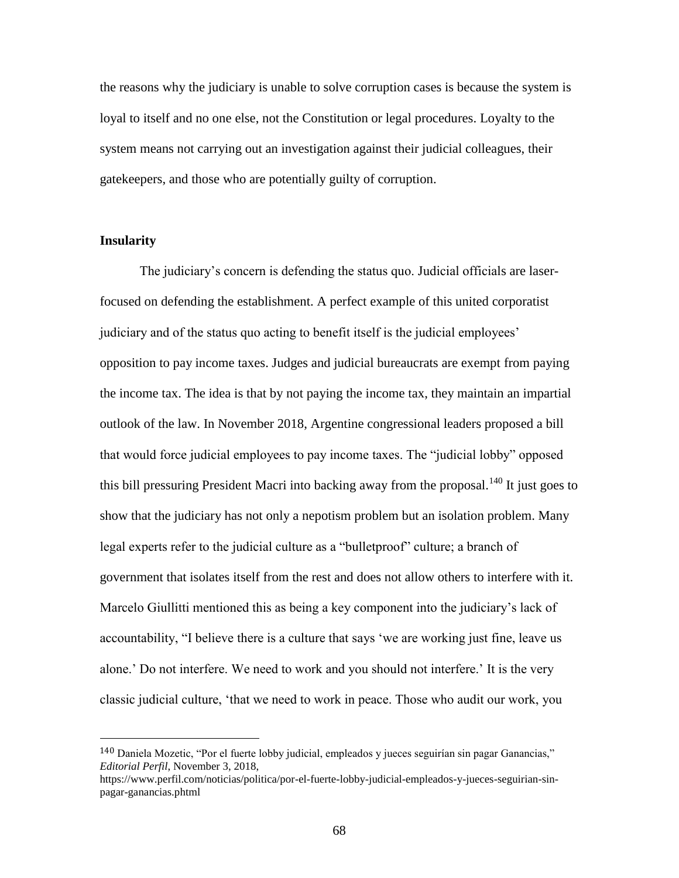the reasons why the judiciary is unable to solve corruption cases is because the system is loyal to itself and no one else, not the Constitution or legal procedures. Loyalty to the system means not carrying out an investigation against their judicial colleagues, their gatekeepers, and those who are potentially guilty of corruption.

**Insularity**

The judiciary's concern is defending the status quo. Judicial officials are laser-focused on defending the establishment. A perfect example of this united corporatist judiciary and of the status quo acting to benefit itself is the judicial employees' opposition to pay income taxes. Judges and judicial bureaucrats are exempt from paying the income tax. The idea is that by not paying the income tax, they maintain an impartial outlook of the law. In November 2018, Argentine congressional leaders proposed a bill that would force judicial employees to pay income taxes. The "judicial lobby" opposed this bill pressuring President Macri into backing away from the proposal.[140] It just goes to show that the judiciary has not only a nepotism problem but an isolation problem. Many legal experts refer to the judicial culture as a "bulletproof" culture; a branch of government that isolates itself from the rest and does not allow others to interfere with it. Marcelo Giullitti mentioned this as being a key component into the judiciary's lack of accountability, "I believe there is a culture that says 'we are working just fine, leave us alone.' Do not interfere. We need to work and you should not interfere.' It is the very classic judicial culture, 'that we need to work in peace. Those who audit our work, you

[140] Daniela Mozetic, "Por el fuerte lobby judicial, empleados y jueces seguirían sin pagar Ganancias," *Editorial Perfil*, November 3, 2018, https://www.perfil.com/noticias/politica/por-el-fuerte-lobby-judicial-empleados-y-jueces-seguirian-sin-pagar-ganancias.phtml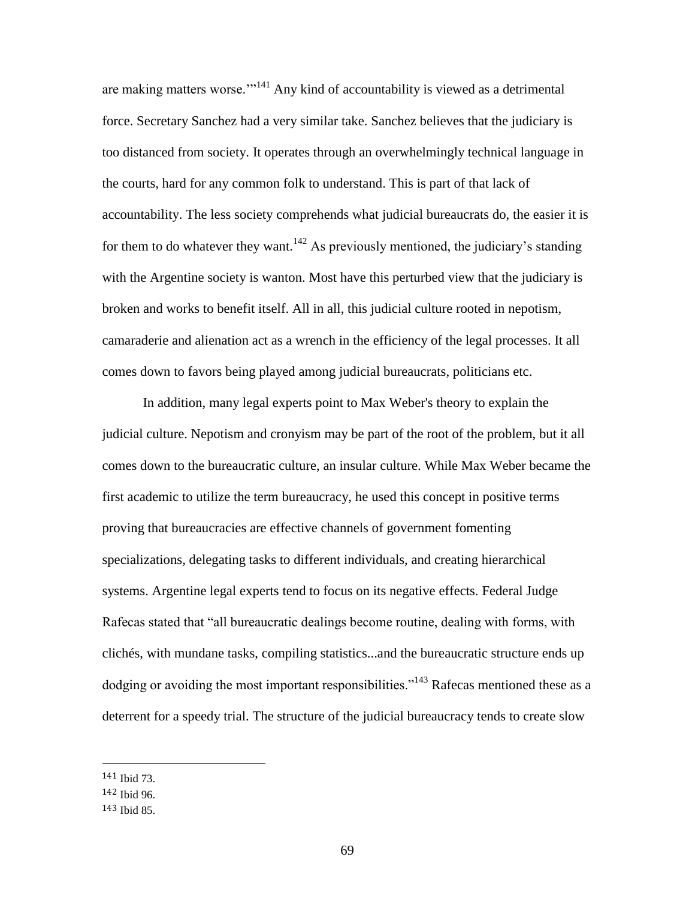are making matters worse.'"[141] Any kind of accountability is viewed as a detrimental force. Secretary Sanchez had a very similar take. Sanchez believes that the judiciary is too distanced from society. It operates through an overwhelmingly technical language in the courts, hard for any common folk to understand. This is part of that lack of accountability. The less society comprehends what judicial bureaucrats do, the easier it is for them to do whatever they want.[142] As previously mentioned, the judiciary's standing with the Argentine society is wanton. Most have this perturbed view that the judiciary is broken and works to benefit itself. All in all, this judicial culture rooted in nepotism, camaraderie and alienation act as a wrench in the efficiency of the legal processes. It all comes down to favors being played among judicial bureaucrats, politicians etc.

In addition, many legal experts point to Max Weber's theory to explain the judicial culture. Nepotism and cronyism may be part of the root of the problem, but it all comes down to the bureaucratic culture, an insular culture. While Max Weber became the first academic to utilize the term bureaucracy, he used this concept in positive terms proving that bureaucracies are effective channels of government fomenting specializations, delegating tasks to different individuals, and creating hierarchical systems. Argentine legal experts tend to focus on its negative effects. Federal Judge Rafecas stated that "all bureaucratic dealings become routine, dealing with forms, with clichés, with mundane tasks, compiling statistics...and the bureaucratic structure ends up dodging or avoiding the most important responsibilities."[143] Rafecas mentioned these as a deterrent for a speedy trial. The structure of the judicial bureaucracy tends to create slow

---

[141] Ibid 73.

[142] Ibid 96.

[143] Ibid 85.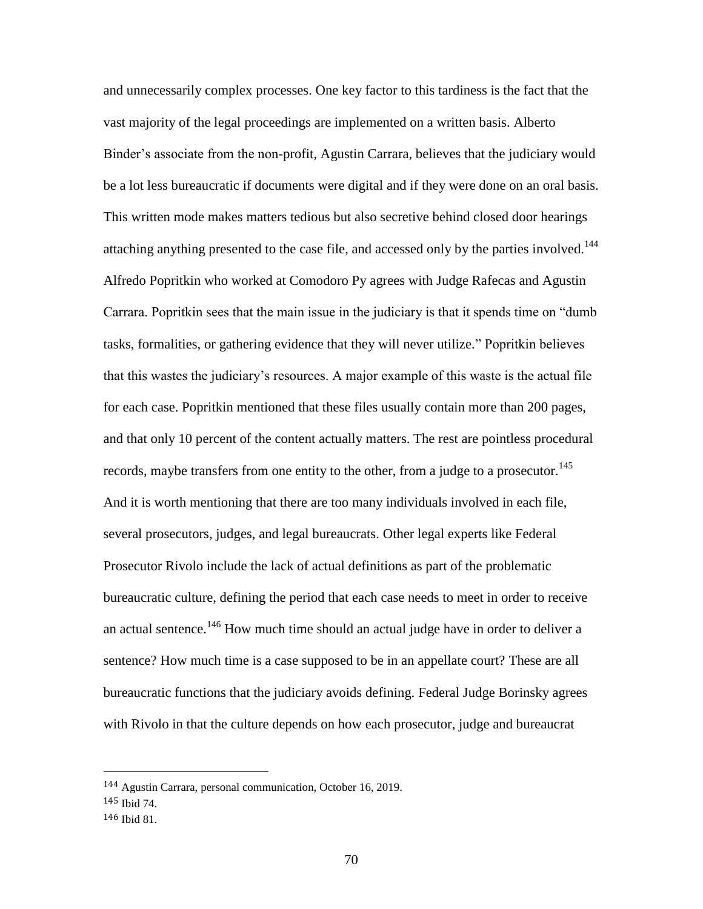and unnecessarily complex processes. One key factor to this tardiness is the fact that the vast majority of the legal proceedings are implemented on a written basis. Alberto Binder's associate from the non-profit, Agustin Carrara, believes that the judiciary would be a lot less bureaucratic if documents were digital and if they were done on an oral basis. This written mode makes matters tedious but also secretive behind closed door hearings attaching anything presented to the case file, and accessed only by the parties involved.[144] Alfredo Popritkin who worked at Comodoro Py agrees with Judge Rafecas and Agustin Carrara. Popritkin sees that the main issue in the judiciary is that it spends time on "dumb tasks, formalities, or gathering evidence that they will never utilize." Popritkin believes that this wastes the judiciary's resources. A major example of this waste is the actual file for each case. Popritkin mentioned that these files usually contain more than 200 pages, and that only 10 percent of the content actually matters. The rest are pointless procedural records, maybe transfers from one entity to the other, from a judge to a prosecutor.[145] And it is worth mentioning that there are too many individuals involved in each file, several prosecutors, judges, and legal bureaucrats. Other legal experts like Federal Prosecutor Rivolo include the lack of actual definitions as part of the problematic bureaucratic culture, defining the period that each case needs to meet in order to receive an actual sentence.[146] How much time should an actual judge have in order to deliver a sentence? How much time is a case supposed to be in an appellate court? These are all bureaucratic functions that the judiciary avoids defining. Federal Judge Borinsky agrees with Rivolo in that the culture depends on how each prosecutor, judge and bureaucrat

---

144 Agustin Carrara, personal communication, October 16, 2019.

145 Ibid 74.

146 Ibid 81.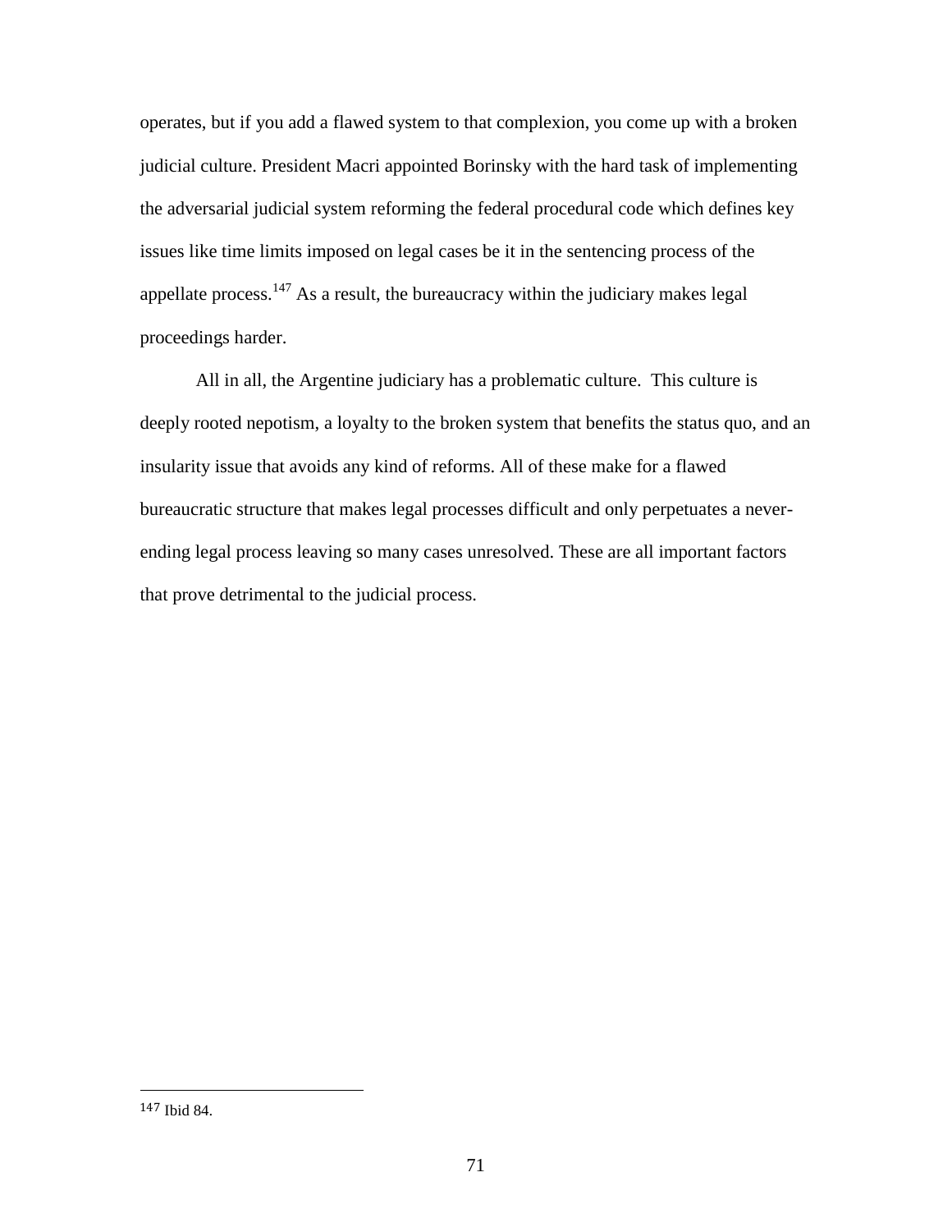operates, but if you add a flawed system to that complexion, you come up with a broken judicial culture. President Macri appointed Borinsky with the hard task of implementing the adversarial judicial system reforming the federal procedural code which defines key issues like time limits imposed on legal cases be it in the sentencing process of the appellate process.[147] As a result, the bureaucracy within the judiciary makes legal proceedings harder.

All in all, the Argentine judiciary has a problematic culture. This culture is deeply rooted nepotism, a loyalty to the broken system that benefits the status quo, and an insularity issue that avoids any kind of reforms. All of these make for a flawed bureaucratic structure that makes legal processes difficult and only perpetuates a never-ending legal process leaving so many cases unresolved. These are all important factors that prove detrimental to the judicial process.

---

[147] Ibid 84.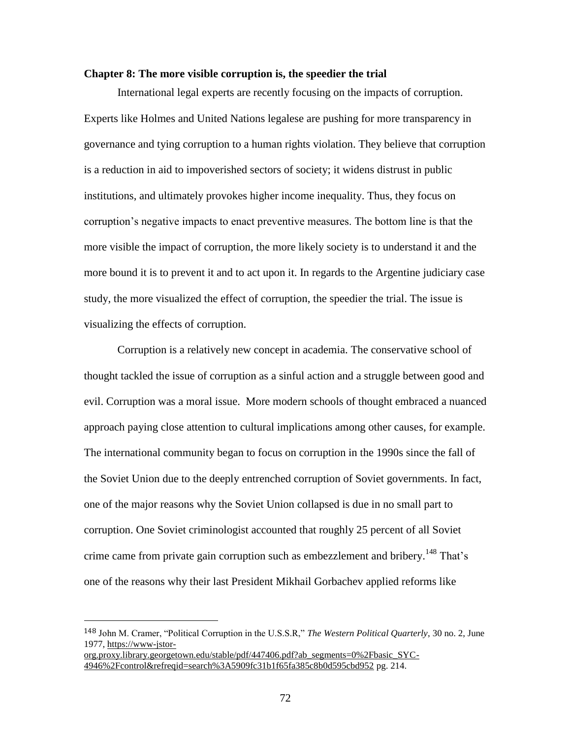## Chapter 8: The more visible corruption is, the speedier the trial

International legal experts are recently focusing on the impacts of corruption. Experts like Holmes and United Nations legalese are pushing for more transparency in governance and tying corruption to a human rights violation. They believe that corruption is a reduction in aid to impoverished sectors of society; it widens distrust in public institutions, and ultimately provokes higher income inequality. Thus, they focus on corruption's negative impacts to enact preventive measures. The bottom line is that the more visible the impact of corruption, the more likely society is to understand it and the more bound it is to prevent it and to act upon it. In regards to the Argentine judiciary case study, the more visualized the effect of corruption, the speedier the trial. The issue is visualizing the effects of corruption.

Corruption is a relatively new concept in academia. The conservative school of thought tackled the issue of corruption as a sinful action and a struggle between good and evil. Corruption was a moral issue. More modern schools of thought embraced a nuanced approach paying close attention to cultural implications among other causes, for example. The international community began to focus on corruption in the 1990s since the fall of the Soviet Union due to the deeply entrenched corruption of Soviet governments. In fact, one of the major reasons why the Soviet Union collapsed is due in no small part to corruption. One Soviet criminologist accounted that roughly 25 percent of all Soviet crime came from private gain corruption such as embezzlement and bribery.[148] That's one of the reasons why their last President Mikhail Gorbachev applied reforms like

---

[148] John M. Cramer, "Political Corruption in the U.S.S.R," *The Western Political Quarterly*, 30 no. 2, June 1977, https://www-jstor-org.proxy.library.georgetown.edu/stable/pdf/447406.pdf?ab_segments=0%2Fbasic_SYC-4946%2Fcontrol&refreqid=search%3A5909fc31b1f65fa385c8b0d595cbd952 pg. 214.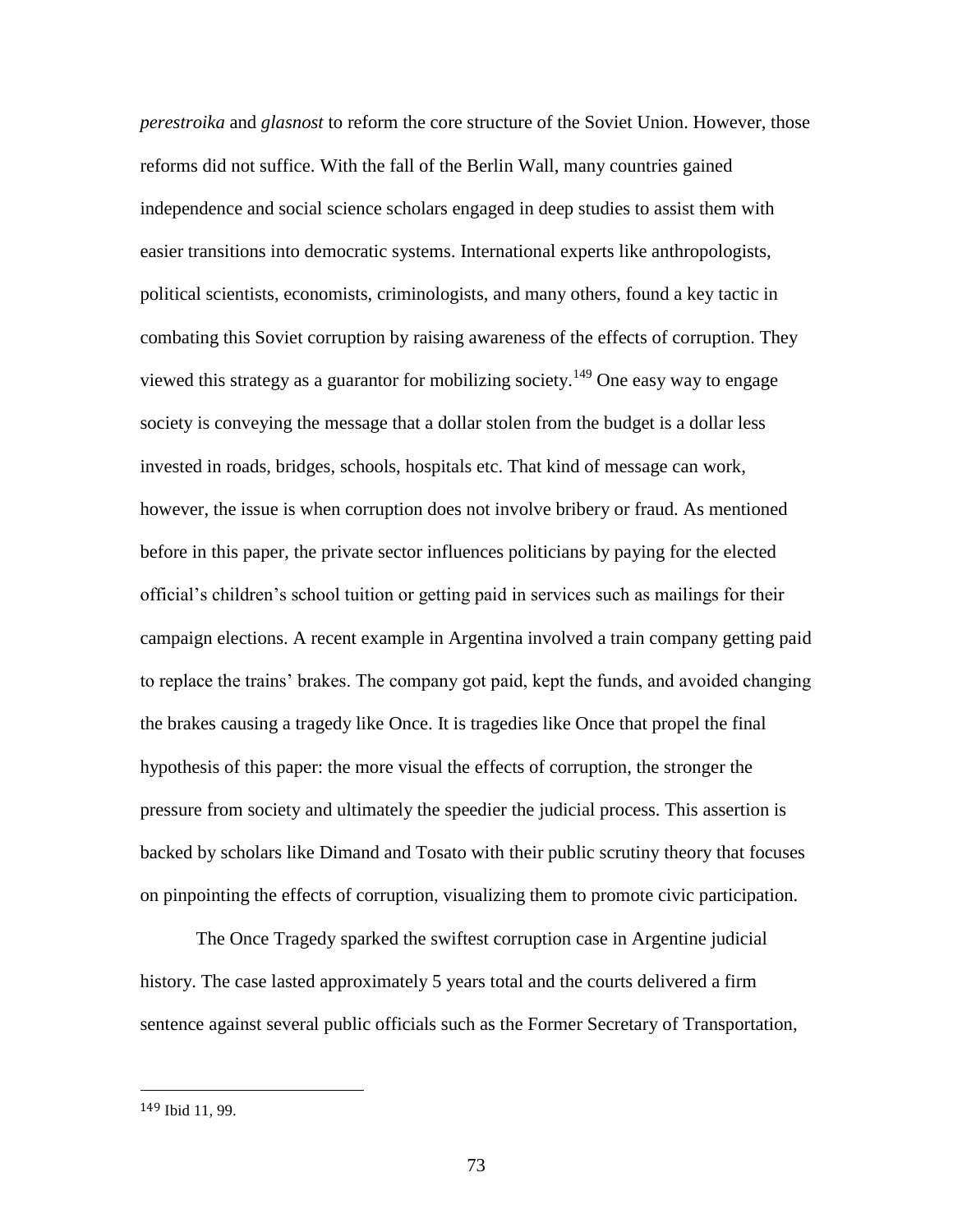*perestroika* and *glasnost* to reform the core structure of the Soviet Union. However, those reforms did not suffice. With the fall of the Berlin Wall, many countries gained independence and social science scholars engaged in deep studies to assist them with easier transitions into democratic systems. International experts like anthropologists, political scientists, economists, criminologists, and many others, found a key tactic in combating this Soviet corruption by raising awareness of the effects of corruption. They viewed this strategy as a guarantor for mobilizing society.[149] One easy way to engage society is conveying the message that a dollar stolen from the budget is a dollar less invested in roads, bridges, schools, hospitals etc. That kind of message can work, however, the issue is when corruption does not involve bribery or fraud. As mentioned before in this paper, the private sector influences politicians by paying for the elected official's children's school tuition or getting paid in services such as mailings for their campaign elections. A recent example in Argentina involved a train company getting paid to replace the trains' brakes. The company got paid, kept the funds, and avoided changing the brakes causing a tragedy like Once. It is tragedies like Once that propel the final hypothesis of this paper: the more visual the effects of corruption, the stronger the pressure from society and ultimately the speedier the judicial process. This assertion is backed by scholars like Dimand and Tosato with their public scrutiny theory that focuses on pinpointing the effects of corruption, visualizing them to promote civic participation.

The Once Tragedy sparked the swiftest corruption case in Argentine judicial history. The case lasted approximately 5 years total and the courts delivered a firm sentence against several public officials such as the Former Secretary of Transportation,

---

[149] Ibid 11, 99.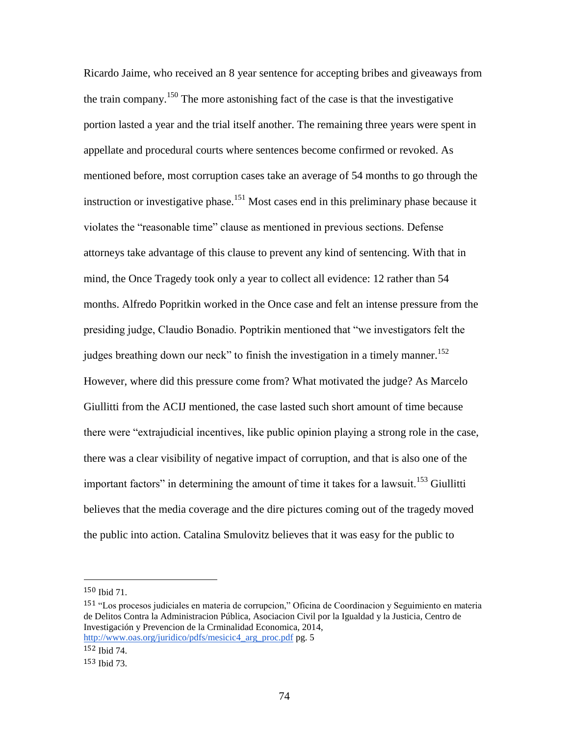Ricardo Jaime, who received an 8 year sentence for accepting bribes and giveaways from the train company.[150] The more astonishing fact of the case is that the investigative portion lasted a year and the trial itself another. The remaining three years were spent in appellate and procedural courts where sentences become confirmed or revoked. As mentioned before, most corruption cases take an average of 54 months to go through the instruction or investigative phase.[151] Most cases end in this preliminary phase because it violates the "reasonable time" clause as mentioned in previous sections. Defense attorneys take advantage of this clause to prevent any kind of sentencing. With that in mind, the Once Tragedy took only a year to collect all evidence: 12 rather than 54 months. Alfredo Popritkin worked in the Once case and felt an intense pressure from the presiding judge, Claudio Bonadio. Poptrikin mentioned that "we investigators felt the judges breathing down our neck" to finish the investigation in a timely manner.[152] However, where did this pressure come from? What motivated the judge? As Marcelo Giullitti from the ACIJ mentioned, the case lasted such short amount of time because there were "extrajudicial incentives, like public opinion playing a strong role in the case, there was a clear visibility of negative impact of corruption, and that is also one of the important factors" in determining the amount of time it takes for a lawsuit.[153] Giullitti believes that the media coverage and the dire pictures coming out of the tragedy moved the public into action. Catalina Smulovitz believes that it was easy for the public to

---

[150] Ibid 71.

[151] "Los procesos judiciales en materia de corrupcion," Oficina de Coordinacion y Seguimiento en materia de Delitos Contra la Administracion Pública, Asociacion Civil por la Igualdad y la Justicia, Centro de Investigación y Prevencion de la Crminalidad Economica, 2014, http://www.oas.org/juridico/pdfs/mesicic4_arg_proc.pdf pg. 5

[152] Ibid 74.

[153] Ibid 73.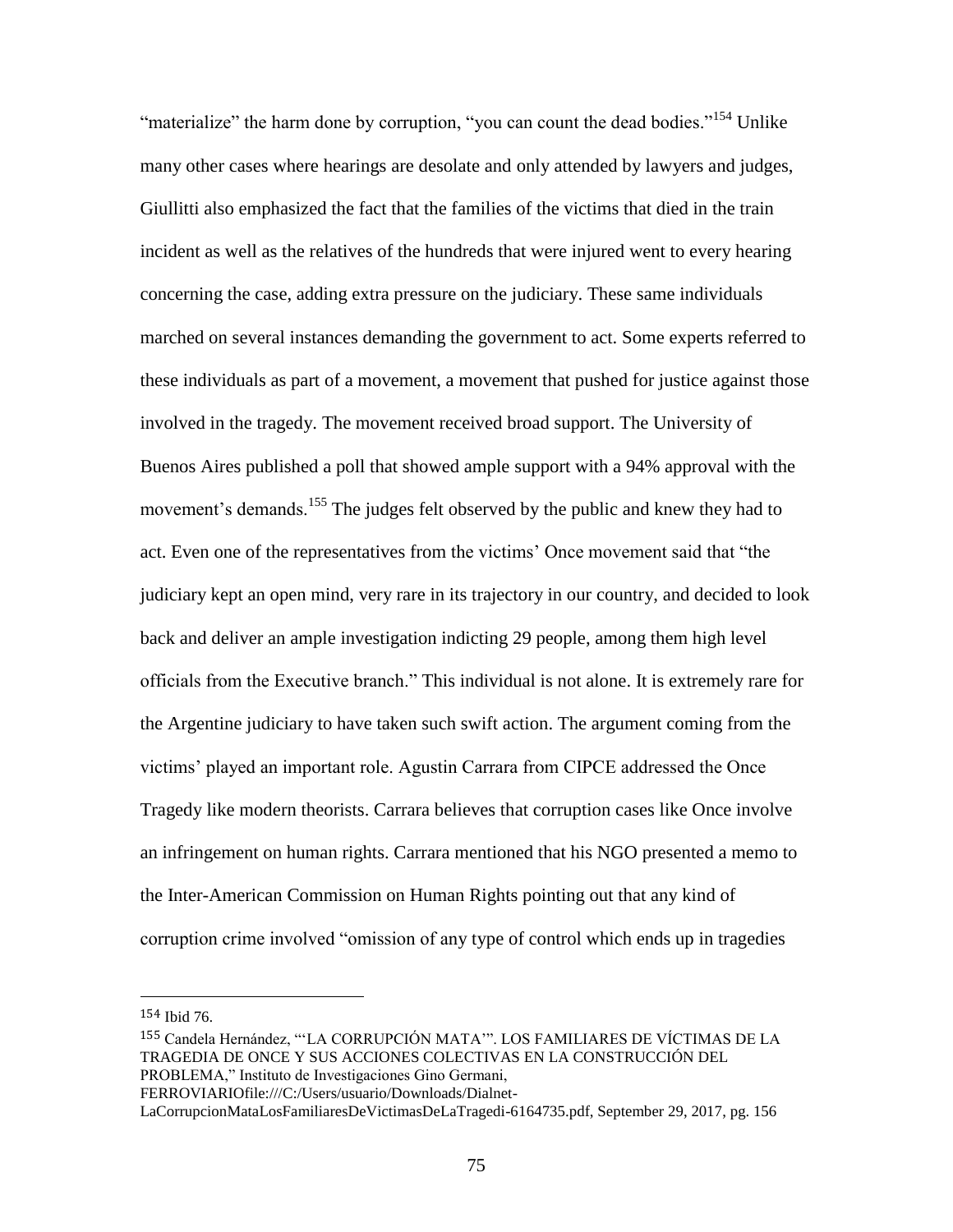"materialize" the harm done by corruption, "you can count the dead bodies."[154] Unlike many other cases where hearings are desolate and only attended by lawyers and judges, Giullitti also emphasized the fact that the families of the victims that died in the train incident as well as the relatives of the hundreds that were injured went to every hearing concerning the case, adding extra pressure on the judiciary. These same individuals marched on several instances demanding the government to act. Some experts referred to these individuals as part of a movement, a movement that pushed for justice against those involved in the tragedy. The movement received broad support. The University of Buenos Aires published a poll that showed ample support with a 94% approval with the movement's demands.[155] The judges felt observed by the public and knew they had to act. Even one of the representatives from the victims' Once movement said that "the judiciary kept an open mind, very rare in its trajectory in our country, and decided to look back and deliver an ample investigation indicting 29 people, among them high level officials from the Executive branch." This individual is not alone. It is extremely rare for the Argentine judiciary to have taken such swift action. The argument coming from the victims' played an important role. Agustin Carrara from CIPCE addressed the Once Tragedy like modern theorists. Carrara believes that corruption cases like Once involve an infringement on human rights. Carrara mentioned that his NGO presented a memo to the Inter-American Commission on Human Rights pointing out that any kind of corruption crime involved "omission of any type of control which ends up in tragedies

---

[154] Ibid 76.

[155] Candela Hernández, "'LA CORRUPCIÓN MATA'". LOS FAMILIARES DE VÍCTIMAS DE LA TRAGEDIA DE ONCE Y SUS ACCIONES COLECTIVAS EN LA CONSTRUCCIÓN DEL PROBLEMA," Instituto de Investigaciones Gino Germani, FERROVIARIOfile:///C:/Users/usuario/Downloads/Dialnet-LaCorrupcionMataLosFamiliaresDeVictimasDeLaTragedi-6164735.pdf, September 29, 2017, pg. 156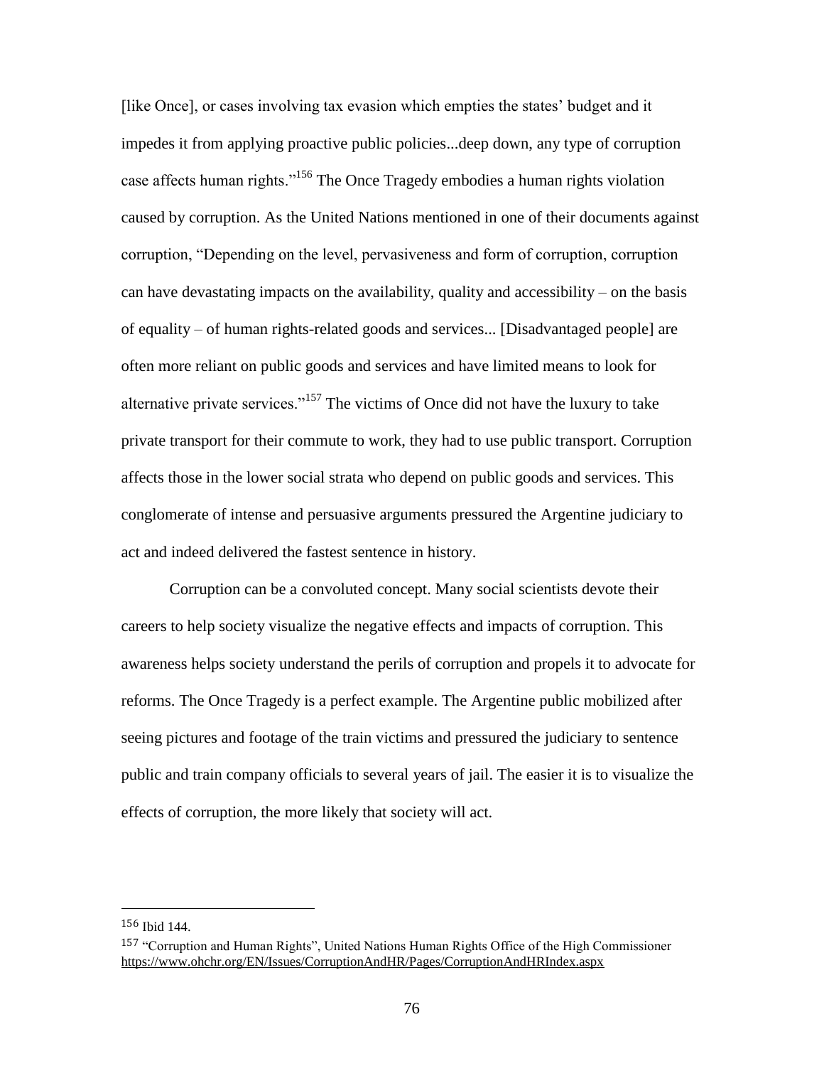[like Once], or cases involving tax evasion which empties the states' budget and it impedes it from applying proactive public policies...deep down, any type of corruption case affects human rights."[156] The Once Tragedy embodies a human rights violation caused by corruption. As the United Nations mentioned in one of their documents against corruption, "Depending on the level, pervasiveness and form of corruption, corruption can have devastating impacts on the availability, quality and accessibility – on the basis of equality – of human rights-related goods and services... [Disadvantaged people] are often more reliant on public goods and services and have limited means to look for alternative private services."[157] The victims of Once did not have the luxury to take private transport for their commute to work, they had to use public transport. Corruption affects those in the lower social strata who depend on public goods and services. This conglomerate of intense and persuasive arguments pressured the Argentine judiciary to act and indeed delivered the fastest sentence in history.

Corruption can be a convoluted concept. Many social scientists devote their careers to help society visualize the negative effects and impacts of corruption. This awareness helps society understand the perils of corruption and propels it to advocate for reforms. The Once Tragedy is a perfect example. The Argentine public mobilized after seeing pictures and footage of the train victims and pressured the judiciary to sentence public and train company officials to several years of jail. The easier it is to visualize the effects of corruption, the more likely that society will act.

---

[156] Ibid 144.

[157] "Corruption and Human Rights", United Nations Human Rights Office of the High Commissioner https://www.ohchr.org/EN/Issues/CorruptionAndHR/Pages/CorruptionAndHRIndex.aspx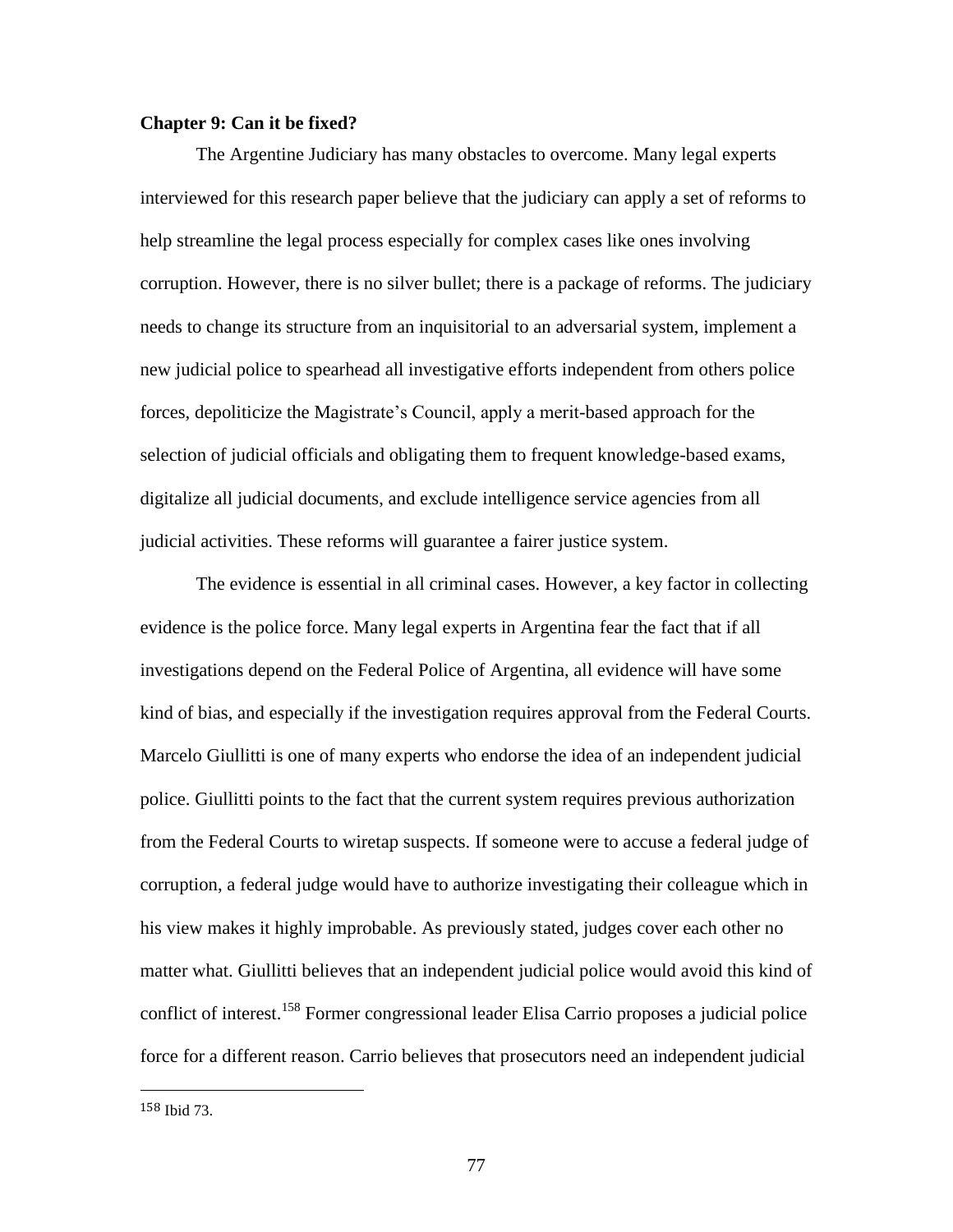**Chapter 9: Can it be fixed?**

The Argentine Judiciary has many obstacles to overcome. Many legal experts interviewed for this research paper believe that the judiciary can apply a set of reforms to help streamline the legal process especially for complex cases like ones involving corruption. However, there is no silver bullet; there is a package of reforms. The judiciary needs to change its structure from an inquisitorial to an adversarial system, implement a new judicial police to spearhead all investigative efforts independent from others police forces, depoliticize the Magistrate's Council, apply a merit-based approach for the selection of judicial officials and obligating them to frequent knowledge-based exams, digitalize all judicial documents, and exclude intelligence service agencies from all judicial activities. These reforms will guarantee a fairer justice system.

The evidence is essential in all criminal cases. However, a key factor in collecting evidence is the police force. Many legal experts in Argentina fear the fact that if all investigations depend on the Federal Police of Argentina, all evidence will have some kind of bias, and especially if the investigation requires approval from the Federal Courts. Marcelo Giullitti is one of many experts who endorse the idea of an independent judicial police. Giullitti points to the fact that the current system requires previous authorization from the Federal Courts to wiretap suspects. If someone were to accuse a federal judge of corruption, a federal judge would have to authorize investigating their colleague which in his view makes it highly improbable. As previously stated, judges cover each other no matter what. Giullitti believes that an independent judicial police would avoid this kind of conflict of interest.[158] Former congressional leader Elisa Carrio proposes a judicial police force for a different reason. Carrio believes that prosecutors need an independent judicial

158 Ibid 73.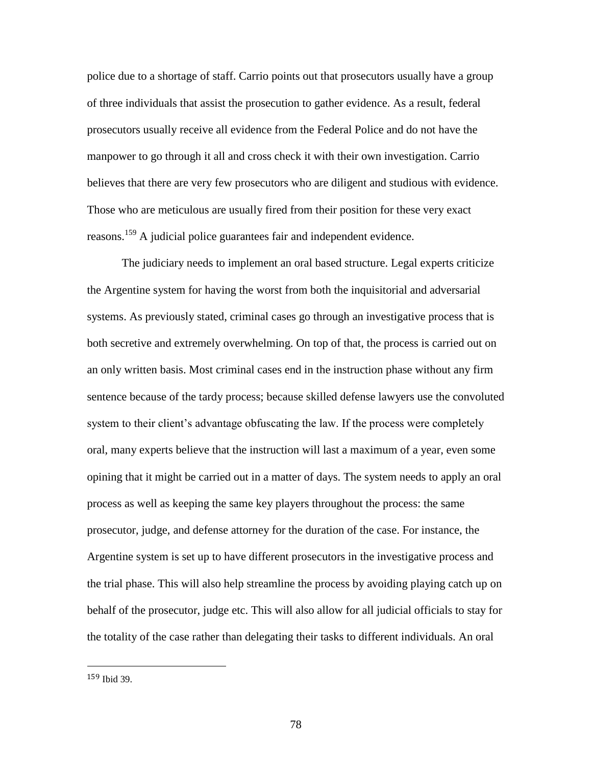police due to a shortage of staff. Carrio points out that prosecutors usually have a group of three individuals that assist the prosecution to gather evidence. As a result, federal prosecutors usually receive all evidence from the Federal Police and do not have the manpower to go through it all and cross check it with their own investigation. Carrio believes that there are very few prosecutors who are diligent and studious with evidence. Those who are meticulous are usually fired from their position for these very exact reasons.[159] A judicial police guarantees fair and independent evidence.

The judiciary needs to implement an oral based structure. Legal experts criticize the Argentine system for having the worst from both the inquisitorial and adversarial systems. As previously stated, criminal cases go through an investigative process that is both secretive and extremely overwhelming. On top of that, the process is carried out on an only written basis. Most criminal cases end in the instruction phase without any firm sentence because of the tardy process; because skilled defense lawyers use the convoluted system to their client's advantage obfuscating the law. If the process were completely oral, many experts believe that the instruction will last a maximum of a year, even some opining that it might be carried out in a matter of days. The system needs to apply an oral process as well as keeping the same key players throughout the process: the same prosecutor, judge, and defense attorney for the duration of the case. For instance, the Argentine system is set up to have different prosecutors in the investigative process and the trial phase. This will also help streamline the process by avoiding playing catch up on behalf of the prosecutor, judge etc. This will also allow for all judicial officials to stay for the totality of the case rather than delegating their tasks to different individuals. An oral

---

[159] Ibid 39.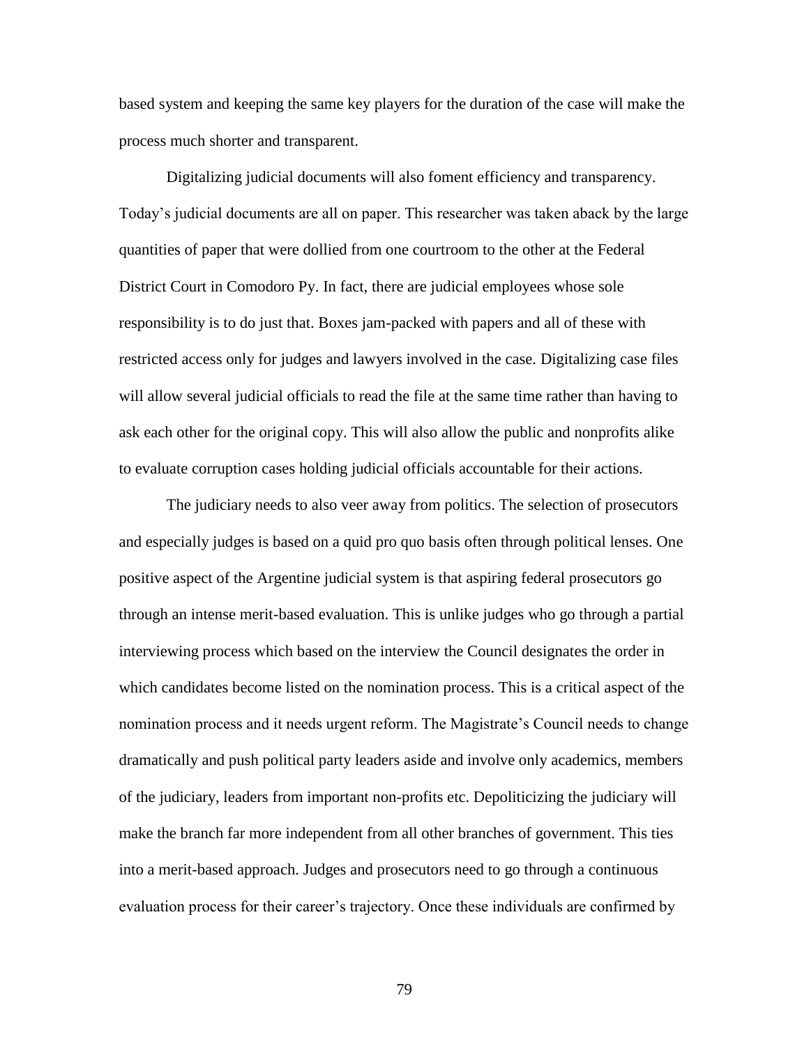based system and keeping the same key players for the duration of the case will make the process much shorter and transparent.

Digitalizing judicial documents will also foment efficiency and transparency. Today's judicial documents are all on paper. This researcher was taken aback by the large quantities of paper that were dollied from one courtroom to the other at the Federal District Court in Comodoro Py. In fact, there are judicial employees whose sole responsibility is to do just that. Boxes jam-packed with papers and all of these with restricted access only for judges and lawyers involved in the case. Digitalizing case files will allow several judicial officials to read the file at the same time rather than having to ask each other for the original copy. This will also allow the public and nonprofits alike to evaluate corruption cases holding judicial officials accountable for their actions.

The judiciary needs to also veer away from politics. The selection of prosecutors and especially judges is based on a quid pro quo basis often through political lenses. One positive aspect of the Argentine judicial system is that aspiring federal prosecutors go through an intense merit-based evaluation. This is unlike judges who go through a partial interviewing process which based on the interview the Council designates the order in which candidates become listed on the nomination process. This is a critical aspect of the nomination process and it needs urgent reform. The Magistrate's Council needs to change dramatically and push political party leaders aside and involve only academics, members of the judiciary, leaders from important non-profits etc. Depoliticizing the judiciary will make the branch far more independent from all other branches of government. This ties into a merit-based approach. Judges and prosecutors need to go through a continuous evaluation process for their career's trajectory. Once these individuals are confirmed by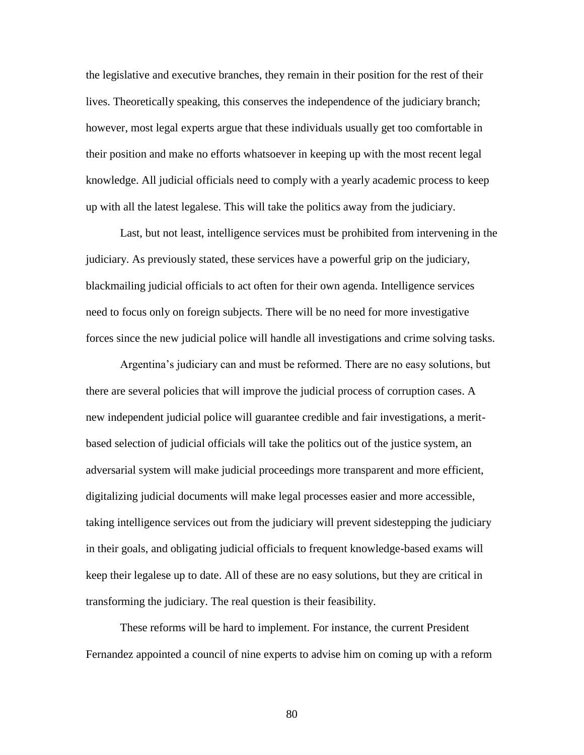the legislative and executive branches, they remain in their position for the rest of their lives. Theoretically speaking, this conserves the independence of the judiciary branch; however, most legal experts argue that these individuals usually get too comfortable in their position and make no efforts whatsoever in keeping up with the most recent legal knowledge. All judicial officials need to comply with a yearly academic process to keep up with all the latest legalese. This will take the politics away from the judiciary.

Last, but not least, intelligence services must be prohibited from intervening in the judiciary. As previously stated, these services have a powerful grip on the judiciary, blackmailing judicial officials to act often for their own agenda. Intelligence services need to focus only on foreign subjects. There will be no need for more investigative forces since the new judicial police will handle all investigations and crime solving tasks.

Argentina's judiciary can and must be reformed. There are no easy solutions, but there are several policies that will improve the judicial process of corruption cases. A new independent judicial police will guarantee credible and fair investigations, a merit-based selection of judicial officials will take the politics out of the justice system, an adversarial system will make judicial proceedings more transparent and more efficient, digitalizing judicial documents will make legal processes easier and more accessible, taking intelligence services out from the judiciary will prevent sidestepping the judiciary in their goals, and obligating judicial officials to frequent knowledge-based exams will keep their legalese up to date. All of these are no easy solutions, but they are critical in transforming the judiciary. The real question is their feasibility.

These reforms will be hard to implement. For instance, the current President Fernandez appointed a council of nine experts to advise him on coming up with a reform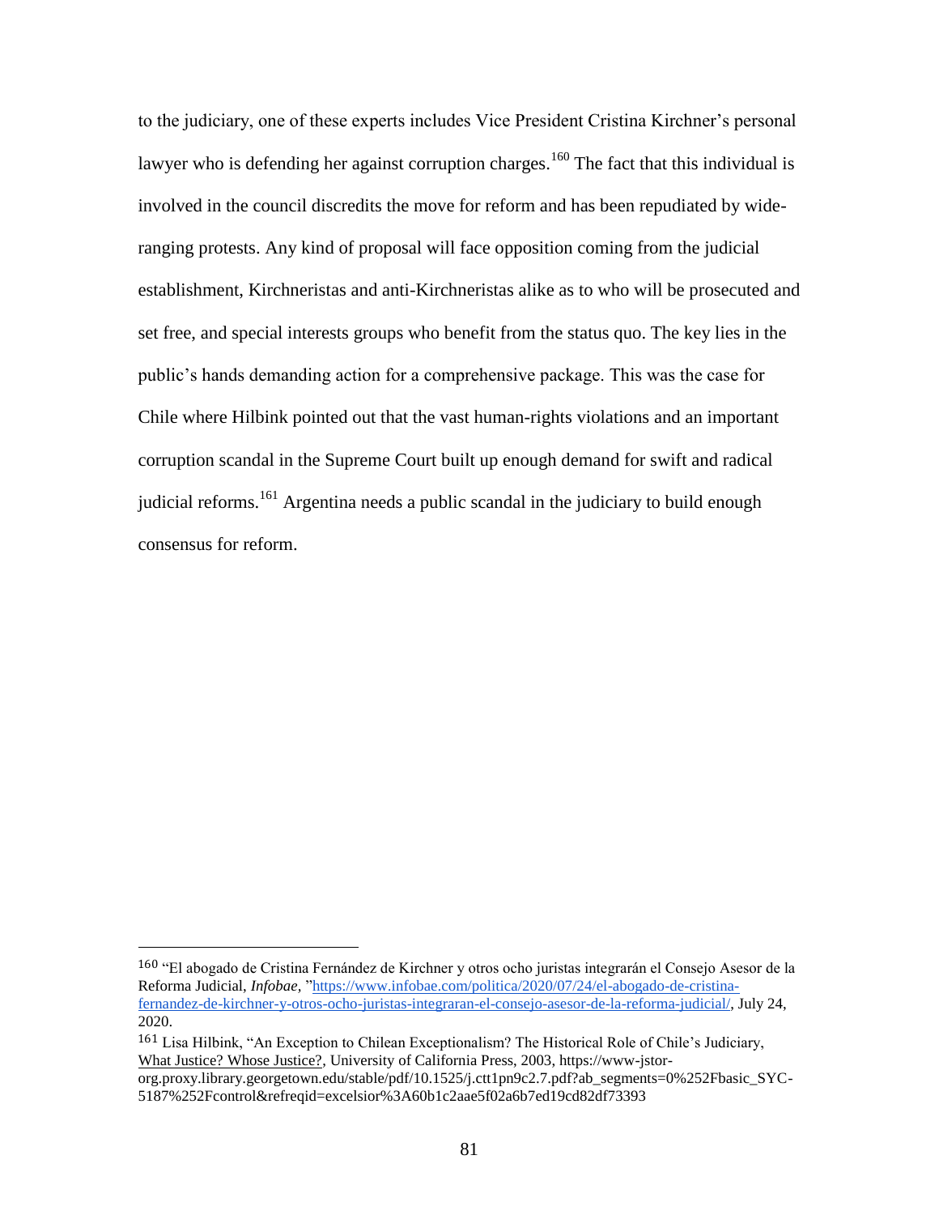to the judiciary, one of these experts includes Vice President Cristina Kirchner's personal lawyer who is defending her against corruption charges.[160] The fact that this individual is involved in the council discredits the move for reform and has been repudiated by wide-ranging protests. Any kind of proposal will face opposition coming from the judicial establishment, Kirchneristas and anti-Kirchneristas alike as to who will be prosecuted and set free, and special interests groups who benefit from the status quo. The key lies in the public's hands demanding action for a comprehensive package. This was the case for Chile where Hilbink pointed out that the vast human-rights violations and an important corruption scandal in the Supreme Court built up enough demand for swift and radical judicial reforms.[161] Argentina needs a public scandal in the judiciary to build enough consensus for reform.

---

[160] "El abogado de Cristina Fernández de Kirchner y otros ocho juristas integrarán el Consejo Asesor de la Reforma Judicial, *Infobae,* "https://www.infobae.com/politica/2020/07/24/el-abogado-de-cristina-fernandez-de-kirchner-y-otros-ocho-juristas-integraran-el-consejo-asesor-de-la-reforma-judicial/, July 24, 2020.

[161] Lisa Hilbink, "An Exception to Chilean Exceptionalism? The Historical Role of Chile's Judiciary, What Justice? Whose Justice?, University of California Press, 2003, https://www-jstor-org.proxy.library.georgetown.edu/stable/pdf/10.1525/j.ctt1pn9c2.7.pdf?ab_segments=0%252Fbasic_SYC-5187%252Fcontrol&refreqid=excelsior%3A60b1c2aae5f02a6b7ed19cd82df73393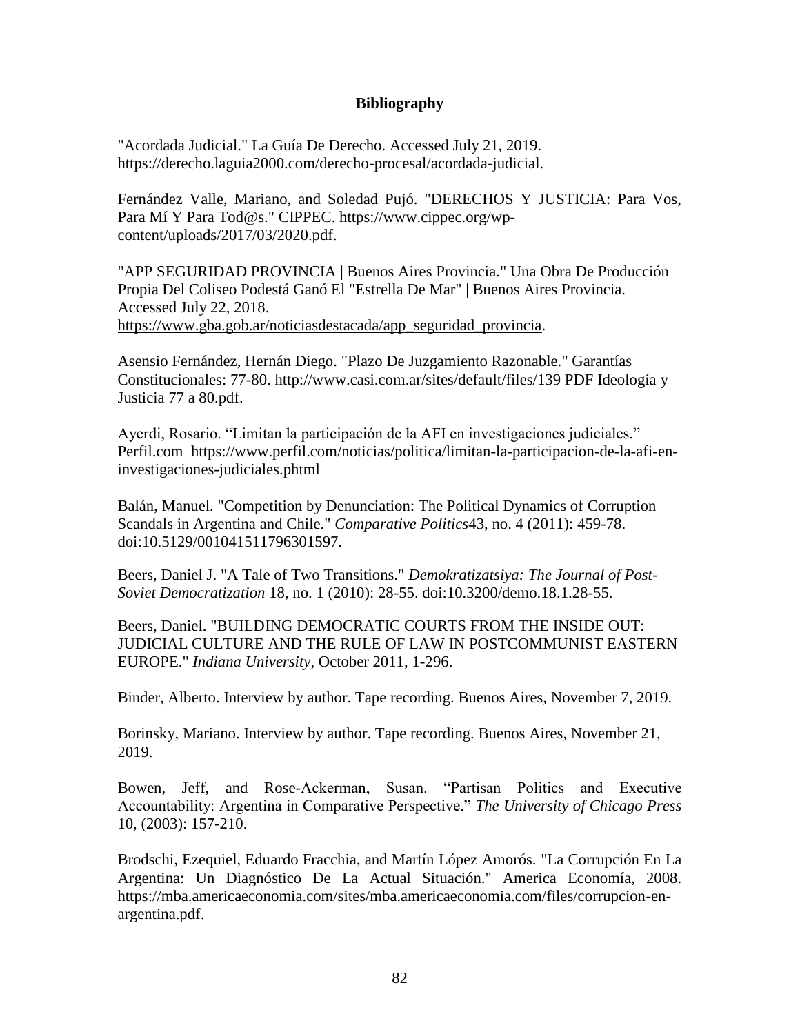## Bibliography

"Acordada Judicial." La Guía De Derecho. Accessed July 21, 2019. https://derecho.laguia2000.com/derecho-procesal/acordada-judicial.

Fernández Valle, Mariano, and Soledad Pujó. "DERECHOS Y JUSTICIA: Para Vos, Para Mí Y Para Tod@s." CIPPEC. https://www.cippec.org/wp-content/uploads/2017/03/2020.pdf.

"APP SEGURIDAD PROVINCIA | Buenos Aires Provincia." Una Obra De Producción Propia Del Coliseo Podestá Ganó El "Estrella De Mar" | Buenos Aires Provincia. Accessed July 22, 2018. https://www.gba.gob.ar/noticiasdestacada/app_seguridad_provincia.

Asensio Fernández, Hernán Diego. "Plazo De Juzgamiento Razonable." Garantías Constitucionales: 77-80. http://www.casi.com.ar/sites/default/files/139 PDF Ideología y Justicia 77 a 80.pdf.

Ayerdi, Rosario. "Limitan la participación de la AFI en investigaciones judiciales." Perfil.com https://www.perfil.com/noticias/politica/limitan-la-participacion-de-la-afi-en-investigaciones-judiciales.phtml

Balán, Manuel. "Competition by Denunciation: The Political Dynamics of Corruption Scandals in Argentina and Chile." *Comparative Politics*43, no. 4 (2011): 459-78. doi:10.5129/001041511796301597.

Beers, Daniel J. "A Tale of Two Transitions." *Demokratizatsiya: The Journal of Post-Soviet Democratization* 18, no. 1 (2010): 28-55. doi:10.3200/demo.18.1.28-55.

Beers, Daniel. "BUILDING DEMOCRATIC COURTS FROM THE INSIDE OUT: JUDICIAL CULTURE AND THE RULE OF LAW IN POSTCOMMUNIST EASTERN EUROPE." *Indiana University*, October 2011, 1-296.

Binder, Alberto. Interview by author. Tape recording. Buenos Aires, November 7, 2019.

Borinsky, Mariano. Interview by author. Tape recording. Buenos Aires, November 21, 2019.

Bowen, Jeff, and Rose-Ackerman, Susan. "Partisan Politics and Executive Accountability: Argentina in Comparative Perspective." *The University of Chicago Press* 10, (2003): 157-210.

Brodschi, Ezequiel, Eduardo Fracchia, and Martín López Amorós. "La Corrupción En La Argentina: Un Diagnóstico De La Actual Situación." America Economía, 2008. https://mba.americaeconomia.com/sites/mba.americaeconomia.com/files/corrupcion-en-argentina.pdf.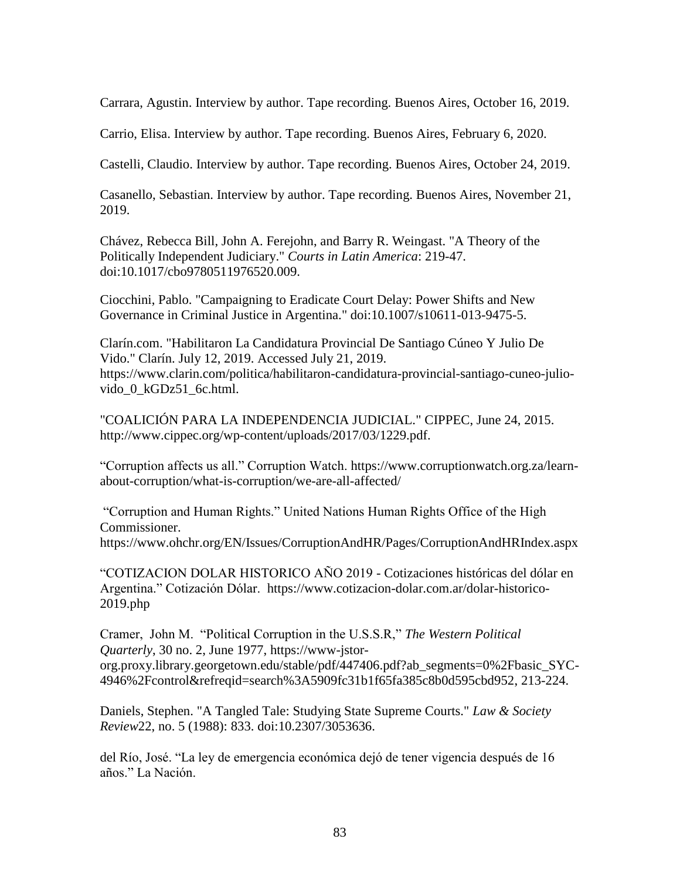Carrara, Agustin. Interview by author. Tape recording. Buenos Aires, October 16, 2019.

Carrio, Elisa. Interview by author. Tape recording. Buenos Aires, February 6, 2020.

Castelli, Claudio. Interview by author. Tape recording. Buenos Aires, October 24, 2019.

Casanello, Sebastian. Interview by author. Tape recording. Buenos Aires, November 21, 2019.

Chávez, Rebecca Bill, John A. Ferejohn, and Barry R. Weingast. "A Theory of the Politically Independent Judiciary." *Courts in Latin America*: 219-47. doi:10.1017/cbo9780511976520.009.

Ciocchini, Pablo. "Campaigning to Eradicate Court Delay: Power Shifts and New Governance in Criminal Justice in Argentina." doi:10.1007/s10611-013-9475-5.

Clarín.com. "Habilitaron La Candidatura Provincial De Santiago Cúneo Y Julio De Vido." Clarín. July 12, 2019. Accessed July 21, 2019. https://www.clarin.com/politica/habilitaron-candidatura-provincial-santiago-cuneo-julio-vido_0_kGDz51_6c.html.

"COALICIÓN PARA LA INDEPENDENCIA JUDICIAL." CIPPEC, June 24, 2015. http://www.cippec.org/wp-content/uploads/2017/03/1229.pdf.

"Corruption affects us all." Corruption Watch. https://www.corruptionwatch.org.za/learn-about-corruption/what-is-corruption/we-are-all-affected/

"Corruption and Human Rights." United Nations Human Rights Office of the High Commissioner. https://www.ohchr.org/EN/Issues/CorruptionAndHR/Pages/CorruptionAndHRIndex.aspx

"COTIZACION DOLAR HISTORICO AÑO 2019 - Cotizaciones históricas del dólar en Argentina." Cotización Dólar. https://www.cotizacion-dolar.com.ar/dolar-historico-2019.php

Cramer, John M. "Political Corruption in the U.S.S.R," *The Western Political Quarterly*, 30 no. 2, June 1977, https://www-jstor-org.proxy.library.georgetown.edu/stable/pdf/447406.pdf?ab_segments=0%2Fbasic_SYC-4946%2Fcontrol&refreqid=search%3A5909fc31b1f65fa385c8b0d595cbd952, 213-224.

Daniels, Stephen. "A Tangled Tale: Studying State Supreme Courts." *Law & Society Review*22, no. 5 (1988): 833. doi:10.2307/3053636.

del Río, José. "La ley de emergencia económica dejó de tener vigencia después de 16 años." La Nación.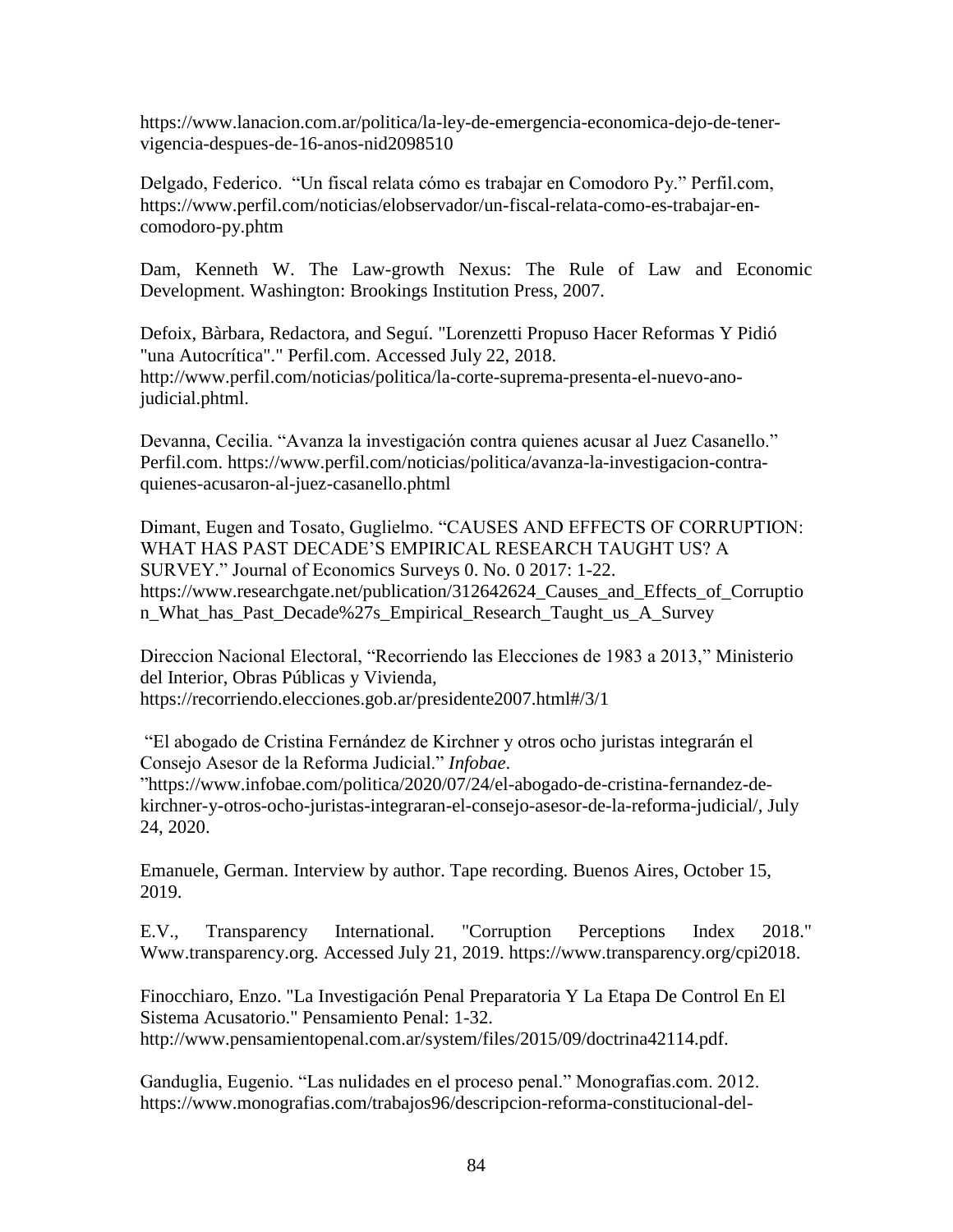https://www.lanacion.com.ar/politica/la-ley-de-emergencia-economica-dejo-de-tener-vigencia-despues-de-16-anos-nid2098510

Delgado, Federico. "Un fiscal relata cómo es trabajar en Comodoro Py." Perfil.com, https://www.perfil.com/noticias/elobservador/un-fiscal-relata-como-es-trabajar-en-comodoro-py.phtm

Dam, Kenneth W. The Law-growth Nexus: The Rule of Law and Economic Development. Washington: Brookings Institution Press, 2007.

Defoix, Bàrbara, Redactora, and Seguí. "Lorenzetti Propuso Hacer Reformas Y Pidió "una Autocrítica"." Perfil.com. Accessed July 22, 2018. http://www.perfil.com/noticias/politica/la-corte-suprema-presenta-el-nuevo-ano-judicial.phtml.

Devanna, Cecilia. "Avanza la investigación contra quienes acusar al Juez Casanello." Perfil.com. https://www.perfil.com/noticias/politica/avanza-la-investigacion-contra-quienes-acusaron-al-juez-casanello.phtml

Dimant, Eugen and Tosato, Guglielmo. "CAUSES AND EFFECTS OF CORRUPTION: WHAT HAS PAST DECADE'S EMPIRICAL RESEARCH TAUGHT US? A SURVEY." Journal of Economics Surveys 0. No. 0 2017: 1-22. https://www.researchgate.net/publication/312642624_Causes_and_Effects_of_Corruption_What_has_Past_Decade%27s_Empirical_Research_Taught_us_A_Survey

Direccion Nacional Electoral, "Recorriendo las Elecciones de 1983 a 2013," Ministerio del Interior, Obras Públicas y Vivienda, https://recorriendo.elecciones.gob.ar/presidente2007.html#/3/1

"El abogado de Cristina Fernández de Kirchner y otros ocho juristas integrarán el Consejo Asesor de la Reforma Judicial." *Infobae*. "https://www.infobae.com/politica/2020/07/24/el-abogado-de-cristina-fernandez-de-kirchner-y-otros-ocho-juristas-integraran-el-consejo-asesor-de-la-reforma-judicial/, July 24, 2020.

Emanuele, German. Interview by author. Tape recording. Buenos Aires, October 15, 2019.

E.V., Transparency International. "Corruption Perceptions Index 2018." Www.transparency.org. Accessed July 21, 2019. https://www.transparency.org/cpi2018.

Finocchiaro, Enzo. "La Investigación Penal Preparatoria Y La Etapa De Control En El Sistema Acusatorio." Pensamiento Penal: 1-32. http://www.pensamientopenal.com.ar/system/files/2015/09/doctrina42114.pdf.

Ganduglia, Eugenio. "Las nulidades en el proceso penal." Monografias.com. 2012. https://www.monografias.com/trabajos96/descripcion-reforma-constitucional-del-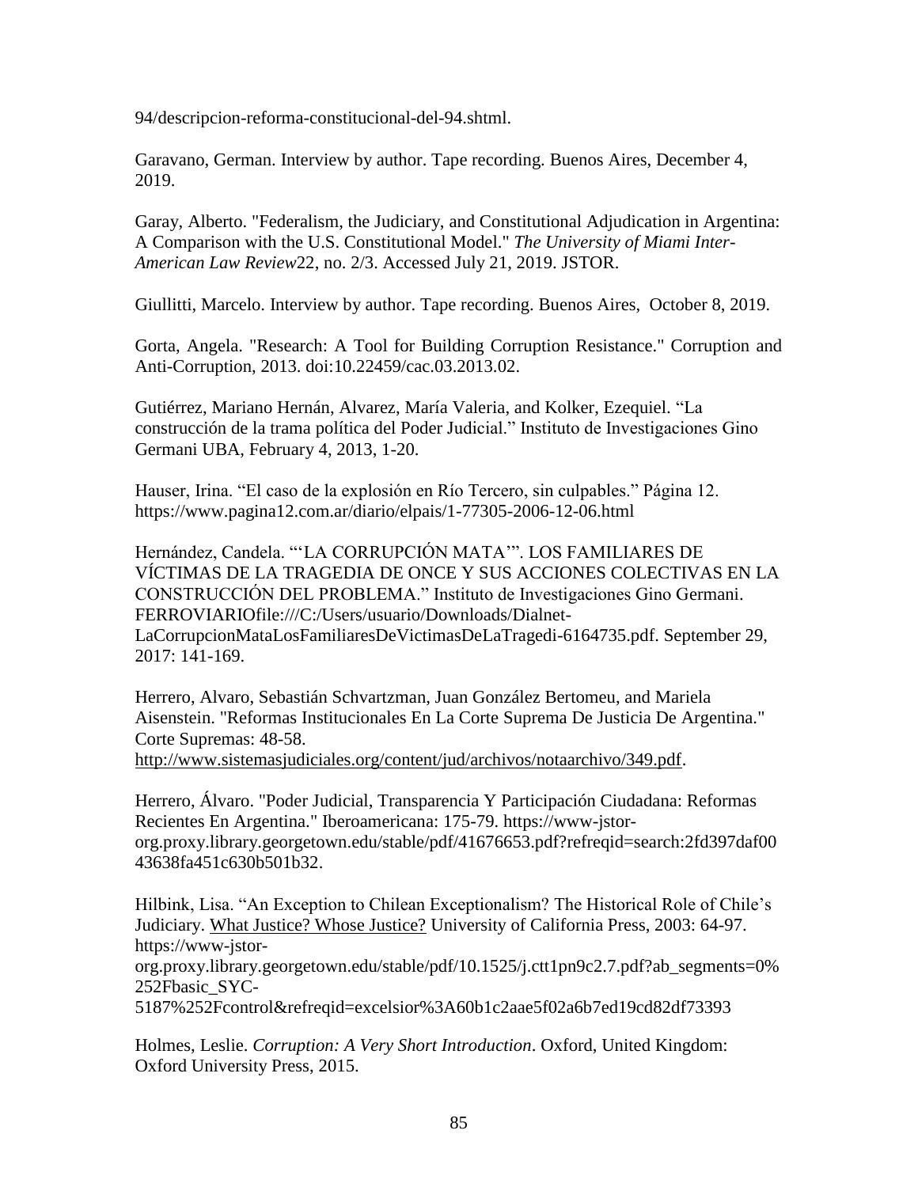94/descripcion-reforma-constitucional-del-94.shtml.

Garavano, German. Interview by author. Tape recording. Buenos Aires, December 4, 2019.

Garay, Alberto. "Federalism, the Judiciary, and Constitutional Adjudication in Argentina: A Comparison with the U.S. Constitutional Model." *The University of Miami Inter-American Law Review*22, no. 2/3. Accessed July 21, 2019. JSTOR.

Giullitti, Marcelo. Interview by author. Tape recording. Buenos Aires, October 8, 2019.

Gorta, Angela. "Research: A Tool for Building Corruption Resistance." Corruption and Anti-Corruption, 2013. doi:10.22459/cac.03.2013.02.

Gutiérrez, Mariano Hernán, Alvarez, María Valeria, and Kolker, Ezequiel. "La construcción de la trama política del Poder Judicial." Instituto de Investigaciones Gino Germani UBA, February 4, 2013, 1-20.

Hauser, Irina. "El caso de la explosión en Río Tercero, sin culpables." Página 12. https://www.pagina12.com.ar/diario/elpais/1-77305-2006-12-06.html

Hernández, Candela. "'LA CORRUPCIÓN MATA'". LOS FAMILIARES DE VÍCTIMAS DE LA TRAGEDIA DE ONCE Y SUS ACCIONES COLECTIVAS EN LA CONSTRUCCIÓN DEL PROBLEMA." Instituto de Investigaciones Gino Germani. FERROVIARIOfile:///C:/Users/usuario/Downloads/Dialnet-LaCorrupcionMataLosFamiliaresDeVictimasDeLaTragedi-6164735.pdf. September 29, 2017: 141-169.

Herrero, Alvaro, Sebastián Schvartzman, Juan González Bertomeu, and Mariela Aisenstein. "Reformas Institucionales En La Corte Suprema De Justicia De Argentina." Corte Supremas: 48-58. http://www.sistemasjudiciales.org/content/jud/archivos/notaarchivo/349.pdf.

Herrero, Álvaro. "Poder Judicial, Transparencia Y Participación Ciudadana: Reformas Recientes En Argentina." Iberoamericana: 175-79. https://www-jstor-org.proxy.library.georgetown.edu/stable/pdf/41676653.pdf?refreqid=search:2fd397daf0043638fa451c630b501b32.

Hilbink, Lisa. "An Exception to Chilean Exceptionalism? The Historical Role of Chile's Judiciary. What Justice? Whose Justice? University of California Press, 2003: 64-97. https://www-jstor-org.proxy.library.georgetown.edu/stable/pdf/10.1525/j.ctt1pn9c2.7.pdf?ab_segments=0%252Fbasic_SYC-5187%252Fcontrol&refreqid=excelsior%3A60b1c2aae5f02a6b7ed19cd82df73393

Holmes, Leslie. *Corruption: A Very Short Introduction*. Oxford, United Kingdom: Oxford University Press, 2015.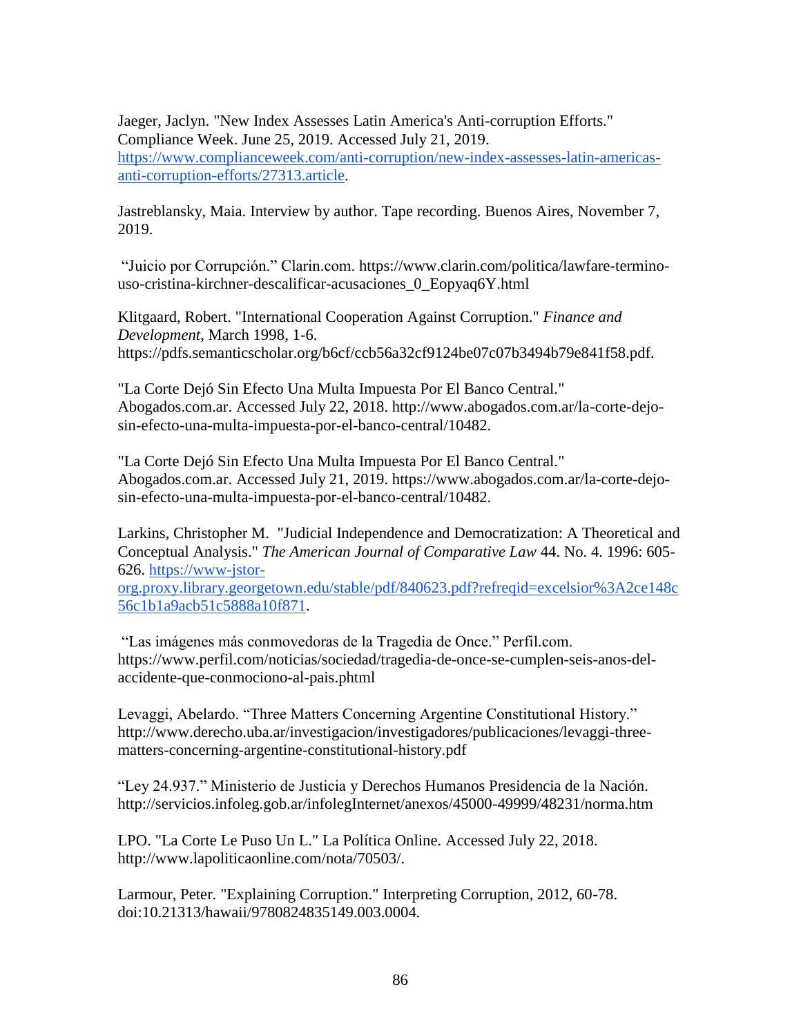Jaeger, Jaclyn. "New Index Assesses Latin America's Anti-corruption Efforts." Compliance Week. June 25, 2019. Accessed July 21, 2019. https://www.complianceweek.com/anti-corruption/new-index-assesses-latin-americas-anti-corruption-efforts/27313.article.

Jastreblansky, Maia. Interview by author. Tape recording. Buenos Aires, November 7, 2019.

"Juicio por Corrupción." Clarin.com. https://www.clarin.com/politica/lawfare-termino-uso-cristina-kirchner-descalificar-acusaciones_0_Eopyaq6Y.html

Klitgaard, Robert. "International Cooperation Against Corruption." *Finance and Development*, March 1998, 1-6. https://pdfs.semanticscholar.org/b6cf/ccb56a32cf9124be07c07b3494b79e841f58.pdf.

"La Corte Dejó Sin Efecto Una Multa Impuesta Por El Banco Central." Abogados.com.ar. Accessed July 22, 2018. http://www.abogados.com.ar/la-corte-dejo-sin-efecto-una-multa-impuesta-por-el-banco-central/10482.

"La Corte Dejó Sin Efecto Una Multa Impuesta Por El Banco Central." Abogados.com.ar. Accessed July 21, 2019. https://www.abogados.com.ar/la-corte-dejo-sin-efecto-una-multa-impuesta-por-el-banco-central/10482.

Larkins, Christopher M. "Judicial Independence and Democratization: A Theoretical and Conceptual Analysis." *The American Journal of Comparative Law* 44. No. 4. 1996: 605-626. https://www-jstor-org.proxy.library.georgetown.edu/stable/pdf/840623.pdf?refreqid=excelsior%3A2ce148c56c1b1a9acb51c5888a10f871.

"Las imágenes más conmovedoras de la Tragedia de Once." Perfil.com. https://www.perfil.com/noticias/sociedad/tragedia-de-once-se-cumplen-seis-anos-del-accidente-que-conmociono-al-pais.phtml

Levaggi, Abelardo. "Three Matters Concerning Argentine Constitutional History." http://www.derecho.uba.ar/investigacion/investigadores/publicaciones/levaggi-three-matters-concerning-argentine-constitutional-history.pdf

"Ley 24.937." Ministerio de Justicia y Derechos Humanos Presidencia de la Nación. http://servicios.infoleg.gob.ar/infolegInternet/anexos/45000-49999/48231/norma.htm

LPO. "La Corte Le Puso Un L." La Política Online. Accessed July 22, 2018. http://www.lapoliticaonline.com/nota/70503/.

Larmour, Peter. "Explaining Corruption." Interpreting Corruption, 2012, 60-78. doi:10.21313/hawaii/9780824835149.003.0004.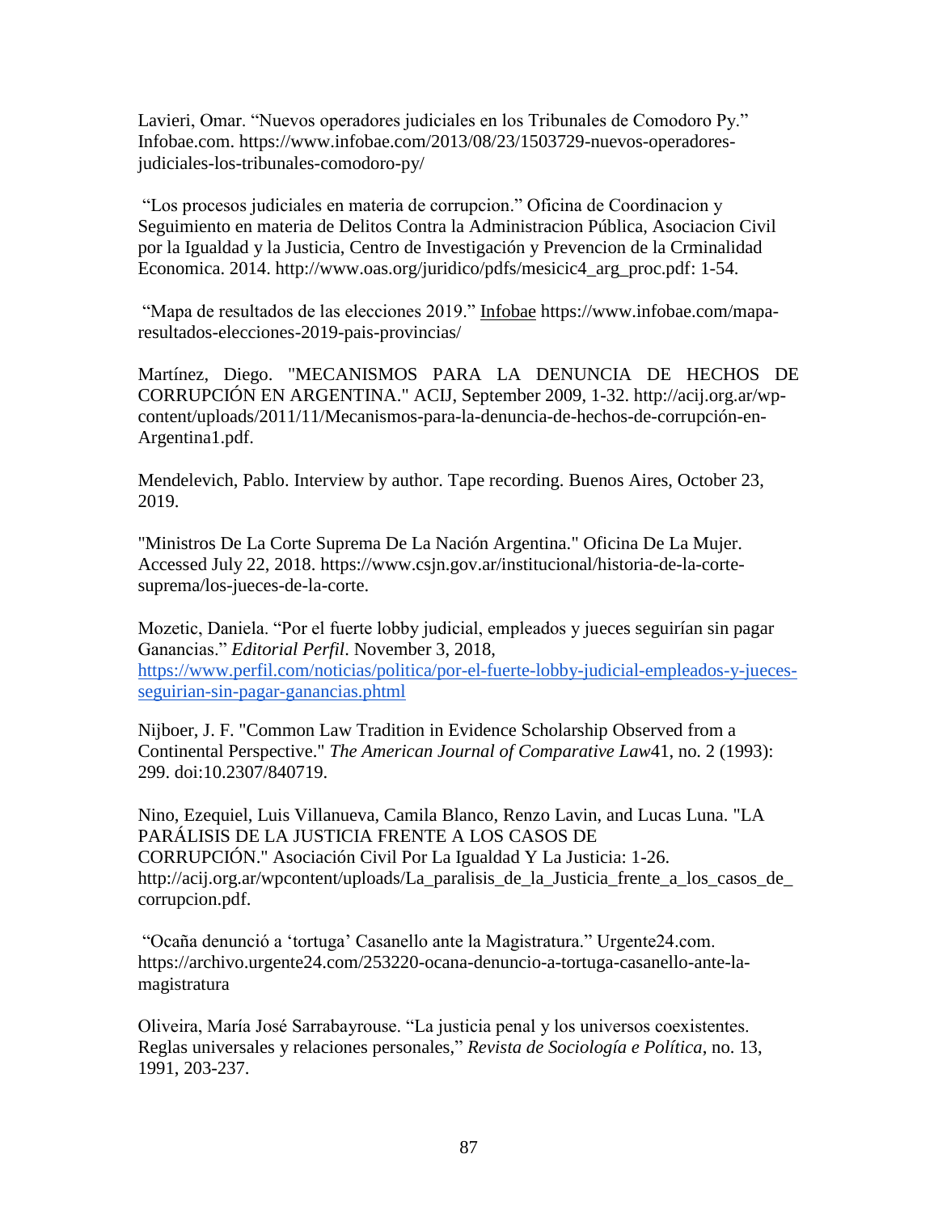Lavieri, Omar. “Nuevos operadores judiciales en los Tribunales de Comodoro Py.” Infobae.com. https://www.infobae.com/2013/08/23/1503729-nuevos-operadores-judiciales-los-tribunales-comodoro-py/

“Los procesos judiciales en materia de corrupcion.” Oficina de Coordinacion y Seguimiento en materia de Delitos Contra la Administracion Pública, Asociacion Civil por la Igualdad y la Justicia, Centro de Investigación y Prevencion de la Crminalidad Economica. 2014. http://www.oas.org/juridico/pdfs/mesicic4_arg_proc.pdf: 1-54.

“Mapa de resultados de las elecciones 2019.” Infobae https://www.infobae.com/mapa-resultados-elecciones-2019-pais-provincias/

Martínez, Diego. "MECANISMOS PARA LA DENUNCIA DE HECHOS DE CORRUPCIÓN EN ARGENTINA." ACIJ, September 2009, 1-32. http://acij.org.ar/wp-content/uploads/2011/11/Mecanismos-para-la-denuncia-de-hechos-de-corrupción-en-Argentina1.pdf.

Mendelevich, Pablo. Interview by author. Tape recording. Buenos Aires, October 23, 2019.

"Ministros De La Corte Suprema De La Nación Argentina." Oficina De La Mujer. Accessed July 22, 2018. https://www.csjn.gov.ar/institucional/historia-de-la-corte-suprema/los-jueces-de-la-corte.

Mozetic, Daniela. “Por el fuerte lobby judicial, empleados y jueces seguirían sin pagar Ganancias.” *Editorial Perfil*. November 3, 2018, https://www.perfil.com/noticias/politica/por-el-fuerte-lobby-judicial-empleados-y-jueces-seguirian-sin-pagar-ganancias.phtml

Nijboer, J. F. "Common Law Tradition in Evidence Scholarship Observed from a Continental Perspective." *The American Journal of Comparative Law*41, no. 2 (1993): 299. doi:10.2307/840719.

Nino, Ezequiel, Luis Villanueva, Camila Blanco, Renzo Lavin, and Lucas Luna. "LA PARÁLISIS DE LA JUSTICIA FRENTE A LOS CASOS DE CORRUPCIÓN." Asociación Civil Por La Igualdad Y La Justicia: 1-26. http://acij.org.ar/wpcontent/uploads/La_paralisis_de_la_Justicia_frente_a_los_casos_de_corrupcion.pdf.

“Ocaña denunció a ‘tortuga’ Casanello ante la Magistratura.” Urgente24.com. https://archivo.urgente24.com/253220-ocana-denuncio-a-tortuga-casanello-ante-la-magistratura

Oliveira, María José Sarrabayrouse. “La justicia penal y los universos coexistentes. Reglas universales y relaciones personales,” *Revista de Sociología e Política*, no. 13, 1991, 203-237.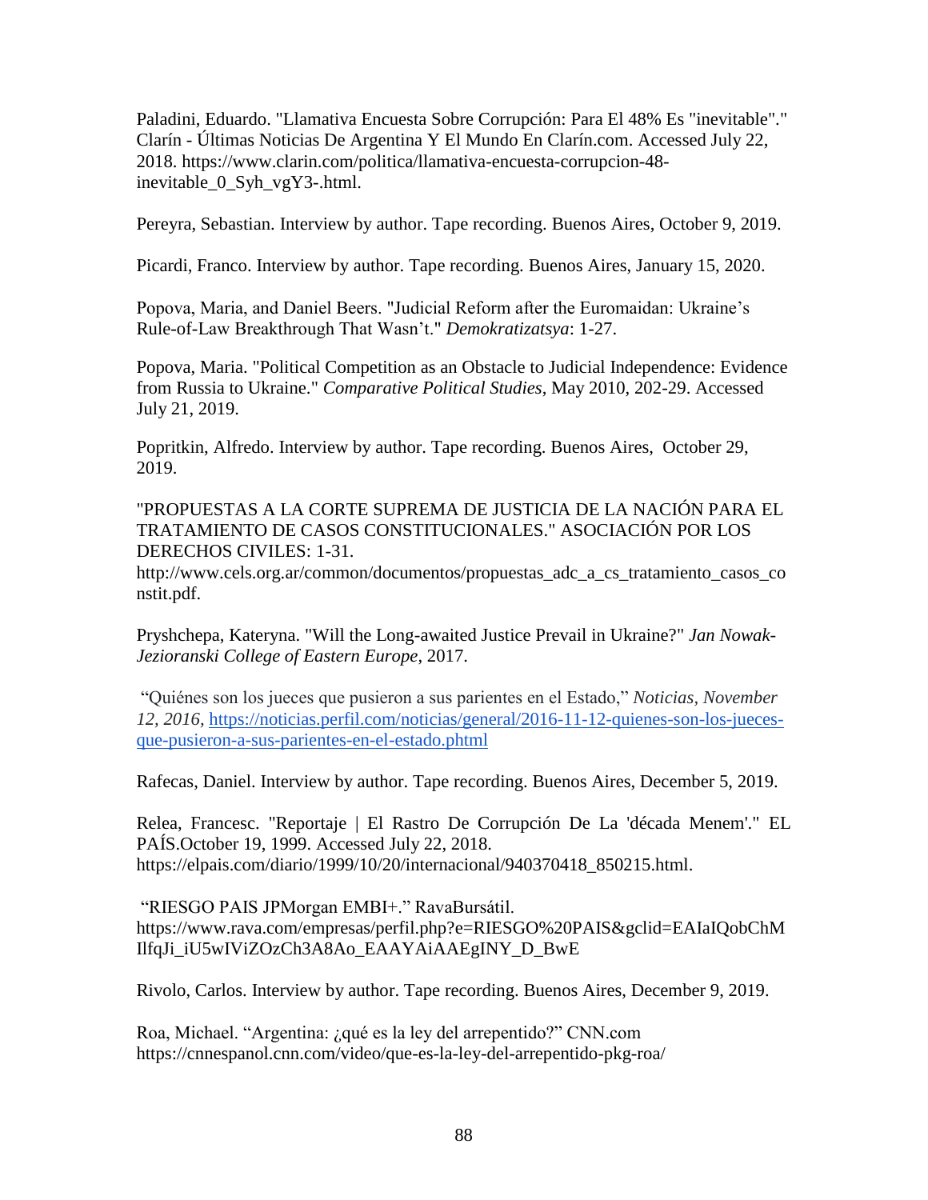Paladini, Eduardo. "Llamativa Encuesta Sobre Corrupción: Para El 48% Es "inevitable"." Clarín - Últimas Noticias De Argentina Y El Mundo En Clarín.com. Accessed July 22, 2018. https://www.clarin.com/politica/llamativa-encuesta-corrupcion-48-inevitable_0_Syh_vgY3-.html.

Pereyra, Sebastian. Interview by author. Tape recording. Buenos Aires, October 9, 2019.

Picardi, Franco. Interview by author. Tape recording. Buenos Aires, January 15, 2020.

Popova, Maria, and Daniel Beers. "Judicial Reform after the Euromaidan: Ukraine's Rule-of-Law Breakthrough That Wasn't." *Demokratizatsya*: 1-27.

Popova, Maria. "Political Competition as an Obstacle to Judicial Independence: Evidence from Russia to Ukraine." *Comparative Political Studies*, May 2010, 202-29. Accessed July 21, 2019.

Popritkin, Alfredo. Interview by author. Tape recording. Buenos Aires, October 29, 2019.

"PROPUESTAS A LA CORTE SUPREMA DE JUSTICIA DE LA NACIÓN PARA EL TRATAMIENTO DE CASOS CONSTITUCIONALES." ASOCIACIÓN POR LOS DERECHOS CIVILES: 1-31. http://www.cels.org.ar/common/documentos/propuestas_adc_a_cs_tratamiento_casos_constit.pdf.

Pryshchepa, Kateryna. "Will the Long-awaited Justice Prevail in Ukraine?" *Jan Nowak-Jezioranski College of Eastern Europe*, 2017.

"Quiénes son los jueces que pusieron a sus parientes en el Estado," *Noticias*, *November 12, 2016*, https://noticias.perfil.com/noticias/general/2016-11-12-quienes-son-los-jueces-que-pusieron-a-sus-parientes-en-el-estado.phtml

Rafecas, Daniel. Interview by author. Tape recording. Buenos Aires, December 5, 2019.

Relea, Francesc. "Reportaje | El Rastro De Corrupción De La 'década Menem'." EL PAÍS.October 19, 1999. Accessed July 22, 2018. https://elpais.com/diario/1999/10/20/internacional/940370418_850215.html.

"RIESGO PAIS JPMorgan EMBI+." RavaBursátil. https://www.rava.com/empresas/perfil.php?e=RIESGO%20PAIS&gclid=EAIaIQobChMIlfqJi_iU5wIViZOzCh3A8Ao_EAAYAiAAEgINY_D_BwE

Rivolo, Carlos. Interview by author. Tape recording. Buenos Aires, December 9, 2019.

Roa, Michael. "Argentina: ¿qué es la ley del arrepentido?" CNN.com https://cnnespanol.cnn.com/video/que-es-la-ley-del-arrepentido-pkg-roa/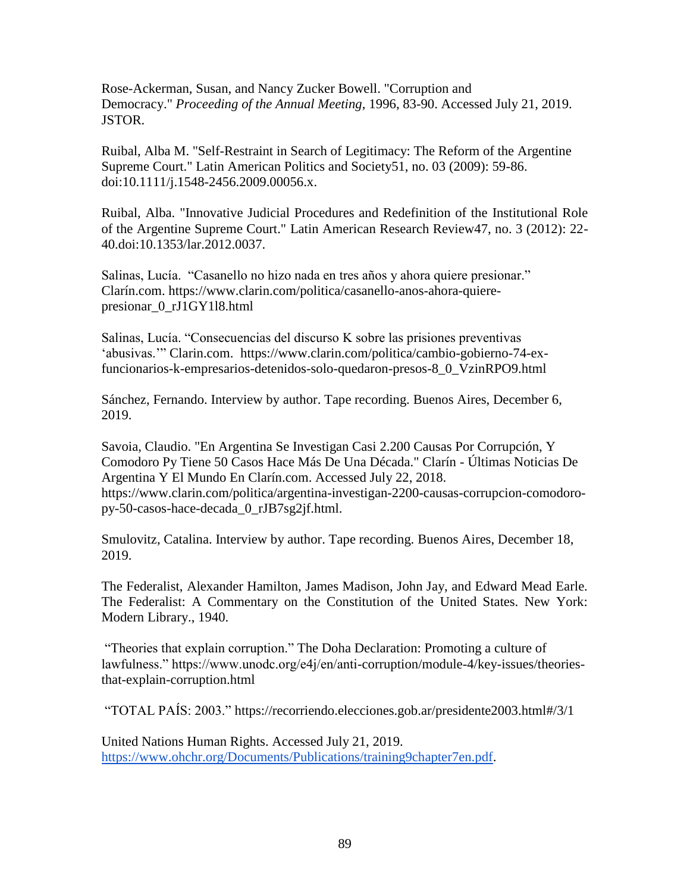Rose-Ackerman, Susan, and Nancy Zucker Bowell. "Corruption and Democracy." *Proceeding of the Annual Meeting*, 1996, 83-90. Accessed July 21, 2019. JSTOR.

Ruibal, Alba M. "Self-Restraint in Search of Legitimacy: The Reform of the Argentine Supreme Court." Latin American Politics and Society51, no. 03 (2009): 59-86. doi:10.1111/j.1548-2456.2009.00056.x.

Ruibal, Alba. "Innovative Judicial Procedures and Redefinition of the Institutional Role of the Argentine Supreme Court." Latin American Research Review47, no. 3 (2012): 22-40.doi:10.1353/lar.2012.0037.

Salinas, Lucía. "Casanello no hizo nada en tres años y ahora quiere presionar." Clarín.com. https://www.clarin.com/politica/casanello-anos-ahora-quiere-presionar_0_rJ1GY1l8.html

Salinas, Lucía. "Consecuencias del discurso K sobre las prisiones preventivas 'abusivas.'" Clarin.com. https://www.clarin.com/politica/cambio-gobierno-74-ex-funcionarios-k-empresarios-detenidos-solo-quedaron-presos-8_0_VzinRPO9.html

Sánchez, Fernando. Interview by author. Tape recording. Buenos Aires, December 6, 2019.

Savoia, Claudio. "En Argentina Se Investigan Casi 2.200 Causas Por Corrupción, Y Comodoro Py Tiene 50 Casos Hace Más De Una Década." Clarín - Últimas Noticias De Argentina Y El Mundo En Clarín.com. Accessed July 22, 2018. https://www.clarin.com/politica/argentina-investigan-2200-causas-corrupcion-comodoro-py-50-casos-hace-decada_0_rJB7sg2jf.html.

Smulovitz, Catalina. Interview by author. Tape recording. Buenos Aires, December 18, 2019.

The Federalist, Alexander Hamilton, James Madison, John Jay, and Edward Mead Earle. The Federalist: A Commentary on the Constitution of the United States. New York: Modern Library., 1940.

"Theories that explain corruption." The Doha Declaration: Promoting a culture of lawfulness." https://www.unodc.org/e4j/en/anti-corruption/module-4/key-issues/theories-that-explain-corruption.html

"TOTAL PAÍS: 2003." https://recorriendo.elecciones.gob.ar/presidente2003.html#/3/1

United Nations Human Rights. Accessed July 21, 2019. https://www.ohchr.org/Documents/Publications/training9chapter7en.pdf.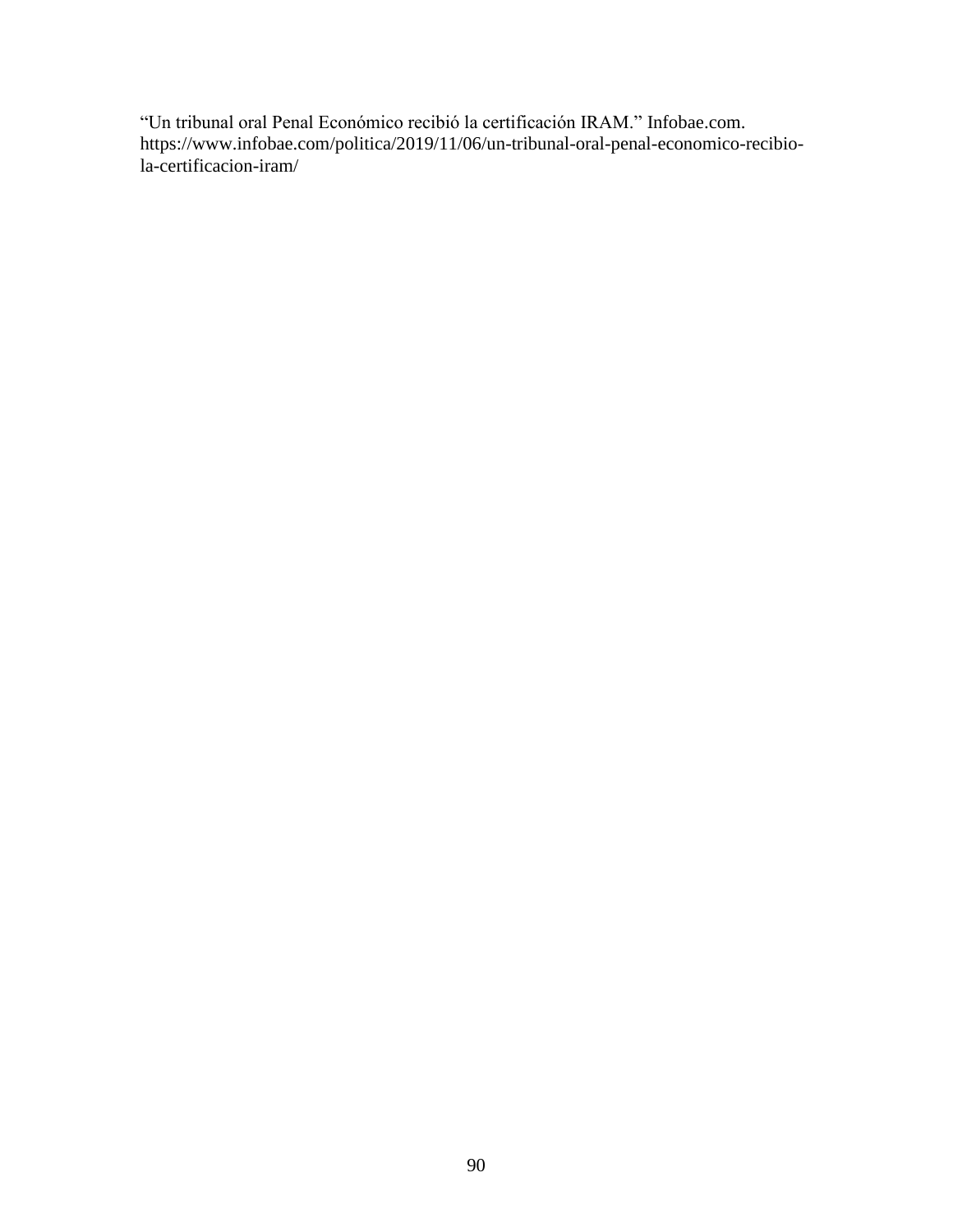"Un tribunal oral Penal Económico recibió la certificación IRAM." Infobae.com. https://www.infobae.com/politica/2019/11/06/un-tribunal-oral-penal-economico-recibio-la-certificacion-iram/